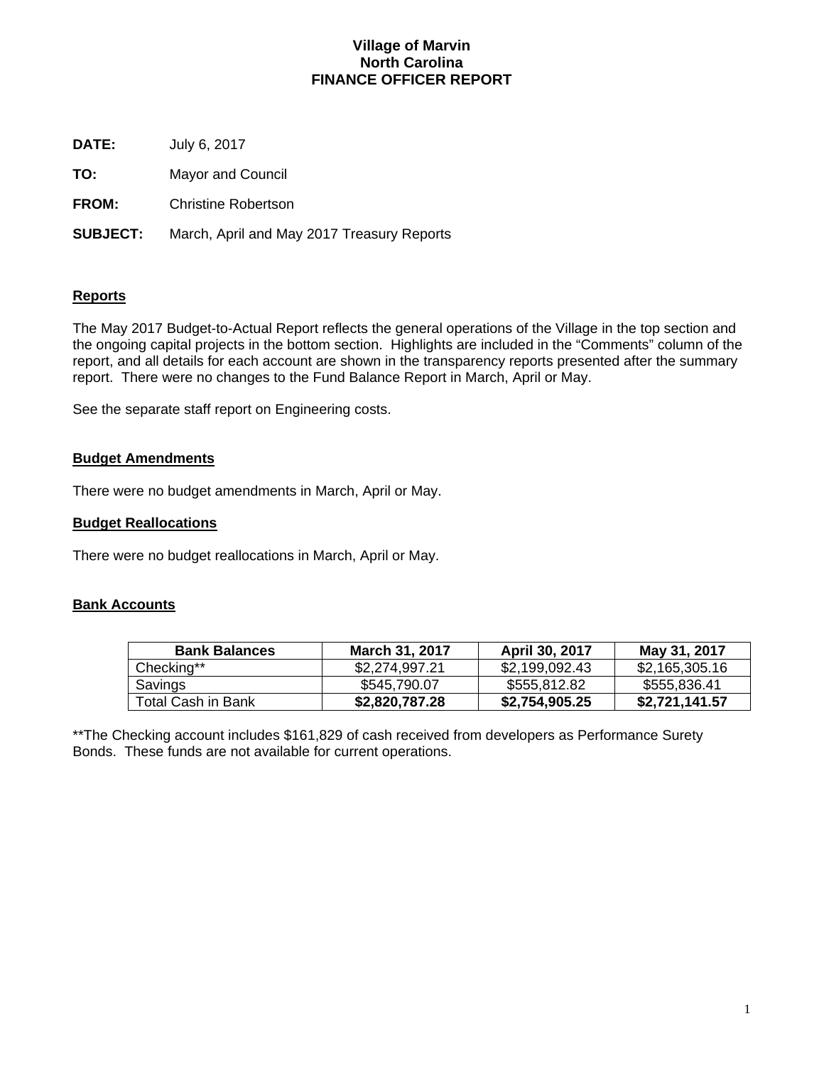# Village of Marvin
## North Carolina
## FINANCE OFFICER REPORT

**DATE:** July 6, 2017

**TO:** Mayor and Council

**FROM:** Christine Robertson

**SUBJECT:** March, April and May 2017 Treasury Reports

**Reports**

The May 2017 Budget-to-Actual Report reflects the general operations of the Village in the top section and the ongoing capital projects in the bottom section. Highlights are included in the "Comments" column of the report, and all details for each account are shown in the transparency reports presented after the summary report. There were no changes to the Fund Balance Report in March, April or May.

See the separate staff report on Engineering costs.

**Budget Amendments**

There were no budget amendments in March, April or May.

**Budget Reallocations**

There were no budget reallocations in March, April or May.

**Bank Accounts**

| Bank Balances | March 31, 2017 | April 30, 2017 | May 31, 2017 |
|---|---|---|---|
| Checking** | $2,274,997.21 | $2,199,092.43 | $2,165,305.16 |
| Savings | $545,790.07 | $555,812.82 | $555,836.41 |
| Total Cash in Bank | **$2,820,787.28** | **$2,754,905.25** | **$2,721,141.57** |

**The Checking account includes $161,829 of cash received from developers as Performance Surety Bonds. These funds are not available for current operations.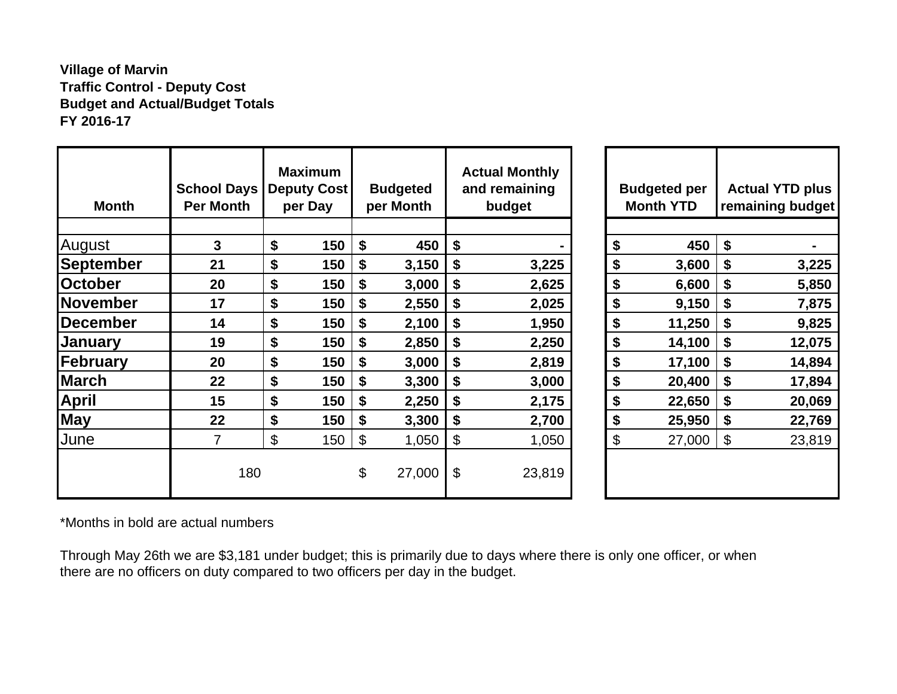**Village of Marvin**
**Traffic Control - Deputy Cost**
**Budget and Actual/Budget Totals**
**FY 2016-17**

| Month | School Days Per Month | Maximum Deputy Cost per Day | Budgeted per Month | Actual Monthly and remaining budget | Budgeted per Month YTD | Actual YTD plus remaining budget |
|---|---|---|---|---|---|---|
| August | **3** | **$ 150** | **$ 450** | **$ -** | **$ 450** | **$ -** |
| **September** | **21** | **$ 150** | **$ 3,150** | **$ 3,225** | **$ 3,600** | **$ 3,225** |
| **October** | **20** | **$ 150** | **$ 3,000** | **$ 2,625** | **$ 6,600** | **$ 5,850** |
| **November** | **17** | **$ 150** | **$ 2,550** | **$ 2,025** | **$ 9,150** | **$ 7,875** |
| **December** | **14** | **$ 150** | **$ 2,100** | **$ 1,950** | **$ 11,250** | **$ 9,825** |
| **January** | **19** | **$ 150** | **$ 2,850** | **$ 2,250** | **$ 14,100** | **$ 12,075** |
| **February** | **20** | **$ 150** | **$ 3,000** | **$ 2,819** | **$ 17,100** | **$ 14,894** |
| **March** | **22** | **$ 150** | **$ 3,300** | **$ 3,000** | **$ 20,400** | **$ 17,894** |
| **April** | **15** | **$ 150** | **$ 2,250** | **$ 2,175** | **$ 22,650** | **$ 20,069** |
| **May** | **22** | **$ 150** | **$ 3,300** | **$ 2,700** | **$ 25,950** | **$ 22,769** |
| June | 7 | $ 150 | $ 1,050 | $ 1,050 | $ 27,000 | $ 23,819 |
| | 180 | | $ 27,000 | $ 23,819 | | |

*Months in bold are actual numbers

Through May 26th we are $3,181 under budget; this is primarily due to days where there is only one officer, or when there are no officers on duty compared to two officers per day in the budget.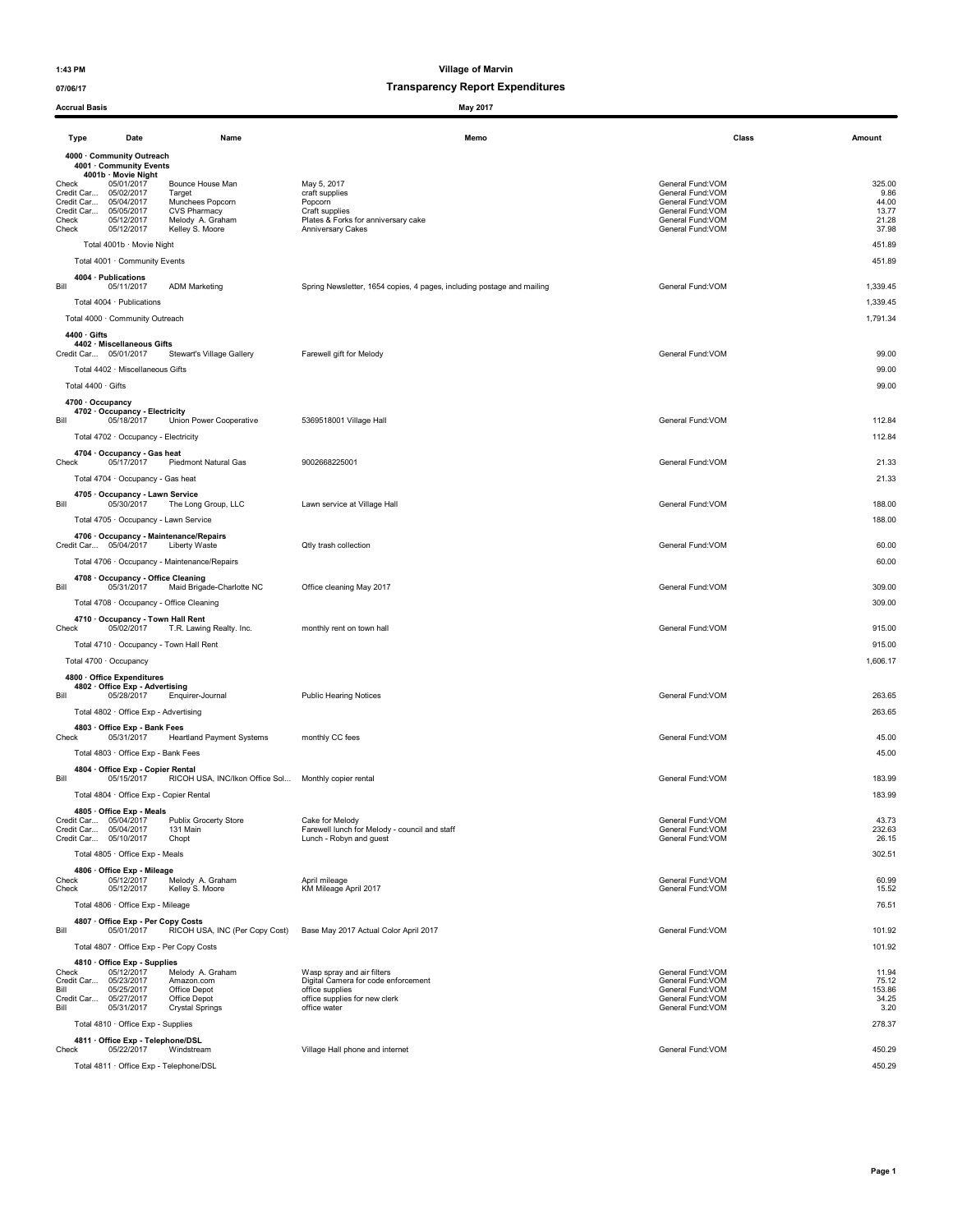# Village of Marvin

## Transparency Report Expenditures

1:43 PM
07/06/17
Accrual Basis

May 2017

| Type | Date | Name | Memo | Class | Amount |
|---|---|---|---|---|---|
| **4000 · Community Outreach** | | | | | |
| **4001 · Community Events** | | | | | |
| **4001b · Movie Night** | | | | | |
| Check | 05/01/2017 | Bounce House Man | May 5, 2017 | General Fund:VOM | 325.00 |
| Credit Car... | 05/02/2017 | Target | craft supplies | General Fund:VOM | 9.86 |
| Credit Car... | 05/04/2017 | Munchees Popcorn | Popcorn | General Fund:VOM | 44.00 |
| Credit Car... | 05/05/2017 | CVS Pharmacy | Craft supplies | General Fund:VOM | 13.77 |
| Check | 05/12/2017 | Melody A. Graham | Plates & Forks for anniversary cake | General Fund:VOM | 21.28 |
| Check | 05/12/2017 | Kelley S. Moore | Anniversary Cakes | General Fund:VOM | 37.98 |
| Total 4001b · Movie Night | | | | | 451.89 |
| Total 4001 · Community Events | | | | | 451.89 |
| **4004 · Publications** | | | | | |
| Bill | 05/11/2017 | ADM Marketing | Spring Newsletter, 1654 copies, 4 pages, including postage and mailing | General Fund:VOM | 1,339.45 |
| Total 4004 · Publications | | | | | 1,339.45 |
| Total 4000 · Community Outreach | | | | | 1,791.34 |
| **4400 · Gifts** | | | | | |
| **4402 · Miscellaneous Gifts** | | | | | |
| Credit Car... | 05/01/2017 | Stewart's Village Gallery | Farewell gift for Melody | General Fund:VOM | 99.00 |
| Total 4402 · Miscellaneous Gifts | | | | | 99.00 |
| Total 4400 · Gifts | | | | | 99.00 |
| **4700 · Occupancy** | | | | | |
| **4702 · Occupancy - Electricity** | | | | | |
| Bill | 05/18/2017 | Union Power Cooperative | 5369518001 Village Hall | General Fund:VOM | 112.84 |
| Total 4702 · Occupancy - Electricity | | | | | 112.84 |
| **4704 · Occupancy - Gas heat** | | | | | |
| Check | 05/17/2017 | Piedmont Natural Gas | 9002668225001 | General Fund:VOM | 21.33 |
| Total 4704 · Occupancy - Gas heat | | | | | 21.33 |
| **4705 · Occupancy - Lawn Service** | | | | | |
| Bill | 05/30/2017 | The Long Group, LLC | Lawn service at Village Hall | General Fund:VOM | 188.00 |
| Total 4705 · Occupancy - Lawn Service | | | | | 188.00 |
| **4706 · Occupancy - Maintenance/Repairs** | | | | | |
| Credit Car... | 05/04/2017 | Liberty Waste | Qtly trash collection | General Fund:VOM | 60.00 |
| Total 4706 · Occupancy - Maintenance/Repairs | | | | | 60.00 |
| **4708 · Occupancy - Office Cleaning** | | | | | |
| Bill | 05/31/2017 | Maid Brigade-Charlotte NC | Office cleaning May 2017 | General Fund:VOM | 309.00 |
| Total 4708 · Occupancy - Office Cleaning | | | | | 309.00 |
| **4710 · Occupancy - Town Hall Rent** | | | | | |
| Check | 05/02/2017 | T.R. Lawing Realty. Inc. | monthly rent on town hall | General Fund:VOM | 915.00 |
| Total 4710 · Occupancy - Town Hall Rent | | | | | 915.00 |
| Total 4700 · Occupancy | | | | | 1,606.17 |
| **4800 · Office Expenditures** | | | | | |
| **4802 · Office Exp - Advertising** | | | | | |
| Bill | 05/28/2017 | Enquirer-Journal | Public Hearing Notices | General Fund:VOM | 263.65 |
| Total 4802 · Office Exp - Advertising | | | | | 263.65 |
| **4803 · Office Exp - Bank Fees** | | | | | |
| Check | 05/31/2017 | Heartland Payment Systems | monthly CC fees | General Fund:VOM | 45.00 |
| Total 4803 · Office Exp - Bank Fees | | | | | 45.00 |
| **4804 · Office Exp - Copier Rental** | | | | | |
| Bill | 05/15/2017 | RICOH USA, INC/Ikon Office Sol... | Monthly copier rental | General Fund:VOM | 183.99 |
| Total 4804 · Office Exp - Copier Rental | | | | | 183.99 |
| **4805 · Office Exp - Meals** | | | | | |
| Credit Car... | 05/04/2017 | Publix Grocerty Store | Cake for Melody | General Fund:VOM | 43.73 |
| Credit Car... | 05/04/2017 | 131 Main | Farewell lunch for Melody - council and staff | General Fund:VOM | 232.63 |
| Credit Car... | 05/10/2017 | Chopt | Lunch - Robyn and guest | General Fund:VOM | 26.15 |
| Total 4805 · Office Exp - Meals | | | | | 302.51 |
| **4806 · Office Exp - Mileage** | | | | | |
| Check | 05/12/2017 | Melody A. Graham | April mileage | General Fund:VOM | 60.99 |
| Check | 05/12/2017 | Kelley S. Moore | KM Mileage April 2017 | General Fund:VOM | 15.52 |
| Total 4806 · Office Exp - Mileage | | | | | 76.51 |
| **4807 · Office Exp - Per Copy Costs** | | | | | |
| Bill | 05/01/2017 | RICOH USA, INC (Per Copy Cost) | Base May 2017 Actual Color April 2017 | General Fund:VOM | 101.92 |
| Total 4807 · Office Exp - Per Copy Costs | | | | | 101.92 |
| **4810 · Office Exp - Supplies** | | | | | |
| Check | 05/12/2017 | Melody A. Graham | Wasp spray and air filters | General Fund:VOM | 11.94 |
| Credit Car... | 05/23/2017 | Amazon.com | Digital Camera for code enforcement | General Fund:VOM | 75.12 |
| Bill | 05/25/2017 | Office Depot | office supplies | General Fund:VOM | 153.86 |
| Credit Car... | 05/27/2017 | Office Depot | office supplies for new clerk | General Fund:VOM | 34.25 |
| Bill | 05/31/2017 | Crystal Springs | office water | General Fund:VOM | 3.20 |
| Total 4810 · Office Exp - Supplies | | | | | 278.37 |
| **4811 · Office Exp - Telephone/DSL** | | | | | |
| Check | 05/22/2017 | Windstream | Village Hall phone and internet | General Fund:VOM | 450.29 |
| Total 4811 · Office Exp - Telephone/DSL | | | | | 450.29 |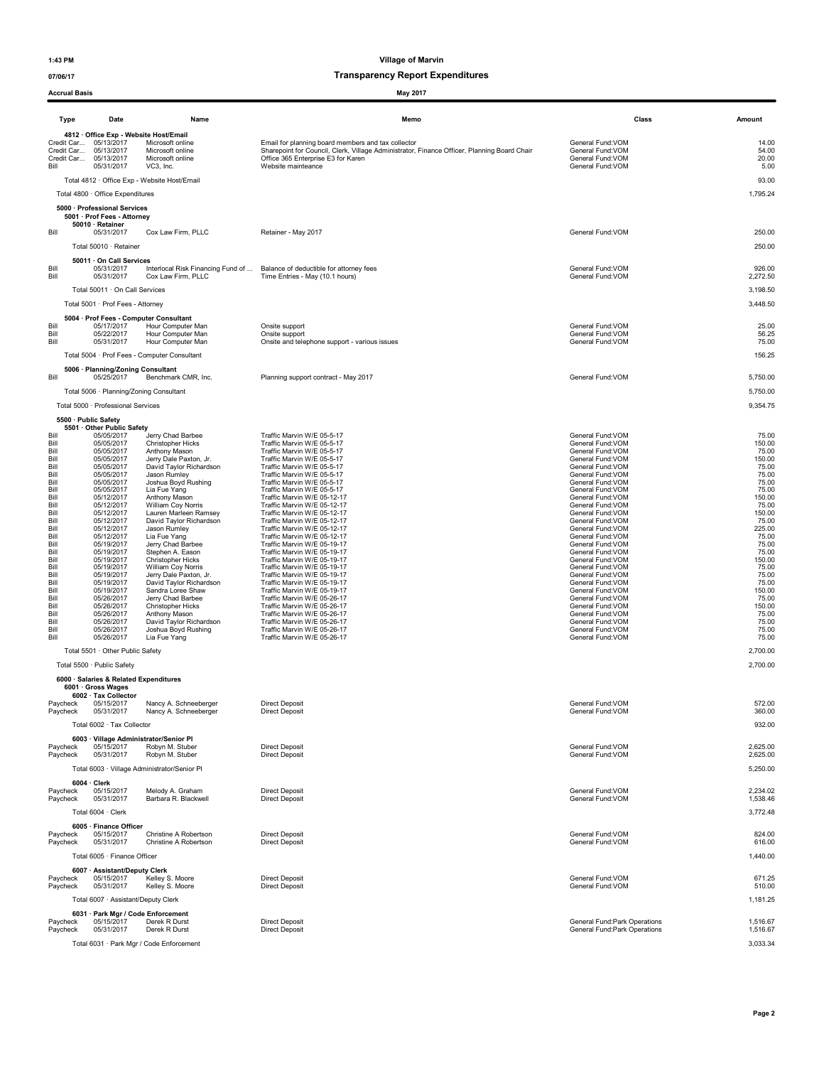**1:43 PM** **Village of Marvin**

**07/06/17** **Transparency Report Expenditures**

**Accrual Basis** **May 2017**

| Type | Date | Name | Memo | Class | Amount |
|---|---|---|---|---|---|
| **4812 · Office Exp - Website Host/Email** | | | | | |
| Credit Car... | 05/13/2017 | Microsoft online | Email for planning board members and tax collector | General Fund:VOM | 14.00 |
| Credit Car... | 05/13/2017 | Microsoft online | Sharepoint for Council, Clerk, Village Administrator, Finance Officer, Planning Board Chair | General Fund:VOM | 54.00 |
| Credit Car... | 05/13/2017 | Microsoft online | Office 365 Enterprise E3 for Karen | General Fund:VOM | 20.00 |
| Bill | 05/31/2017 | VC3, Inc. | Website mainteance | General Fund:VOM | 5.00 |
| Total 4812 · Office Exp - Website Host/Email | | | | | 93.00 |
| Total 4800 · Office Expenditures | | | | | 1,795.24 |
| **5000 · Professional Services** | | | | | |
| **5001 · Prof Fees - Attorney** | | | | | |
| **50010 · Retainer** | | | | | |
| Bill | 05/31/2017 | Cox Law Firm, PLLC | Retainer - May 2017 | General Fund:VOM | 250.00 |
| Total 50010 · Retainer | | | | | 250.00 |
| **50011 · On Call Services** | | | | | |
| Bill | 05/31/2017 | Interlocal Risk Financing Fund of ... | Balance of deductible for attorney fees | General Fund:VOM | 926.00 |
| Bill | 05/31/2017 | Cox Law Firm, PLLC | Time Entries - May (10.1 hours) | General Fund:VOM | 2,272.50 |
| Total 50011 · On Call Services | | | | | 3,198.50 |
| Total 5001 · Prof Fees - Attorney | | | | | 3,448.50 |
| **5004 · Prof Fees - Computer Consultant** | | | | | |
| Bill | 05/17/2017 | Hour Computer Man | Onsite support | General Fund:VOM | 25.00 |
| Bill | 05/22/2017 | Hour Computer Man | Onsite support | General Fund:VOM | 56.25 |
| Bill | 05/31/2017 | Hour Computer Man | Onsite and telephone support - various issues | General Fund:VOM | 75.00 |
| Total 5004 · Prof Fees - Computer Consultant | | | | | 156.25 |
| **5006 · Planning/Zoning Consultant** | | | | | |
| Bill | 05/25/2017 | Benchmark CMR, Inc. | Planning support contract - May 2017 | General Fund:VOM | 5,750.00 |
| Total 5006 · Planning/Zoning Consultant | | | | | 5,750.00 |
| Total 5000 · Professional Services | | | | | 9,354.75 |
| **5500 · Public Safety** | | | | | |
| **5501 · Other Public Safety** | | | | | |
| Bill | 05/05/2017 | Jerry Chad Barbee | Traffic Marvin W/E 05-5-17 | General Fund:VOM | 75.00 |
| Bill | 05/05/2017 | Christopher Hicks | Traffic Marvin W/E 05-5-17 | General Fund:VOM | 150.00 |
| Bill | 05/05/2017 | Anthony Mason | Traffic Marvin W/E 05-5-17 | General Fund:VOM | 75.00 |
| Bill | 05/05/2017 | Jerry Dale Paxton, Jr. | Traffic Marvin W/E 05-5-17 | General Fund:VOM | 150.00 |
| Bill | 05/05/2017 | David Taylor Richardson | Traffic Marvin W/E 05-5-17 | General Fund:VOM | 75.00 |
| Bill | 05/05/2017 | Jason Rumley | Traffic Marvin W/E 05-5-17 | General Fund:VOM | 75.00 |
| Bill | 05/05/2017 | Joshua Boyd Rushing | Traffic Marvin W/E 05-5-17 | General Fund:VOM | 75.00 |
| Bill | 05/05/2017 | Lia Fue Yang | Traffic Marvin W/E 05-5-17 | General Fund:VOM | 75.00 |
| Bill | 05/12/2017 | Anthony Mason | Traffic Marvin W/E 05-12-17 | General Fund:VOM | 150.00 |
| Bill | 05/12/2017 | William Coy Norris | Traffic Marvin W/E 05-12-17 | General Fund:VOM | 75.00 |
| Bill | 05/12/2017 | Lauren Marleen Ramsey | Traffic Marvin W/E 05-12-17 | General Fund:VOM | 150.00 |
| Bill | 05/12/2017 | David Taylor Richardson | Traffic Marvin W/E 05-12-17 | General Fund:VOM | 75.00 |
| Bill | 05/12/2017 | Jason Rumley | Traffic Marvin W/E 05-12-17 | General Fund:VOM | 225.00 |
| Bill | 05/12/2017 | Lia Fue Yang | Traffic Marvin W/E 05-12-17 | General Fund:VOM | 75.00 |
| Bill | 05/19/2017 | Jerry Chad Barbee | Traffic Marvin W/E 05-19-17 | General Fund:VOM | 75.00 |
| Bill | 05/19/2017 | Stephen A. Eason | Traffic Marvin W/E 05-19-17 | General Fund:VOM | 75.00 |
| Bill | 05/19/2017 | Christopher Hicks | Traffic Marvin W/E 05-19-17 | General Fund:VOM | 150.00 |
| Bill | 05/19/2017 | William Coy Norris | Traffic Marvin W/E 05-19-17 | General Fund:VOM | 75.00 |
| Bill | 05/19/2017 | Jerry Dale Paxton, Jr. | Traffic Marvin W/E 05-19-17 | General Fund:VOM | 75.00 |
| Bill | 05/19/2017 | David Taylor Richardson | Traffic Marvin W/E 05-19-17 | General Fund:VOM | 75.00 |
| Bill | 05/19/2017 | Sandra Loree Shaw | Traffic Marvin W/E 05-19-17 | General Fund:VOM | 150.00 |
| Bill | 05/26/2017 | Jerry Chad Barbee | Traffic Marvin W/E 05-26-17 | General Fund:VOM | 75.00 |
| Bill | 05/26/2017 | Christopher Hicks | Traffic Marvin W/E 05-26-17 | General Fund:VOM | 150.00 |
| Bill | 05/26/2017 | Anthony Mason | Traffic Marvin W/E 05-26-17 | General Fund:VOM | 75.00 |
| Bill | 05/26/2017 | David Taylor Richardson | Traffic Marvin W/E 05-26-17 | General Fund:VOM | 75.00 |
| Bill | 05/26/2017 | Joshua Boyd Rushing | Traffic Marvin W/E 05-26-17 | General Fund:VOM | 75.00 |
| Bill | 05/26/2017 | Lia Fue Yang | Traffic Marvin W/E 05-26-17 | General Fund:VOM | 75.00 |
| Total 5501 · Other Public Safety | | | | | 2,700.00 |
| Total 5500 · Public Safety | | | | | 2,700.00 |
| **6000 · Salaries & Related Expenditures** | | | | | |
| **6001 · Gross Wages** | | | | | |
| **6002 · Tax Collector** | | | | | |
| Paycheck | 05/15/2017 | Nancy A. Schneeberger | Direct Deposit | General Fund:VOM | 572.00 |
| Paycheck | 05/31/2017 | Nancy A. Schneeberger | Direct Deposit | General Fund:VOM | 360.00 |
| Total 6002 · Tax Collector | | | | | 932.00 |
| **6003 · Village Administrator/Senior Pl** | | | | | |
| Paycheck | 05/15/2017 | Robyn M. Stuber | Direct Deposit | General Fund:VOM | 2,625.00 |
| Paycheck | 05/31/2017 | Robyn M. Stuber | Direct Deposit | General Fund:VOM | 2,625.00 |
| Total 6003 · Village Administrator/Senior Pl | | | | | 5,250.00 |
| **6004 · Clerk** | | | | | |
| Paycheck | 05/15/2017 | Melody A. Graham | Direct Deposit | General Fund:VOM | 2,234.02 |
| Paycheck | 05/31/2017 | Barbara R. Blackwell | Direct Deposit | General Fund:VOM | 1,538.46 |
| Total 6004 · Clerk | | | | | 3,772.48 |
| **6005 · Finance Officer** | | | | | |
| Paycheck | 05/15/2017 | Christine A Robertson | Direct Deposit | General Fund:VOM | 824.00 |
| Paycheck | 05/31/2017 | Christine A Robertson | Direct Deposit | General Fund:VOM | 616.00 |
| Total 6005 · Finance Officer | | | | | 1,440.00 |
| **6007 · Assistant/Deputy Clerk** | | | | | |
| Paycheck | 05/15/2017 | Kelley S. Moore | Direct Deposit | General Fund:VOM | 671.25 |
| Paycheck | 05/31/2017 | Kelley S. Moore | Direct Deposit | General Fund:VOM | 510.00 |
| Total 6007 · Assistant/Deputy Clerk | | | | | 1,181.25 |
| **6031 · Park Mgr / Code Enforcement** | | | | | |
| Paycheck | 05/15/2017 | Derek R Durst | Direct Deposit | General Fund:Park Operations | 1,516.67 |
| Paycheck | 05/31/2017 | Derek R Durst | Direct Deposit | General Fund:Park Operations | 1,516.67 |
| Total 6031 · Park Mgr / Code Enforcement | | | | | 3,033.34 |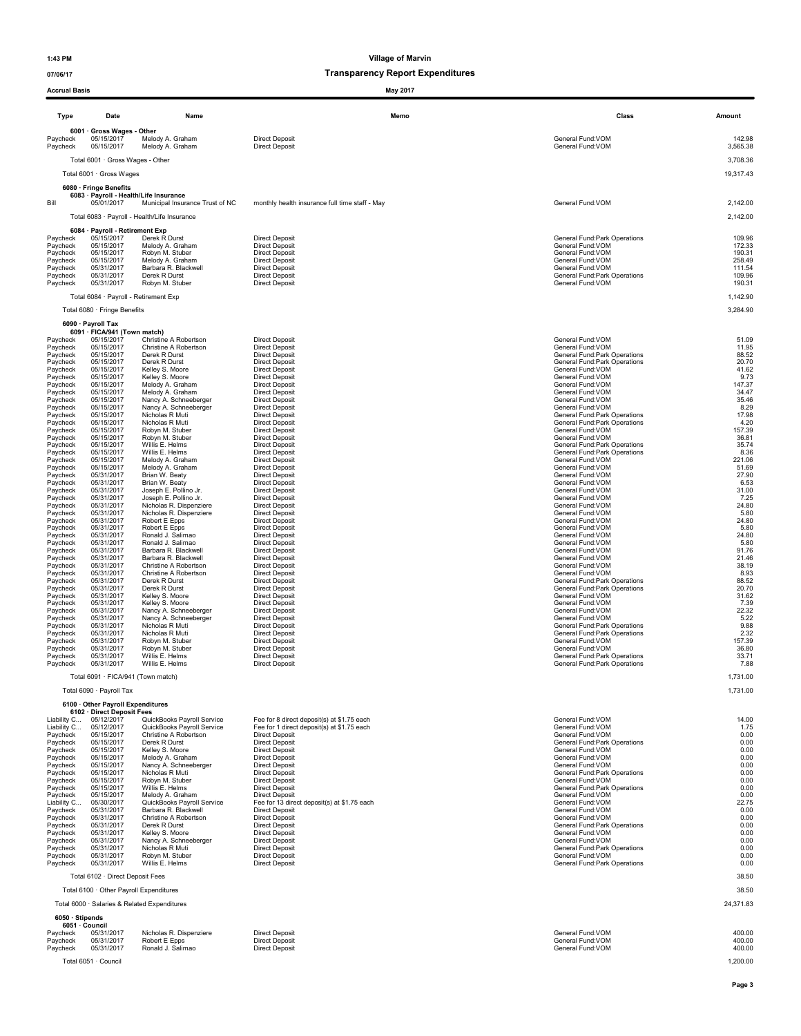# Village of Marvin

## Transparency Report Expenditures

1:43 PM
07/06/17
Accrual Basis

May 2017

| Type | Date | Name | Memo | Class | Amount |
|---|---|---|---|---|---|
| **6001 · Gross Wages - Other** | | | | | |
| Paycheck | 05/15/2017 | Melody A. Graham | Direct Deposit | General Fund:VOM | 142.98 |
| Paycheck | 05/15/2017 | Melody A. Graham | Direct Deposit | General Fund:VOM | 3,565.38 |
| Total 6001 · Gross Wages - Other | | | | | 3,708.36 |
| Total 6001 · Gross Wages | | | | | 19,317.43 |
| **6080 · Fringe Benefits** | | | | | |
| **6083 · Payroll - Health/Life Insurance** | | | | | |
| Bill | 05/01/2017 | Municipal Insurance Trust of NC | monthly health insurance full time staff - May | General Fund:VOM | 2,142.00 |
| Total 6083 · Payroll - Health/Life Insurance | | | | | 2,142.00 |
| **6084 · Payroll - Retirement Exp** | | | | | |
| Paycheck | 05/15/2017 | Derek R Durst | Direct Deposit | General Fund:Park Operations | 109.96 |
| Paycheck | 05/15/2017 | Melody A. Graham | Direct Deposit | General Fund:VOM | 172.33 |
| Paycheck | 05/15/2017 | Robyn M. Stuber | Direct Deposit | General Fund:VOM | 190.31 |
| Paycheck | 05/15/2017 | Melody A. Graham | Direct Deposit | General Fund:VOM | 258.49 |
| Paycheck | 05/31/2017 | Barbara R. Blackwell | Direct Deposit | General Fund:VOM | 111.54 |
| Paycheck | 05/31/2017 | Derek R Durst | Direct Deposit | General Fund:Park Operations | 109.96 |
| Paycheck | 05/31/2017 | Robyn M. Stuber | Direct Deposit | General Fund:VOM | 190.31 |
| Total 6084 · Payroll - Retirement Exp | | | | | 1,142.90 |
| Total 6080 · Fringe Benefits | | | | | 3,284.90 |
| **6090 · Payroll Tax** | | | | | |
| **6091 · FICA/941 (Town match)** | | | | | |
| Paycheck | 05/15/2017 | Christine A Robertson | Direct Deposit | General Fund:VOM | 51.09 |
| Paycheck | 05/15/2017 | Christine A Robertson | Direct Deposit | General Fund:VOM | 11.95 |
| Paycheck | 05/15/2017 | Derek R Durst | Direct Deposit | General Fund:Park Operations | 88.52 |
| Paycheck | 05/15/2017 | Derek R Durst | Direct Deposit | General Fund:Park Operations | 20.70 |
| Paycheck | 05/15/2017 | Kelley S. Moore | Direct Deposit | General Fund:VOM | 41.62 |
| Paycheck | 05/15/2017 | Kelley S. Moore | Direct Deposit | General Fund:VOM | 9.73 |
| Paycheck | 05/15/2017 | Melody A. Graham | Direct Deposit | General Fund:VOM | 147.37 |
| Paycheck | 05/15/2017 | Melody A. Graham | Direct Deposit | General Fund:VOM | 34.47 |
| Paycheck | 05/15/2017 | Nancy A. Schneeberger | Direct Deposit | General Fund:VOM | 35.46 |
| Paycheck | 05/15/2017 | Nancy A. Schneeberger | Direct Deposit | General Fund:VOM | 8.29 |
| Paycheck | 05/15/2017 | Nicholas R Muti | Direct Deposit | General Fund:Park Operations | 17.98 |
| Paycheck | 05/15/2017 | Nicholas R Muti | Direct Deposit | General Fund:Park Operations | 4.20 |
| Paycheck | 05/15/2017 | Robyn M. Stuber | Direct Deposit | General Fund:VOM | 157.39 |
| Paycheck | 05/15/2017 | Robyn M. Stuber | Direct Deposit | General Fund:VOM | 36.81 |
| Paycheck | 05/15/2017 | Willis E. Helms | Direct Deposit | General Fund:Park Operations | 35.74 |
| Paycheck | 05/15/2017 | Willis E. Helms | Direct Deposit | General Fund:Park Operations | 8.36 |
| Paycheck | 05/15/2017 | Melody A. Graham | Direct Deposit | General Fund:VOM | 221.06 |
| Paycheck | 05/15/2017 | Melody A. Graham | Direct Deposit | General Fund:VOM | 51.69 |
| Paycheck | 05/31/2017 | Brian W. Beaty | Direct Deposit | General Fund:VOM | 27.90 |
| Paycheck | 05/31/2017 | Brian W. Beaty | Direct Deposit | General Fund:VOM | 6.53 |
| Paycheck | 05/31/2017 | Joseph E. Pollino Jr. | Direct Deposit | General Fund:VOM | 31.00 |
| Paycheck | 05/31/2017 | Joseph E. Pollino Jr. | Direct Deposit | General Fund:VOM | 7.25 |
| Paycheck | 05/31/2017 | Nicholas R. Dispenziere | Direct Deposit | General Fund:VOM | 24.80 |
| Paycheck | 05/31/2017 | Nicholas R. Dispenziere | Direct Deposit | General Fund:VOM | 5.80 |
| Paycheck | 05/31/2017 | Robert E Epps | Direct Deposit | General Fund:VOM | 24.80 |
| Paycheck | 05/31/2017 | Robert E Epps | Direct Deposit | General Fund:VOM | 5.80 |
| Paycheck | 05/31/2017 | Ronald J. Salimao | Direct Deposit | General Fund:VOM | 24.80 |
| Paycheck | 05/31/2017 | Ronald J. Salimao | Direct Deposit | General Fund:VOM | 5.80 |
| Paycheck | 05/31/2017 | Barbara R. Blackwell | Direct Deposit | General Fund:VOM | 91.76 |
| Paycheck | 05/31/2017 | Barbara R. Blackwell | Direct Deposit | General Fund:VOM | 21.46 |
| Paycheck | 05/31/2017 | Christine A Robertson | Direct Deposit | General Fund:VOM | 38.19 |
| Paycheck | 05/31/2017 | Christine A Robertson | Direct Deposit | General Fund:VOM | 8.93 |
| Paycheck | 05/31/2017 | Derek R Durst | Direct Deposit | General Fund:Park Operations | 88.52 |
| Paycheck | 05/31/2017 | Derek R Durst | Direct Deposit | General Fund:Park Operations | 20.70 |
| Paycheck | 05/31/2017 | Kelley S. Moore | Direct Deposit | General Fund:VOM | 31.62 |
| Paycheck | 05/31/2017 | Kelley S. Moore | Direct Deposit | General Fund:VOM | 7.39 |
| Paycheck | 05/31/2017 | Nancy A. Schneeberger | Direct Deposit | General Fund:VOM | 22.32 |
| Paycheck | 05/31/2017 | Nancy A. Schneeberger | Direct Deposit | General Fund:VOM | 5.22 |
| Paycheck | 05/31/2017 | Nicholas R Muti | Direct Deposit | General Fund:Park Operations | 9.88 |
| Paycheck | 05/31/2017 | Nicholas R Muti | Direct Deposit | General Fund:Park Operations | 2.32 |
| Paycheck | 05/31/2017 | Robyn M. Stuber | Direct Deposit | General Fund:VOM | 157.39 |
| Paycheck | 05/31/2017 | Robyn M. Stuber | Direct Deposit | General Fund:VOM | 36.80 |
| Paycheck | 05/31/2017 | Willis E. Helms | Direct Deposit | General Fund:Park Operations | 33.71 |
| Paycheck | 05/31/2017 | Willis E. Helms | Direct Deposit | General Fund:Park Operations | 7.88 |
| Total 6091 · FICA/941 (Town match) | | | | | 1,731.00 |
| Total 6090 · Payroll Tax | | | | | 1,731.00 |
| **6100 · Other Payroll Expenditures** | | | | | |
| **6102 · Direct Deposit Fees** | | | | | |
| Liability C... | 05/12/2017 | QuickBooks Payroll Service | Fee for 8 direct deposit(s) at $1.75 each | General Fund:VOM | 14.00 |
| Liability C... | 05/12/2017 | QuickBooks Payroll Service | Fee for 1 direct deposit(s) at $1.75 each | General Fund:VOM | 1.75 |
| Paycheck | 05/15/2017 | Christine A Robertson | Direct Deposit | General Fund:VOM | 0.00 |
| Paycheck | 05/15/2017 | Derek R Durst | Direct Deposit | General Fund:Park Operations | 0.00 |
| Paycheck | 05/15/2017 | Kelley S. Moore | Direct Deposit | General Fund:VOM | 0.00 |
| Paycheck | 05/15/2017 | Melody A. Graham | Direct Deposit | General Fund:VOM | 0.00 |
| Paycheck | 05/15/2017 | Nancy A. Schneeberger | Direct Deposit | General Fund:VOM | 0.00 |
| Paycheck | 05/15/2017 | Nicholas R Muti | Direct Deposit | General Fund:Park Operations | 0.00 |
| Paycheck | 05/15/2017 | Robyn M. Stuber | Direct Deposit | General Fund:VOM | 0.00 |
| Paycheck | 05/15/2017 | Willis E. Helms | Direct Deposit | General Fund:Park Operations | 0.00 |
| Paycheck | 05/15/2017 | Melody A. Graham | Direct Deposit | General Fund:VOM | 0.00 |
| Liability C... | 05/30/2017 | QuickBooks Payroll Service | Fee for 13 direct deposit(s) at $1.75 each | General Fund:VOM | 22.75 |
| Paycheck | 05/31/2017 | Barbara R. Blackwell | Direct Deposit | General Fund:VOM | 0.00 |
| Paycheck | 05/31/2017 | Christine A Robertson | Direct Deposit | General Fund:VOM | 0.00 |
| Paycheck | 05/31/2017 | Derek R Durst | Direct Deposit | General Fund:Park Operations | 0.00 |
| Paycheck | 05/31/2017 | Kelley S. Moore | Direct Deposit | General Fund:VOM | 0.00 |
| Paycheck | 05/31/2017 | Nancy A. Schneeberger | Direct Deposit | General Fund:VOM | 0.00 |
| Paycheck | 05/31/2017 | Nicholas R Muti | Direct Deposit | General Fund:Park Operations | 0.00 |
| Paycheck | 05/31/2017 | Robyn M. Stuber | Direct Deposit | General Fund:VOM | 0.00 |
| Paycheck | 05/31/2017 | Willis E. Helms | Direct Deposit | General Fund:Park Operations | 0.00 |
| Total 6102 · Direct Deposit Fees | | | | | 38.50 |
| Total 6100 · Other Payroll Expenditures | | | | | 38.50 |
| Total 6000 · Salaries & Related Expenditures | | | | | 24,371.83 |
| **6050 · Stipends** | | | | | |
| **6051 · Council** | | | | | |
| Paycheck | 05/31/2017 | Nicholas R. Dispenziere | Direct Deposit | General Fund:VOM | 400.00 |
| Paycheck | 05/31/2017 | Robert E Epps | Direct Deposit | General Fund:VOM | 400.00 |
| Paycheck | 05/31/2017 | Ronald J. Salimao | Direct Deposit | General Fund:VOM | 400.00 |
| Total 6051 · Council | | | | | 1,200.00 |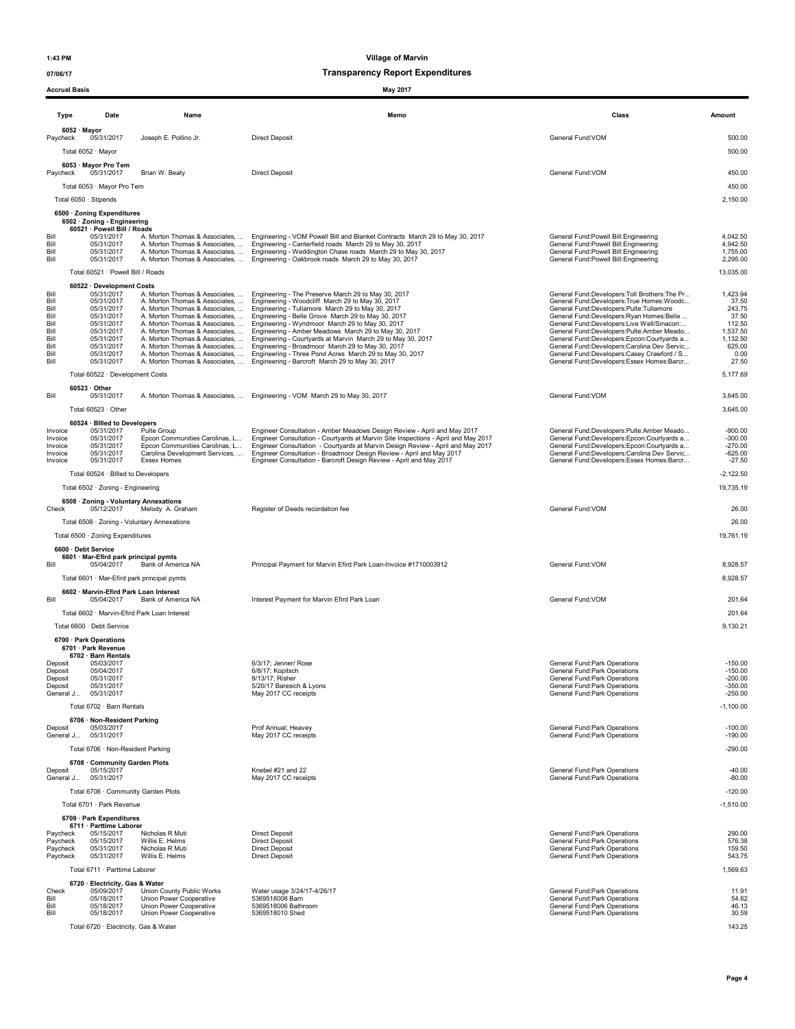# Village of Marvin

## Transparency Report Expenditures

**Accrual Basis** — **May 2017**

| Type | Date | Name | Memo | Class | Amount |
|---|---|---|---|---|---|
| **6052 · Mayor** | | | | | |
| Paycheck | 05/31/2017 | Joseph E. Pollino Jr. | Direct Deposit | General Fund:VOM | 500.00 |
| Total 6052 · Mayor | | | | | 500.00 |
| **6053 · Mayor Pro Tem** | | | | | |
| Paycheck | 05/31/2017 | Brian W. Beaty | Direct Deposit | General Fund:VOM | 450.00 |
| Total 6053 · Mayor Pro Tem | | | | | 450.00 |
| Total 6050 · Stipends | | | | | 2,150.00 |
| **6500 · Zoning Expenditures** | | | | | |
| **6502 · Zoning - Engineering** | | | | | |
| **60521 · Powell Bill / Roads** | | | | | |
| Bill | 05/31/2017 | A. Morton Thomas & Associates, ... | Engineering - VOM Powell Bill and Blanket Contracts March 29 to May 30, 2017 | General Fund:Powell Bill:Engineering | 4,042.50 |
| Bill | 05/31/2017 | A. Morton Thomas & Associates, ... | Engineering - Canterfield roads March 29 to May 30, 2017 | General Fund:Powell Bill:Engineering | 4,942.50 |
| Bill | 05/31/2017 | A. Morton Thomas & Associates, ... | Engineering - Weddington Chase roads March 29 to May 30, 2017 | General Fund:Powell Bill:Engineering | 1,755.00 |
| Bill | 05/31/2017 | A. Morton Thomas & Associates, ... | Engineering - Oakbrook roads March 29 to May 30, 2017 | General Fund:Powell Bill:Engineering | 2,295.00 |
| Total 60521 · Powell Bill / Roads | | | | | 13,035.00 |
| **60522 · Development Costs** | | | | | |
| Bill | 05/31/2017 | A. Morton Thomas & Associates, ... | Engineering - The Preserve March 29 to May 30, 2017 | General Fund:Developers:Toll Brothers:The Pr... | 1,423.94 |
| Bill | 05/31/2017 | A. Morton Thomas & Associates, ... | Engineering - Woodcliff March 29 to May 30, 2017 | General Fund:Developers:True Homes:Woodc... | 37.50 |
| Bill | 05/31/2017 | A. Morton Thomas & Associates, ... | Engineering - Tullamore March 29 to May 30, 2017 | General Fund:Developers:Pulte:Tullamore | 243.75 |
| Bill | 05/31/2017 | A. Morton Thomas & Associates, ... | Engineering - Belle Grove March 29 to May 30, 2017 | General Fund:Developers:Ryan Homes:Belle ... | 37.50 |
| Bill | 05/31/2017 | A. Morton Thomas & Associates, ... | Engineering - Wyndmoor March 29 to May 30, 2017 | General Fund:Developers:Live Well/Sinacori:... | 112.50 |
| Bill | 05/31/2017 | A. Morton Thomas & Associates, ... | Engineering - Amber Meadows March 29 to May 30, 2017 | General Fund:Developers:Pulte:Amber Meado... | 1,537.50 |
| Bill | 05/31/2017 | A. Morton Thomas & Associates, ... | Engineering - Courtyards at Marvin March 29 to May 30, 2017 | General Fund:Developers:Epcon:Courtyards a... | 1,132.50 |
| Bill | 05/31/2017 | A. Morton Thomas & Associates, ... | Engineering - Broadmoor March 29 to May 30, 2017 | General Fund:Developers:Carolina Dev Servic... | 625.00 |
| Bill | 05/31/2017 | A. Morton Thomas & Associates, ... | Engineering - Three Pond Acres March 29 to May 30, 2017 | General Fund:Developers:Casey Crawford / S... | 0.00 |
| Bill | 05/31/2017 | A. Morton Thomas & Associates, ... | Engineering - Barcroft March 29 to May 30, 2017 | General Fund:Developers:Essex Homes:Barcr... | 27.50 |
| Total 60522 · Development Costs | | | | | 5,177.69 |
| **60523 · Other** | | | | | |
| Bill | 05/31/2017 | A. Morton Thomas & Associates, ... | Engineering - VOM March 29 to May 30, 2017 | General Fund:VOM | 3,645.00 |
| Total 60523 · Other | | | | | 3,645.00 |
| **60524 · Billed to Developers** | | | | | |
| Invoice | 05/31/2017 | Pulte Group | Engineer Consultation - Amber Meadows Design Review - April and May 2017 | General Fund:Developers:Pulte:Amber Meado... | -900.00 |
| Invoice | 05/31/2017 | Epcon Communities Carolinas, L... | Engineer Consultation - Courtyards at Marvin Site Inspections - April and May 2017 | General Fund:Developers:Epcon:Courtyards a... | -300.00 |
| Invoice | 05/31/2017 | Epcon Communities Carolinas, L... | Engineer Consultation - Courtyards at Marvin Design Review - April and May 2017 | General Fund:Developers:Epcon:Courtyards a... | -270.00 |
| Invoice | 05/31/2017 | Carolina Development Services, ... | Engineer Consultation - Broadmoor Design Review - April and May 2017 | General Fund:Developers:Carolina Dev Servic... | -625.00 |
| Invoice | 05/31/2017 | Essex Homes | Engineer Consultation - Barcroft Design Review - April and May 2017 | General Fund:Developers:Essex Homes:Barcr... | -27.50 |
| Total 60524 · Billed to Developers | | | | | -2,122.50 |
| Total 6502 · Zoning - Engineering | | | | | 19,735.19 |
| **6508 · Zoning - Voluntary Annexations** | | | | | |
| Check | 05/12/2017 | Melody A. Graham | Register of Deeds recordation fee | General Fund:VOM | 26.00 |
| Total 6508 · Zoning - Voluntary Annexations | | | | | 26.00 |
| Total 6500 · Zoning Expenditures | | | | | 19,761.19 |
| **6600 · Debt Service** | | | | | |
| **6601 · Mar-Efird park principal pymts** | | | | | |
| Bill | 05/04/2017 | Bank of America NA | Principal Payment for Marvin Efird Park Loan-Invoice #1710003912 | General Fund:VOM | 8,928.57 |
| Total 6601 · Mar-Efird park principal pymts | | | | | 8,928.57 |
| **6602 · Marvin-Efird Park Loan Interest** | | | | | |
| Bill | 05/04/2017 | Bank of America NA | Interest Payment for Marvin Efird Park Loan | General Fund:VOM | 201.64 |
| Total 6602 · Marvin-Efird Park Loan Interest | | | | | 201.64 |
| Total 6600 · Debt Service | | | | | 9,130.21 |
| **6700 · Park Operations** | | | | | |
| **6701 · Park Revenue** | | | | | |
| **6702 · Barn Rentals** | | | | | |
| Deposit | 05/03/2017 | | 6/3/17; Jenner/ Rose | General Fund:Park Operations | -150.00 |
| Deposit | 05/04/2017 | | 6/8/17; Kopitsch | General Fund:Park Operations | -150.00 |
| Deposit | 05/31/2017 | | 8/13/17; Risher | General Fund:Park Operations | -200.00 |
| Deposit | 05/31/2017 | | 5/20/17 Baresich & Lyons | General Fund:Park Operations | -350.00 |
| General J... | 05/31/2017 | | May 2017 CC receipts | General Fund:Park Operations | -250.00 |
| Total 6702 · Barn Rentals | | | | | -1,100.00 |
| **6706 · Non-Resident Parking** | | | | | |
| Deposit | 05/03/2017 | | Prof Annual; Heavey | General Fund:Park Operations | -100.00 |
| General J... | 05/31/2017 | | May 2017 CC receipts | General Fund:Park Operations | -190.00 |
| Total 6706 · Non-Resident Parking | | | | | -290.00 |
| **6708 · Community Garden Plots** | | | | | |
| Deposit | 05/15/2017 | | Knebel #21 and 22 | General Fund:Park Operations | -40.00 |
| General J... | 05/31/2017 | | May 2017 CC receipts | General Fund:Park Operations | -80.00 |
| Total 6708 · Community Garden Plots | | | | | -120.00 |
| Total 6701 · Park Revenue | | | | | -1,510.00 |
| **6709 · Park Expenditures** | | | | | |
| **6711 · Parttime Laborer** | | | | | |
| Paycheck | 05/15/2017 | Nicholas R Muti | Direct Deposit | General Fund:Park Operations | 290.00 |
| Paycheck | 05/15/2017 | Willis E. Helms | Direct Deposit | General Fund:Park Operations | 576.38 |
| Paycheck | 05/31/2017 | Nicholas R Muti | Direct Deposit | General Fund:Park Operations | 159.50 |
| Paycheck | 05/31/2017 | Willis E. Helms | Direct Deposit | General Fund:Park Operations | 543.75 |
| Total 6711 · Parttime Laborer | | | | | 1,569.63 |
| **6720 · Electricity, Gas & Water** | | | | | |
| Check | 05/09/2017 | Union County Public Works | Water usage 3/24/17-4/26/17 | General Fund:Park Operations | 11.91 |
| Bill | 05/18/2017 | Union Power Cooperative | 5369518008 Barn | General Fund:Park Operations | 54.62 |
| Bill | 05/18/2017 | Union Power Cooperative | 5369518006 Bathroom | General Fund:Park Operations | 46.13 |
| Bill | 05/18/2017 | Union Power Cooperative | 5369518010 Shed | General Fund:Park Operations | 30.59 |
| Total 6720 · Electricity, Gas & Water | | | | | 143.25 |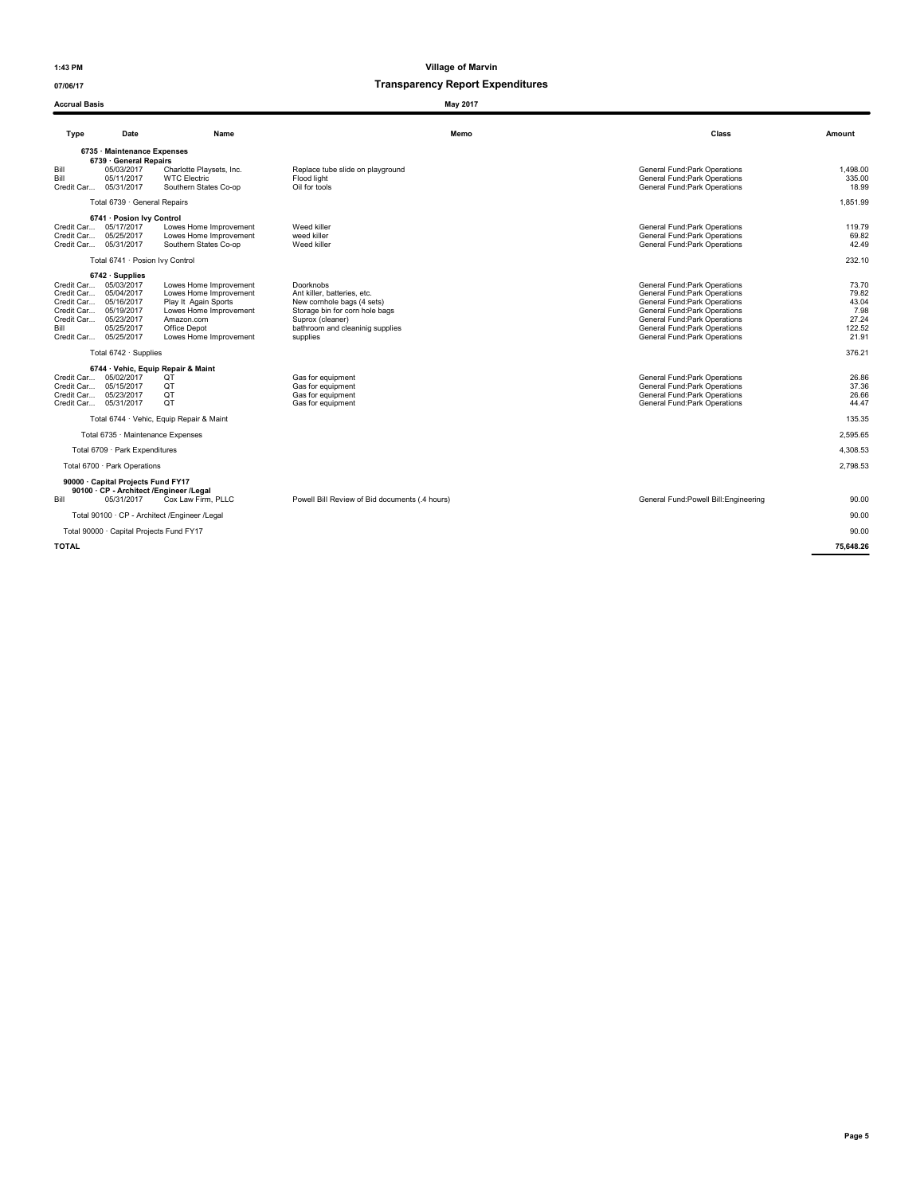# Village of Marvin

## Transparency Report Expenditures

**Accrual Basis** — **May 2017**

| Type | Date | Name | Memo | Class | Amount |
|---|---|---|---|---|---|
| **6735 · Maintenance Expenses** | | | | | |
| **6739 · General Repairs** | | | | | |
| Bill | 05/03/2017 | Charlotte Playsets, Inc. | Replace tube slide on playground | General Fund:Park Operations | 1,498.00 |
| Bill | 05/11/2017 | WTC Electric | Flood light | General Fund:Park Operations | 335.00 |
| Credit Car... | 05/31/2017 | Southern States Co-op | Oil for tools | General Fund:Park Operations | 18.99 |
| Total 6739 · General Repairs | | | | | 1,851.99 |
| **6741 · Posion Ivy Control** | | | | | |
| Credit Car... | 05/17/2017 | Lowes Home Improvement | Weed killer | General Fund:Park Operations | 119.79 |
| Credit Car... | 05/25/2017 | Lowes Home Improvement | weed killer | General Fund:Park Operations | 69.82 |
| Credit Car... | 05/31/2017 | Southern States Co-op | Weed killer | General Fund:Park Operations | 42.49 |
| Total 6741 · Posion Ivy Control | | | | | 232.10 |
| **6742 · Supplies** | | | | | |
| Credit Car... | 05/03/2017 | Lowes Home Improvement | Doorknobs | General Fund:Park Operations | 73.70 |
| Credit Car... | 05/04/2017 | Lowes Home Improvement | Ant killer, batteries, etc. | General Fund:Park Operations | 79.82 |
| Credit Car... | 05/16/2017 | Play It Again Sports | New cornhole bags (4 sets) | General Fund:Park Operations | 43.04 |
| Credit Car... | 05/19/2017 | Lowes Home Improvement | Storage bin for corn hole bags | General Fund:Park Operations | 7.98 |
| Credit Car... | 05/23/2017 | Amazon.com | Suprox (cleaner) | General Fund:Park Operations | 27.24 |
| Bill | 05/25/2017 | Office Depot | bathroom and cleaninig supplies | General Fund:Park Operations | 122.52 |
| Credit Car... | 05/25/2017 | Lowes Home Improvement | supplies | General Fund:Park Operations | 21.91 |
| Total 6742 · Supplies | | | | | 376.21 |
| **6744 · Vehic, Equip Repair & Maint** | | | | | |
| Credit Car... | 05/02/2017 | QT | Gas for equipment | General Fund:Park Operations | 26.86 |
| Credit Car... | 05/15/2017 | QT | Gas for equipment | General Fund:Park Operations | 37.36 |
| Credit Car... | 05/23/2017 | QT | Gas for equipment | General Fund:Park Operations | 26.66 |
| Credit Car... | 05/31/2017 | QT | Gas for equipment | General Fund:Park Operations | 44.47 |
| Total 6744 · Vehic, Equip Repair & Maint | | | | | 135.35 |
| Total 6735 · Maintenance Expenses | | | | | 2,595.65 |
| Total 6709 · Park Expenditures | | | | | 4,308.53 |
| Total 6700 · Park Operations | | | | | 2,798.53 |
| **90000 · Capital Projects Fund FY17** | | | | | |
| **90100 · CP - Architect /Engineer /Legal** | | | | | |
| Bill | 05/31/2017 | Cox Law Firm, PLLC | Powell Bill Review of Bid documents (.4 hours) | General Fund:Powell Bill:Engineering | 90.00 |
| Total 90100 · CP - Architect /Engineer /Legal | | | | | 90.00 |
| Total 90000 · Capital Projects Fund FY17 | | | | | 90.00 |
| **TOTAL** | | | | | **75,648.26** |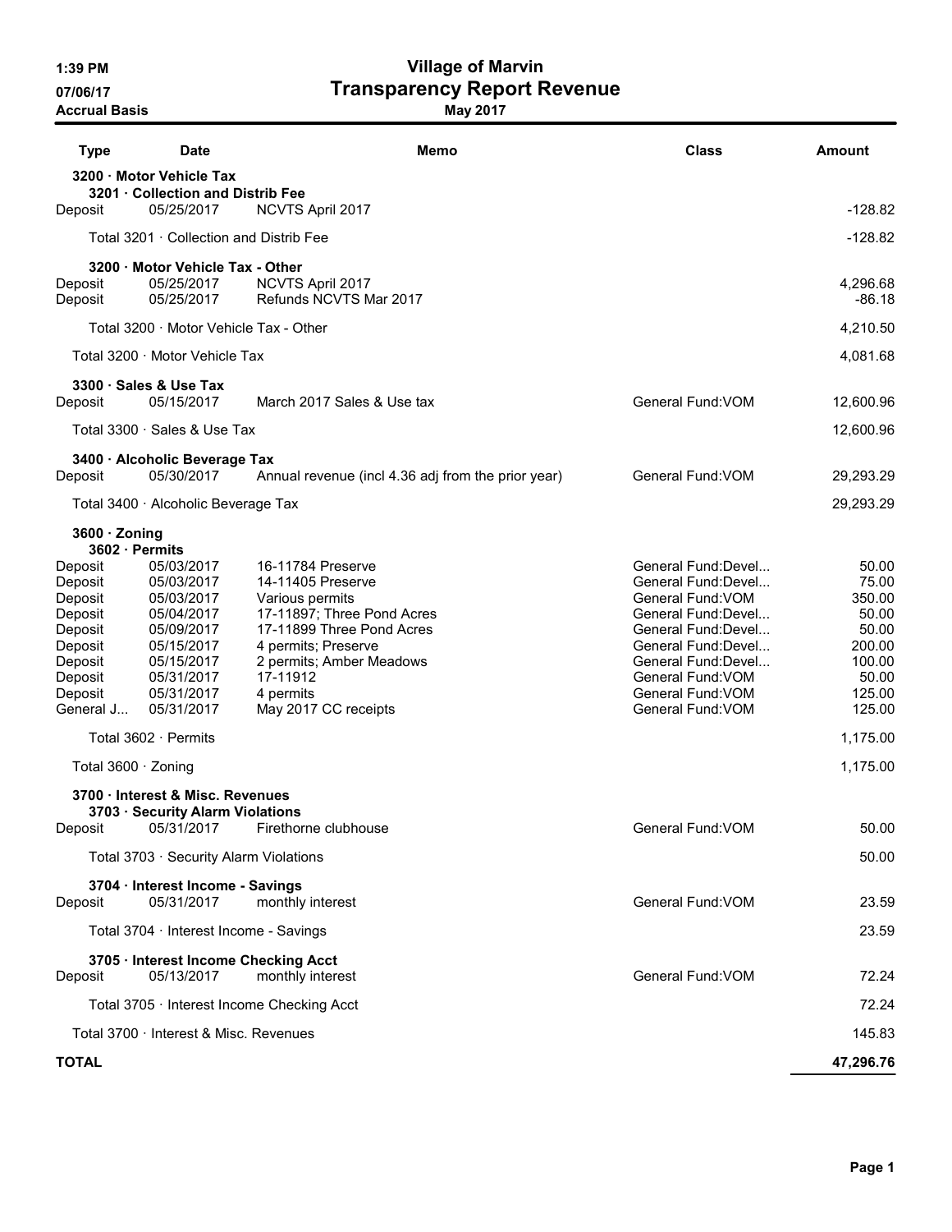**1:39 PM**
**07/06/17**
**Accrual Basis**

# Village of Marvin
## Transparency Report Revenue
**May 2017**

| Type | Date | Memo | Class | Amount |
|---|---|---|---|---|
| **3200 · Motor Vehicle Tax** | | | | |
| **3201 · Collection and Distrib Fee** | | | | |
| Deposit | 05/25/2017 | NCVTS April 2017 | | -128.82 |
| Total 3201 · Collection and Distrib Fee | | | | -128.82 |
| **3200 · Motor Vehicle Tax - Other** | | | | |
| Deposit | 05/25/2017 | NCVTS April 2017 | | 4,296.68 |
| Deposit | 05/25/2017 | Refunds NCVTS Mar 2017 | | -86.18 |
| Total 3200 · Motor Vehicle Tax - Other | | | | 4,210.50 |
| Total 3200 · Motor Vehicle Tax | | | | 4,081.68 |
| **3300 · Sales & Use Tax** | | | | |
| Deposit | 05/15/2017 | March 2017 Sales & Use tax | General Fund:VOM | 12,600.96 |
| Total 3300 · Sales & Use Tax | | | | 12,600.96 |
| **3400 · Alcoholic Beverage Tax** | | | | |
| Deposit | 05/30/2017 | Annual revenue (incl 4.36 adj from the prior year) | General Fund:VOM | 29,293.29 |
| Total 3400 · Alcoholic Beverage Tax | | | | 29,293.29 |
| **3600 · Zoning** | | | | |
| **3602 · Permits** | | | | |
| Deposit | 05/03/2017 | 16-11784 Preserve | General Fund:Devel... | 50.00 |
| Deposit | 05/03/2017 | 14-11405 Preserve | General Fund:Devel... | 75.00 |
| Deposit | 05/03/2017 | Various permits | General Fund:VOM | 350.00 |
| Deposit | 05/04/2017 | 17-11897; Three Pond Acres | General Fund:Devel... | 50.00 |
| Deposit | 05/09/2017 | 17-11899 Three Pond Acres | General Fund:Devel... | 50.00 |
| Deposit | 05/15/2017 | 4 permits; Preserve | General Fund:Devel... | 200.00 |
| Deposit | 05/15/2017 | 2 permits; Amber Meadows | General Fund:Devel... | 100.00 |
| Deposit | 05/31/2017 | 17-11912 | General Fund:VOM | 50.00 |
| Deposit | 05/31/2017 | 4 permits | General Fund:VOM | 125.00 |
| General J... | 05/31/2017 | May 2017 CC receipts | General Fund:VOM | 125.00 |
| Total 3602 · Permits | | | | 1,175.00 |
| Total 3600 · Zoning | | | | 1,175.00 |
| **3700 · Interest & Misc. Revenues** | | | | |
| **3703 · Security Alarm Violations** | | | | |
| Deposit | 05/31/2017 | Firethorne clubhouse | General Fund:VOM | 50.00 |
| Total 3703 · Security Alarm Violations | | | | 50.00 |
| **3704 · Interest Income - Savings** | | | | |
| Deposit | 05/31/2017 | monthly interest | General Fund:VOM | 23.59 |
| Total 3704 · Interest Income - Savings | | | | 23.59 |
| **3705 · Interest Income Checking Acct** | | | | |
| Deposit | 05/13/2017 | monthly interest | General Fund:VOM | 72.24 |
| Total 3705 · Interest Income Checking Acct | | | | 72.24 |
| Total 3700 · Interest & Misc. Revenues | | | | 145.83 |
| **TOTAL** | | | | **47,296.76** |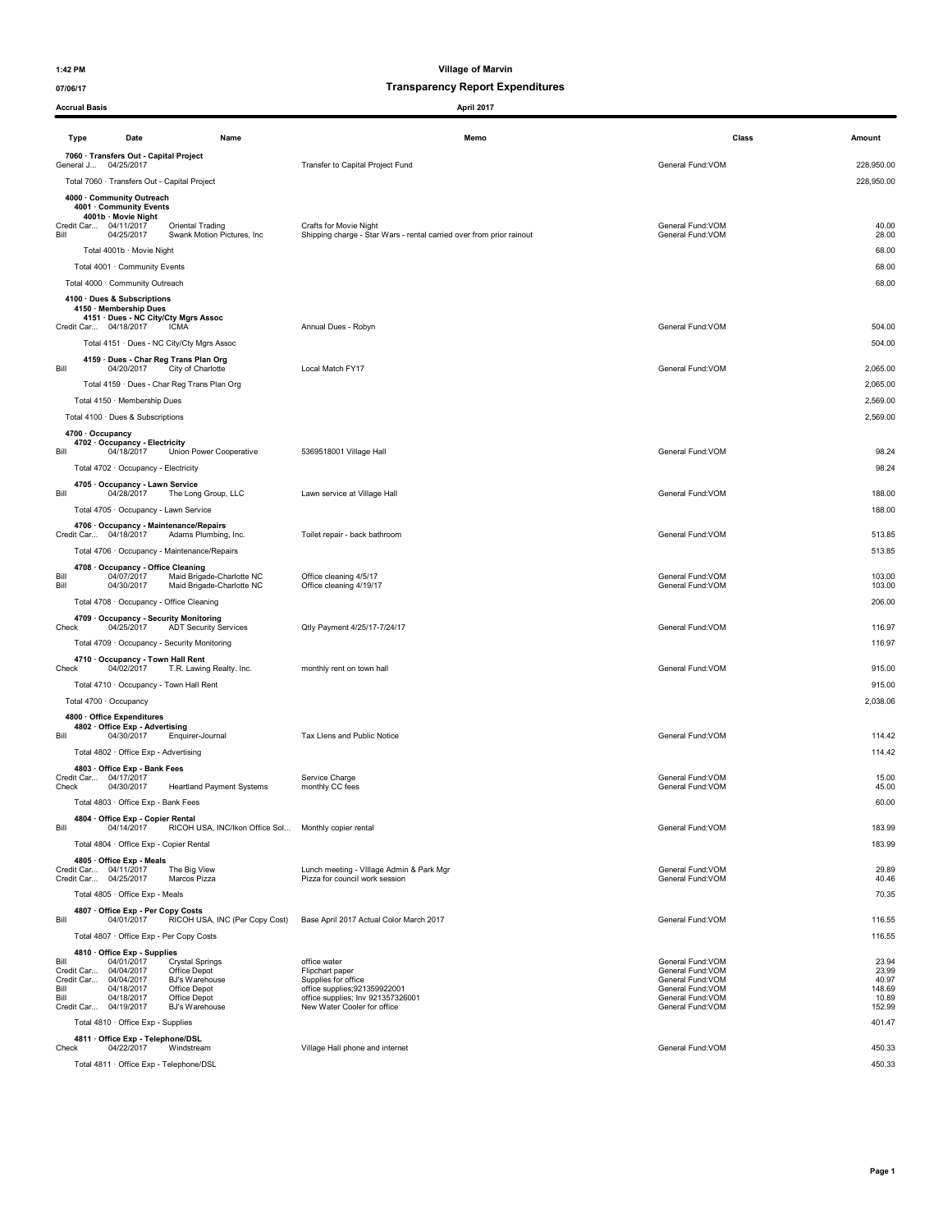**Village of Marvin**

**Transparency Report Expenditures**

1:42 PM
07/06/17
Accrual Basis

**April 2017**

| Type | Date | Name | Memo | Class | Amount |
|---|---|---|---|---|---|
| **7060 · Transfers Out - Capital Project** | | | | | |
| General J... | 04/25/2017 | | Transfer to Capital Project Fund | General Fund:VOM | 228,950.00 |
| Total 7060 · Transfers Out - Capital Project | | | | | 228,950.00 |
| **4000 · Community Outreach** | | | | | |
| **4001 · Community Events** | | | | | |
| **4001b · Movie Night** | | | | | |
| Credit Car... | 04/11/2017 | Oriental Trading | Crafts for Movie Night | General Fund:VOM | 40.00 |
| Bill | 04/25/2017 | Swank Motion Pictures, Inc | Shipping charge - Star Wars - rental carried over from prior rainout | General Fund:VOM | 28.00 |
| Total 4001b · Movie Night | | | | | 68.00 |
| Total 4001 · Community Events | | | | | 68.00 |
| Total 4000 · Community Outreach | | | | | 68.00 |
| **4100 · Dues & Subscriptions** | | | | | |
| **4150 · Membership Dues** | | | | | |
| **4151 · Dues - NC City/Cty Mgrs Assoc** | | | | | |
| Credit Car... | 04/18/2017 | ICMA | Annual Dues - Robyn | General Fund:VOM | 504.00 |
| Total 4151 · Dues - NC City/Cty Mgrs Assoc | | | | | 504.00 |
| **4159 · Dues - Char Reg Trans Plan Org** | | | | | |
| Bill | 04/20/2017 | City of Charlotte | Local Match FY17 | General Fund:VOM | 2,065.00 |
| Total 4159 · Dues - Char Reg Trans Plan Org | | | | | 2,065.00 |
| Total 4150 · Membership Dues | | | | | 2,569.00 |
| Total 4100 · Dues & Subscriptions | | | | | 2,569.00 |
| **4700 · Occupancy** | | | | | |
| **4702 · Occupancy - Electricity** | | | | | |
| Bill | 04/18/2017 | Union Power Cooperative | 5369518001 Village Hall | General Fund:VOM | 98.24 |
| Total 4702 · Occupancy - Electricity | | | | | 98.24 |
| **4705 · Occupancy - Lawn Service** | | | | | |
| Bill | 04/28/2017 | The Long Group, LLC | Lawn service at Village Hall | General Fund:VOM | 188.00 |
| Total 4705 · Occupancy - Lawn Service | | | | | 188.00 |
| **4706 · Occupancy - Maintenance/Repairs** | | | | | |
| Credit Car... | 04/18/2017 | Adams Plumbing, Inc. | Toilet repair - back bathroom | General Fund:VOM | 513.85 |
| Total 4706 · Occupancy - Maintenance/Repairs | | | | | 513.85 |
| **4708 · Occupancy - Office Cleaning** | | | | | |
| Bill | 04/07/2017 | Maid Brigade-Charlotte NC | Office cleaning 4/5/17 | General Fund:VOM | 103.00 |
| Bill | 04/30/2017 | Maid Brigade-Charlotte NC | Office cleaning 4/19/17 | General Fund:VOM | 103.00 |
| Total 4708 · Occupancy - Office Cleaning | | | | | 206.00 |
| **4709 · Occupancy - Security Monitoring** | | | | | |
| Check | 04/25/2017 | ADT Security Services | Qtly Payment 4/25/17-7/24/17 | General Fund:VOM | 116.97 |
| Total 4709 · Occupancy - Security Monitoring | | | | | 116.97 |
| **4710 · Occupancy - Town Hall Rent** | | | | | |
| Check | 04/02/2017 | T.R. Lawing Realty. Inc. | monthly rent on town hall | General Fund:VOM | 915.00 |
| Total 4710 · Occupancy - Town Hall Rent | | | | | 915.00 |
| Total 4700 · Occupancy | | | | | 2,038.06 |
| **4800 · Office Expenditures** | | | | | |
| **4802 · Office Exp - Advertising** | | | | | |
| Bill | 04/30/2017 | Enquirer-Journal | Tax LIens and Public Notice | General Fund:VOM | 114.42 |
| Total 4802 · Office Exp - Advertising | | | | | 114.42 |
| **4803 · Office Exp - Bank Fees** | | | | | |
| Credit Car... | 04/17/2017 | | Service Charge | General Fund:VOM | 15.00 |
| Check | 04/30/2017 | Heartland Payment Systems | monthly CC fees | General Fund:VOM | 45.00 |
| Total 4803 · Office Exp - Bank Fees | | | | | 60.00 |
| **4804 · Office Exp - Copier Rental** | | | | | |
| Bill | 04/14/2017 | RICOH USA, INC/Ikon Office Sol... | Monthly copier rental | General Fund:VOM | 183.99 |
| Total 4804 · Office Exp - Copier Rental | | | | | 183.99 |
| **4805 · Office Exp - Meals** | | | | | |
| Credit Car... | 04/11/2017 | The Big View | Lunch meeting - VIllage Admin & Park Mgr | General Fund:VOM | 29.89 |
| Credit Car... | 04/25/2017 | Marcos Pizza | Pizza for council work session | General Fund:VOM | 40.46 |
| Total 4805 · Office Exp - Meals | | | | | 70.35 |
| **4807 · Office Exp - Per Copy Costs** | | | | | |
| Bill | 04/01/2017 | RICOH USA, INC (Per Copy Cost) | Base April 2017 Actual Color March 2017 | General Fund:VOM | 116.55 |
| Total 4807 · Office Exp - Per Copy Costs | | | | | 116.55 |
| **4810 · Office Exp - Supplies** | | | | | |
| Bill | 04/01/2017 | Crystal Springs | office water | General Fund:VOM | 23.94 |
| Credit Car... | 04/04/2017 | Office Depot | Flipchart paper | General Fund:VOM | 23.99 |
| Credit Car... | 04/04/2017 | BJ's Warehouse | Supplies for office | General Fund:VOM | 40.97 |
| Bill | 04/18/2017 | Office Depot | office supplies;921359922001 | General Fund:VOM | 148.69 |
| Bill | 04/18/2017 | Office Depot | office supplies; Inv 921357326001 | General Fund:VOM | 10.89 |
| Credit Car... | 04/19/2017 | BJ's Warehouse | New Water Cooler for office | General Fund:VOM | 152.99 |
| Total 4810 · Office Exp - Supplies | | | | | 401.47 |
| **4811 · Office Exp - Telephone/DSL** | | | | | |
| Check | 04/22/2017 | Windstream | Village Hall phone and internet | General Fund:VOM | 450.33 |
| Total 4811 · Office Exp - Telephone/DSL | | | | | 450.33 |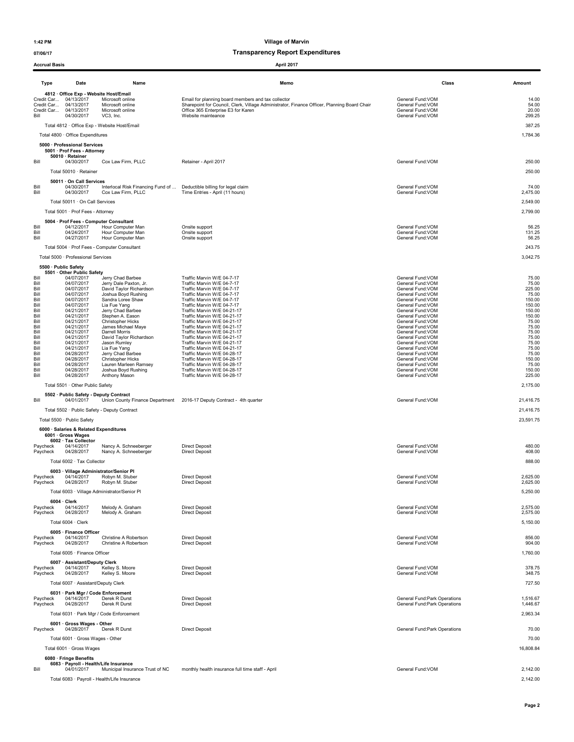**Village of Marvin**

**Transparency Report Expenditures**

1:42 PM
07/06/17
Accrual Basis

**April 2017**

| Type | Date | Name | Memo | Class | Amount |
|---|---|---|---|---|---|
| **4812 · Office Exp - Website Host/Email** | | | | | |
| Credit Car... | 04/13/2017 | Microsoft online | Email for planning board members and tax collector | General Fund:VOM | 14.00 |
| Credit Car... | 04/13/2017 | Microsoft online | Sharepoint for Council, Clerk, Village Administrator, Finance Officer, Planning Board Chair | General Fund:VOM | 54.00 |
| Credit Car... | 04/13/2017 | Microsoft online | Office 365 Enterprise E3 for Karen | General Fund:VOM | 20.00 |
| Bill | 04/30/2017 | VC3, Inc. | Website mainteance | General Fund:VOM | 299.25 |
| Total 4812 · Office Exp - Website Host/Email | | | | | 387.25 |
| Total 4800 · Office Expenditures | | | | | 1,784.36 |
| **5000 · Professional Services** | | | | | |
| **5001 · Prof Fees - Attorney** | | | | | |
| **50010 · Retainer** | | | | | |
| Bill | 04/30/2017 | Cox Law Firm, PLLC | Retainer - April 2017 | General Fund:VOM | 250.00 |
| Total 50010 · Retainer | | | | | 250.00 |
| **50011 · On Call Services** | | | | | |
| Bill | 04/30/2017 | Interlocal Risk Financing Fund of ... | Deductible billing for legal claim | General Fund:VOM | 74.00 |
| Bill | 04/30/2017 | Cox Law Firm, PLLC | Time Entries - April (11 hours) | General Fund:VOM | 2,475.00 |
| Total 50011 · On Call Services | | | | | 2,549.00 |
| Total 5001 · Prof Fees - Attorney | | | | | 2,799.00 |
| **5004 · Prof Fees - Computer Consultant** | | | | | |
| Bill | 04/12/2017 | Hour Computer Man | Onsite support | General Fund:VOM | 56.25 |
| Bill | 04/24/2017 | Hour Computer Man | Onsite support | General Fund:VOM | 131.25 |
| Bill | 04/27/2017 | Hour Computer Man | Onsite support | General Fund:VOM | 56.25 |
| Total 5004 · Prof Fees - Computer Consultant | | | | | 243.75 |
| Total 5000 · Professional Services | | | | | 3,042.75 |
| **5500 · Public Safety** | | | | | |
| **5501 · Other Public Safety** | | | | | |
| Bill | 04/07/2017 | Jerry Chad Barbee | Traffic Marvin W/E 04-7-17 | General Fund:VOM | 75.00 |
| Bill | 04/07/2017 | Jerry Dale Paxton, Jr. | Traffic Marvin W/E 04-7-17 | General Fund:VOM | 75.00 |
| Bill | 04/07/2017 | David Taylor Richardson | Traffic Marvin W/E 04-7-17 | General Fund:VOM | 225.00 |
| Bill | 04/07/2017 | Joshua Boyd Rushing | Traffic Marvin W/E 04-7-17 | General Fund:VOM | 75.00 |
| Bill | 04/07/2017 | Sandra Loree Shaw | Traffic Marvin W/E 04-7-17 | General Fund:VOM | 150.00 |
| Bill | 04/07/2017 | Lia Fue Yang | Traffic Marvin W/E 04-7-17 | General Fund:VOM | 150.00 |
| Bill | 04/21/2017 | Jerry Chad Barbee | Traffic Marvin W/E 04-21-17 | General Fund:VOM | 150.00 |
| Bill | 04/21/2017 | Stephen A. Eason | Traffic Marvin W/E 04-21-17 | General Fund:VOM | 150.00 |
| Bill | 04/21/2017 | Christopher Hicks | Traffic Marvin W/E 04-21-17 | General Fund:VOM | 75.00 |
| Bill | 04/21/2017 | James Michael Maye | Traffic Marvin W/E 04-21-17 | General Fund:VOM | 75.00 |
| Bill | 04/21/2017 | Darrell Morris | Traffic Marvin W/E 04-21-17 | General Fund:VOM | 75.00 |
| Bill | 04/21/2017 | David Taylor Richardson | Traffic Marvin W/E 04-21-17 | General Fund:VOM | 75.00 |
| Bill | 04/21/2017 | Jason Rumley | Traffic Marvin W/E 04-21-17 | General Fund:VOM | 75.00 |
| Bill | 04/21/2017 | Lia Fue Yang | Traffic Marvin W/E 04-21-17 | General Fund:VOM | 75.00 |
| Bill | 04/28/2017 | Jerry Chad Barbee | Traffic Marvin W/E 04-28-17 | General Fund:VOM | 75.00 |
| Bill | 04/28/2017 | Christopher Hicks | Traffic Marvin W/E 04-28-17 | General Fund:VOM | 150.00 |
| Bill | 04/28/2017 | Lauren Marleen Ramsey | Traffic Marvin W/E 04-28-17 | General Fund:VOM | 75.00 |
| Bill | 04/28/2017 | Joshua Boyd Rushing | Traffic Marvin W/E 04-28-17 | General Fund:VOM | 150.00 |
| Bill | 04/28/2017 | Anthony Mason | Traffic Marvin W/E 04-28-17 | General Fund:VOM | 225.00 |
| Total 5501 · Other Public Safety | | | | | 2,175.00 |
| **5502 · Public Safety - Deputy Contract** | | | | | |
| Bill | 04/01/2017 | Union County Finance Department | 2016-17 Deputy Contract - 4th quarter | General Fund:VOM | 21,416.75 |
| Total 5502 · Public Safety - Deputy Contract | | | | | 21,416.75 |
| Total 5500 · Public Safety | | | | | 23,591.75 |
| **6000 · Salaries & Related Expenditures** | | | | | |
| **6001 · Gross Wages** | | | | | |
| **6002 · Tax Collector** | | | | | |
| Paycheck | 04/14/2017 | Nancy A. Schneeberger | Direct Deposit | General Fund:VOM | 480.00 |
| Paycheck | 04/28/2017 | Nancy A. Schneeberger | Direct Deposit | General Fund:VOM | 408.00 |
| Total 6002 · Tax Collector | | | | | 888.00 |
| **6003 · Village Administrator/Senior Pl** | | | | | |
| Paycheck | 04/14/2017 | Robyn M. Stuber | Direct Deposit | General Fund:VOM | 2,625.00 |
| Paycheck | 04/28/2017 | Robyn M. Stuber | Direct Deposit | General Fund:VOM | 2,625.00 |
| Total 6003 · Village Administrator/Senior Pl | | | | | 5,250.00 |
| **6004 · Clerk** | | | | | |
| Paycheck | 04/14/2017 | Melody A. Graham | Direct Deposit | General Fund:VOM | 2,575.00 |
| Paycheck | 04/28/2017 | Melody A. Graham | Direct Deposit | General Fund:VOM | 2,575.00 |
| Total 6004 · Clerk | | | | | 5,150.00 |
| **6005 · Finance Officer** | | | | | |
| Paycheck | 04/14/2017 | Christine A Robertson | Direct Deposit | General Fund:VOM | 856.00 |
| Paycheck | 04/28/2017 | Christine A Robertson | Direct Deposit | General Fund:VOM | 904.00 |
| Total 6005 · Finance Officer | | | | | 1,760.00 |
| **6007 · Assistant/Deputy Clerk** | | | | | |
| Paycheck | 04/14/2017 | Kelley S. Moore | Direct Deposit | General Fund:VOM | 378.75 |
| Paycheck | 04/28/2017 | Kelley S. Moore | Direct Deposit | General Fund:VOM | 348.75 |
| Total 6007 · Assistant/Deputy Clerk | | | | | 727.50 |
| **6031 · Park Mgr / Code Enforcement** | | | | | |
| Paycheck | 04/14/2017 | Derek R Durst | Direct Deposit | General Fund:Park Operations | 1,516.67 |
| Paycheck | 04/28/2017 | Derek R Durst | Direct Deposit | General Fund:Park Operations | 1,446.67 |
| Total 6031 · Park Mgr / Code Enforcement | | | | | 2,963.34 |
| **6001 · Gross Wages - Other** | | | | | |
| Paycheck | 04/28/2017 | Derek R Durst | Direct Deposit | General Fund:Park Operations | 70.00 |
| Total 6001 · Gross Wages - Other | | | | | 70.00 |
| Total 6001 · Gross Wages | | | | | 16,808.84 |
| **6080 · Fringe Benefits** | | | | | |
| **6083 · Payroll - Health/Life Insurance** | | | | | |
| Bill | 04/01/2017 | Municipal Insurance Trust of NC | monthly health insurance full time staff - April | General Fund:VOM | 2,142.00 |
| Total 6083 · Payroll - Health/Life Insurance | | | | | 2,142.00 |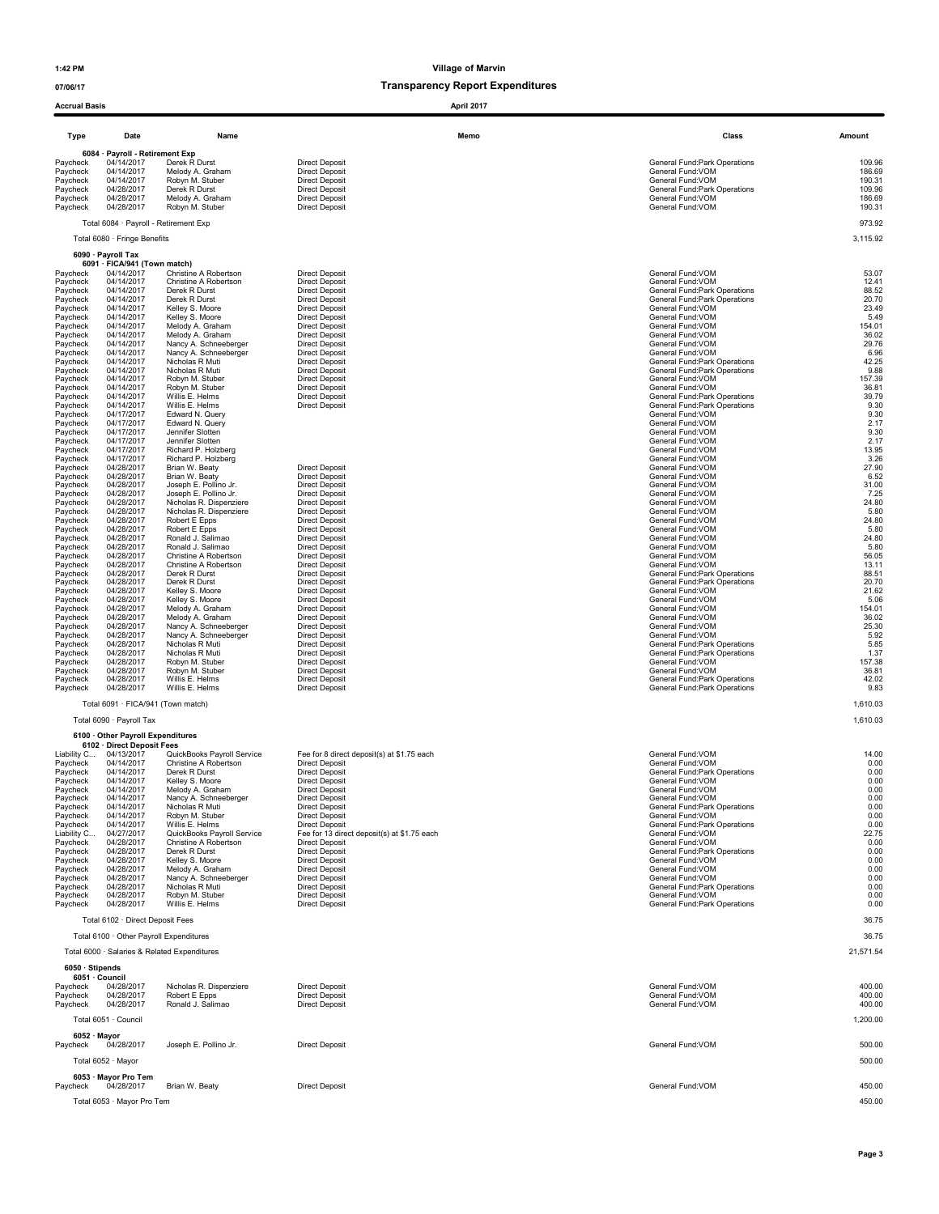**1:42 PM** **Village of Marvin**

**07/06/17** **Transparency Report Expenditures**

**Accrual Basis** **April 2017**

| Type | Date | Name | Memo | Class | Amount |
|---|---|---|---|---|---|
| **6084 · Payroll - Retirement Exp** | | | | | |
| Paycheck | 04/14/2017 | Derek R Durst | Direct Deposit | General Fund:Park Operations | 109.96 |
| Paycheck | 04/14/2017 | Melody A. Graham | Direct Deposit | General Fund:VOM | 186.69 |
| Paycheck | 04/14/2017 | Robyn M. Stuber | Direct Deposit | General Fund:VOM | 190.31 |
| Paycheck | 04/28/2017 | Derek R Durst | Direct Deposit | General Fund:Park Operations | 109.96 |
| Paycheck | 04/28/2017 | Melody A. Graham | Direct Deposit | General Fund:VOM | 186.69 |
| Paycheck | 04/28/2017 | Robyn M. Stuber | Direct Deposit | General Fund:VOM | 190.31 |
| Total 6084 · Payroll - Retirement Exp | | | | | 973.92 |
| Total 6080 · Fringe Benefits | | | | | 3,115.92 |
| **6090 · Payroll Tax** | | | | | |
| **6091 · FICA/941 (Town match)** | | | | | |
| Paycheck | 04/14/2017 | Christine A Robertson | Direct Deposit | General Fund:VOM | 53.07 |
| Paycheck | 04/14/2017 | Christine A Robertson | Direct Deposit | General Fund:VOM | 12.41 |
| Paycheck | 04/14/2017 | Derek R Durst | Direct Deposit | General Fund:Park Operations | 88.52 |
| Paycheck | 04/14/2017 | Derek R Durst | Direct Deposit | General Fund:Park Operations | 20.70 |
| Paycheck | 04/14/2017 | Kelley S. Moore | Direct Deposit | General Fund:VOM | 23.49 |
| Paycheck | 04/14/2017 | Kelley S. Moore | Direct Deposit | General Fund:VOM | 5.49 |
| Paycheck | 04/14/2017 | Melody A. Graham | Direct Deposit | General Fund:VOM | 154.01 |
| Paycheck | 04/14/2017 | Melody A. Graham | Direct Deposit | General Fund:VOM | 36.02 |
| Paycheck | 04/14/2017 | Nancy A. Schneeberger | Direct Deposit | General Fund:VOM | 29.76 |
| Paycheck | 04/14/2017 | Nancy A. Schneeberger | Direct Deposit | General Fund:VOM | 6.96 |
| Paycheck | 04/14/2017 | Nicholas R Muti | Direct Deposit | General Fund:Park Operations | 42.25 |
| Paycheck | 04/14/2017 | Nicholas R Muti | Direct Deposit | General Fund:Park Operations | 9.88 |
| Paycheck | 04/14/2017 | Robyn M. Stuber | Direct Deposit | General Fund:VOM | 157.39 |
| Paycheck | 04/14/2017 | Robyn M. Stuber | Direct Deposit | General Fund:VOM | 36.81 |
| Paycheck | 04/14/2017 | Willis E. Helms | Direct Deposit | General Fund:Park Operations | 39.79 |
| Paycheck | 04/14/2017 | Willis E. Helms | Direct Deposit | General Fund:Park Operations | 9.30 |
| Paycheck | 04/17/2017 | Edward N. Query | | General Fund:VOM | 9.30 |
| Paycheck | 04/17/2017 | Edward N. Query | | General Fund:VOM | 2.17 |
| Paycheck | 04/17/2017 | Jennifer Slotten | | General Fund:VOM | 9.30 |
| Paycheck | 04/17/2017 | Jennifer Slotten | | General Fund:VOM | 2.17 |
| Paycheck | 04/17/2017 | Richard P. Holzberg | | General Fund:VOM | 13.95 |
| Paycheck | 04/17/2017 | Richard P. Holzberg | | General Fund:VOM | 3.26 |
| Paycheck | 04/28/2017 | Brian W. Beaty | Direct Deposit | General Fund:VOM | 27.90 |
| Paycheck | 04/28/2017 | Brian W. Beaty | Direct Deposit | General Fund:VOM | 6.52 |
| Paycheck | 04/28/2017 | Joseph E. Pollino Jr. | Direct Deposit | General Fund:VOM | 31.00 |
| Paycheck | 04/28/2017 | Joseph E. Pollino Jr. | Direct Deposit | General Fund:VOM | 7.25 |
| Paycheck | 04/28/2017 | Nicholas R. Dispenziere | Direct Deposit | General Fund:VOM | 24.80 |
| Paycheck | 04/28/2017 | Nicholas R. Dispenziere | Direct Deposit | General Fund:VOM | 5.80 |
| Paycheck | 04/28/2017 | Robert E Epps | Direct Deposit | General Fund:VOM | 24.80 |
| Paycheck | 04/28/2017 | Robert E Epps | Direct Deposit | General Fund:VOM | 5.80 |
| Paycheck | 04/28/2017 | Ronald J. Salimao | Direct Deposit | General Fund:VOM | 24.80 |
| Paycheck | 04/28/2017 | Ronald J. Salimao | Direct Deposit | General Fund:VOM | 5.80 |
| Paycheck | 04/28/2017 | Christine A Robertson | Direct Deposit | General Fund:VOM | 56.05 |
| Paycheck | 04/28/2017 | Christine A Robertson | Direct Deposit | General Fund:VOM | 13.11 |
| Paycheck | 04/28/2017 | Derek R Durst | Direct Deposit | General Fund:Park Operations | 88.51 |
| Paycheck | 04/28/2017 | Derek R Durst | Direct Deposit | General Fund:Park Operations | 20.70 |
| Paycheck | 04/28/2017 | Kelley S. Moore | Direct Deposit | General Fund:VOM | 21.62 |
| Paycheck | 04/28/2017 | Kelley S. Moore | Direct Deposit | General Fund:VOM | 5.06 |
| Paycheck | 04/28/2017 | Melody A. Graham | Direct Deposit | General Fund:VOM | 154.01 |
| Paycheck | 04/28/2017 | Melody A. Graham | Direct Deposit | General Fund:VOM | 36.02 |
| Paycheck | 04/28/2017 | Nancy A. Schneeberger | Direct Deposit | General Fund:VOM | 25.30 |
| Paycheck | 04/28/2017 | Nancy A. Schneeberger | Direct Deposit | General Fund:VOM | 5.92 |
| Paycheck | 04/28/2017 | Nicholas R Muti | Direct Deposit | General Fund:Park Operations | 5.85 |
| Paycheck | 04/28/2017 | Nicholas R Muti | Direct Deposit | General Fund:Park Operations | 1.37 |
| Paycheck | 04/28/2017 | Robyn M. Stuber | Direct Deposit | General Fund:VOM | 157.38 |
| Paycheck | 04/28/2017 | Robyn M. Stuber | Direct Deposit | General Fund:VOM | 36.81 |
| Paycheck | 04/28/2017 | Willis E. Helms | Direct Deposit | General Fund:Park Operations | 42.02 |
| Paycheck | 04/28/2017 | Willis E. Helms | Direct Deposit | General Fund:Park Operations | 9.83 |
| Total 6091 · FICA/941 (Town match) | | | | | 1,610.03 |
| Total 6090 · Payroll Tax | | | | | 1,610.03 |
| **6100 · Other Payroll Expenditures** | | | | | |
| **6102 · Direct Deposit Fees** | | | | | |
| Liability C... | 04/13/2017 | QuickBooks Payroll Service | Fee for 8 direct deposit(s) at $1.75 each | General Fund:VOM | 14.00 |
| Paycheck | 04/14/2017 | Christine A Robertson | Direct Deposit | General Fund:VOM | 0.00 |
| Paycheck | 04/14/2017 | Derek R Durst | Direct Deposit | General Fund:Park Operations | 0.00 |
| Paycheck | 04/14/2017 | Kelley S. Moore | Direct Deposit | General Fund:VOM | 0.00 |
| Paycheck | 04/14/2017 | Melody A. Graham | Direct Deposit | General Fund:VOM | 0.00 |
| Paycheck | 04/14/2017 | Nancy A. Schneeberger | Direct Deposit | General Fund:VOM | 0.00 |
| Paycheck | 04/14/2017 | Nicholas R Muti | Direct Deposit | General Fund:Park Operations | 0.00 |
| Paycheck | 04/14/2017 | Robyn M. Stuber | Direct Deposit | General Fund:VOM | 0.00 |
| Paycheck | 04/14/2017 | Willis E. Helms | Direct Deposit | General Fund:Park Operations | 0.00 |
| Liability C... | 04/27/2017 | QuickBooks Payroll Service | Fee for 13 direct deposit(s) at $1.75 each | General Fund:VOM | 22.75 |
| Paycheck | 04/28/2017 | Christine A Robertson | Direct Deposit | General Fund:VOM | 0.00 |
| Paycheck | 04/28/2017 | Derek R Durst | Direct Deposit | General Fund:Park Operations | 0.00 |
| Paycheck | 04/28/2017 | Kelley S. Moore | Direct Deposit | General Fund:VOM | 0.00 |
| Paycheck | 04/28/2017 | Melody A. Graham | Direct Deposit | General Fund:VOM | 0.00 |
| Paycheck | 04/28/2017 | Nancy A. Schneeberger | Direct Deposit | General Fund:VOM | 0.00 |
| Paycheck | 04/28/2017 | Nicholas R Muti | Direct Deposit | General Fund:Park Operations | 0.00 |
| Paycheck | 04/28/2017 | Robyn M. Stuber | Direct Deposit | General Fund:VOM | 0.00 |
| Paycheck | 04/28/2017 | Willis E. Helms | Direct Deposit | General Fund:Park Operations | 0.00 |
| Total 6102 · Direct Deposit Fees | | | | | 36.75 |
| Total 6100 · Other Payroll Expenditures | | | | | 36.75 |
| Total 6000 · Salaries & Related Expenditures | | | | | 21,571.54 |
| **6050 · Stipends** | | | | | |
| **6051 · Council** | | | | | |
| Paycheck | 04/28/2017 | Nicholas R. Dispenziere | Direct Deposit | General Fund:VOM | 400.00 |
| Paycheck | 04/28/2017 | Robert E Epps | Direct Deposit | General Fund:VOM | 400.00 |
| Paycheck | 04/28/2017 | Ronald J. Salimao | Direct Deposit | General Fund:VOM | 400.00 |
| Total 6051 · Council | | | | | 1,200.00 |
| **6052 · Mayor** | | | | | |
| Paycheck | 04/28/2017 | Joseph E. Pollino Jr. | Direct Deposit | General Fund:VOM | 500.00 |
| Total 6052 · Mayor | | | | | 500.00 |
| **6053 · Mayor Pro Tem** | | | | | |
| Paycheck | 04/28/2017 | Brian W. Beaty | Direct Deposit | General Fund:VOM | 450.00 |
| Total 6053 · Mayor Pro Tem | | | | | 450.00 |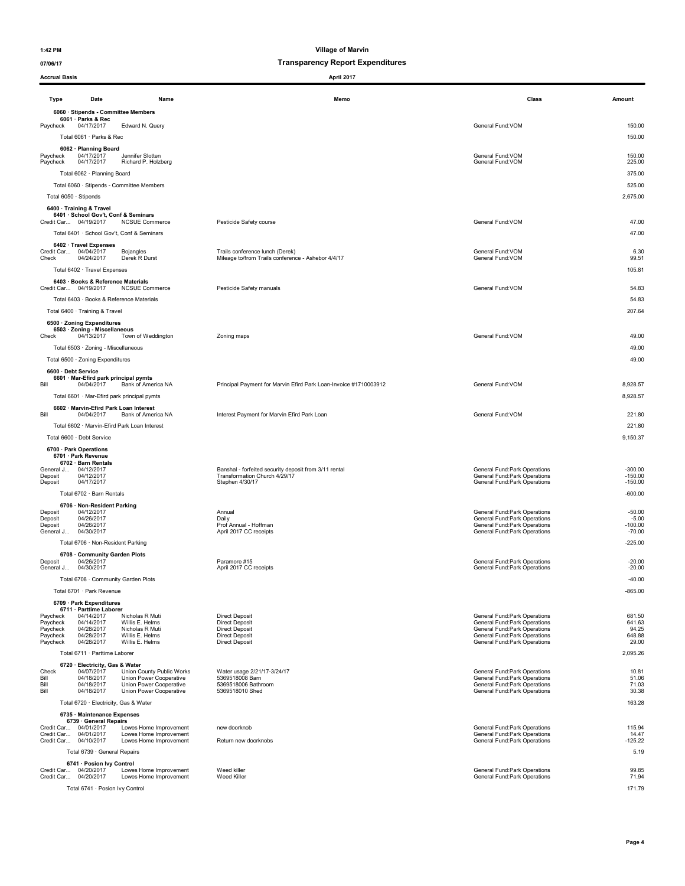**Village of Marvin**

**Transparency Report Expenditures**

**Accrual Basis** — **April 2017**

| Type | Date | Name | Memo | Class | Amount |
|---|---|---|---|---|---|
| **6060 · Stipends - Committee Members** | | | | | |
| **6061 · Parks & Rec** | | | | | |
| Paycheck | 04/17/2017 | Edward N. Query | | General Fund:VOM | 150.00 |
| Total 6061 · Parks & Rec | | | | | 150.00 |
| **6062 · Planning Board** | | | | | |
| Paycheck | 04/17/2017 | Jennifer Slotten | | General Fund:VOM | 150.00 |
| Paycheck | 04/17/2017 | Richard P. Holzberg | | General Fund:VOM | 225.00 |
| Total 6062 · Planning Board | | | | | 375.00 |
| Total 6060 · Stipends - Committee Members | | | | | 525.00 |
| Total 6050 · Stipends | | | | | 2,675.00 |
| **6400 · Training & Travel** | | | | | |
| **6401 · School Gov't, Conf & Seminars** | | | | | |
| Credit Car... | 04/19/2017 | NCSUE Commerce | Pesticide Safety course | General Fund:VOM | 47.00 |
| Total 6401 · School Gov't, Conf & Seminars | | | | | 47.00 |
| **6402 · Travel Expenses** | | | | | |
| Credit Car... | 04/04/2017 | Bojangles | Trails conference lunch (Derek) | General Fund:VOM | 6.30 |
| Check | 04/24/2017 | Derek R Durst | Mileage to/from Trails conference - Ashebor 4/4/17 | General Fund:VOM | 99.51 |
| Total 6402 · Travel Expenses | | | | | 105.81 |
| **6403 · Books & Reference Materials** | | | | | |
| Credit Car... | 04/19/2017 | NCSUE Commerce | Pesticide Safety manuals | General Fund:VOM | 54.83 |
| Total 6403 · Books & Reference Materials | | | | | 54.83 |
| Total 6400 · Training & Travel | | | | | 207.64 |
| **6500 · Zoning Expenditures** | | | | | |
| **6503 · Zoning - Miscellaneous** | | | | | |
| Check | 04/13/2017 | Town of Weddington | Zoning maps | General Fund:VOM | 49.00 |
| Total 6503 · Zoning - Miscellaneous | | | | | 49.00 |
| Total 6500 · Zoning Expenditures | | | | | 49.00 |
| **6600 · Debt Service** | | | | | |
| **6601 · Mar-Efird park principal pymts** | | | | | |
| Bill | 04/04/2017 | Bank of America NA | Principal Payment for Marvin Efird Park Loan-Invoice #1710003912 | General Fund:VOM | 8,928.57 |
| Total 6601 · Mar-Efird park principal pymts | | | | | 8,928.57 |
| **6602 · Marvin-Efird Park Loan Interest** | | | | | |
| Bill | 04/04/2017 | Bank of America NA | Interest Payment for Marvin Efird Park Loan | General Fund:VOM | 221.80 |
| Total 6602 · Marvin-Efird Park Loan Interest | | | | | 221.80 |
| Total 6600 · Debt Service | | | | | 9,150.37 |
| **6700 · Park Operations** | | | | | |
| **6701 · Park Revenue** | | | | | |
| **6702 · Barn Rentals** | | | | | |
| General J... | 04/12/2017 | | Banshal - forfeited security deposit from 3/11 rental | General Fund:Park Operations | -300.00 |
| Deposit | 04/12/2017 | | Transformation Church 4/29/17 | General Fund:Park Operations | -150.00 |
| Deposit | 04/17/2017 | | Stephen 4/30/17 | General Fund:Park Operations | -150.00 |
| Total 6702 · Barn Rentals | | | | | -600.00 |
| **6706 · Non-Resident Parking** | | | | | |
| Deposit | 04/12/2017 | | Annual | General Fund:Park Operations | -50.00 |
| Deposit | 04/26/2017 | | Daily | General Fund:Park Operations | -5.00 |
| Deposit | 04/26/2017 | | Prof Annual - Hoffman | General Fund:Park Operations | -100.00 |
| General J... | 04/30/2017 | | April 2017 CC receipts | General Fund:Park Operations | -70.00 |
| Total 6706 · Non-Resident Parking | | | | | -225.00 |
| **6708 · Community Garden Plots** | | | | | |
| Deposit | 04/26/2017 | | Paramore #15 | General Fund:Park Operations | -20.00 |
| General J... | 04/30/2017 | | April 2017 CC receipts | General Fund:Park Operations | -20.00 |
| Total 6708 · Community Garden Plots | | | | | -40.00 |
| Total 6701 · Park Revenue | | | | | -865.00 |
| **6709 · Park Expenditures** | | | | | |
| **6711 · Parttime Laborer** | | | | | |
| Paycheck | 04/14/2017 | Nicholas R Muti | Direct Deposit | General Fund:Park Operations | 681.50 |
| Paycheck | 04/14/2017 | Willis E. Helms | Direct Deposit | General Fund:Park Operations | 641.63 |
| Paycheck | 04/28/2017 | Nicholas R Muti | Direct Deposit | General Fund:Park Operations | 94.25 |
| Paycheck | 04/28/2017 | Willis E. Helms | Direct Deposit | General Fund:Park Operations | 648.88 |
| Paycheck | 04/28/2017 | Willis E. Helms | Direct Deposit | General Fund:Park Operations | 29.00 |
| Total 6711 · Parttime Laborer | | | | | 2,095.26 |
| **6720 · Electricity, Gas & Water** | | | | | |
| Check | 04/07/2017 | Union County Public Works | Water usage 2/21/17-3/24/17 | General Fund:Park Operations | 10.81 |
| Bill | 04/18/2017 | Union Power Cooperative | 5369518008 Barn | General Fund:Park Operations | 51.06 |
| Bill | 04/18/2017 | Union Power Cooperative | 5369518006 Bathroom | General Fund:Park Operations | 71.03 |
| Bill | 04/18/2017 | Union Power Cooperative | 5369518010 Shed | General Fund:Park Operations | 30.38 |
| Total 6720 · Electricity, Gas & Water | | | | | 163.28 |
| **6735 · Maintenance Expenses** | | | | | |
| **6739 · General Repairs** | | | | | |
| Credit Car... | 04/01/2017 | Lowes Home Improvement | new doorknob | General Fund:Park Operations | 115.94 |
| Credit Car... | 04/01/2017 | Lowes Home Improvement | | General Fund:Park Operations | 14.47 |
| Credit Car... | 04/10/2017 | Lowes Home Improvement | Return new doorknobs | General Fund:Park Operations | -125.22 |
| Total 6739 · General Repairs | | | | | 5.19 |
| **6741 · Posion Ivy Control** | | | | | |
| Credit Car... | 04/20/2017 | Lowes Home Improvement | Weed killer | General Fund:Park Operations | 99.85 |
| Credit Car... | 04/20/2017 | Lowes Home Improvement | Weed Killer | General Fund:Park Operations | 71.94 |
| Total 6741 · Posion Ivy Control | | | | | 171.79 |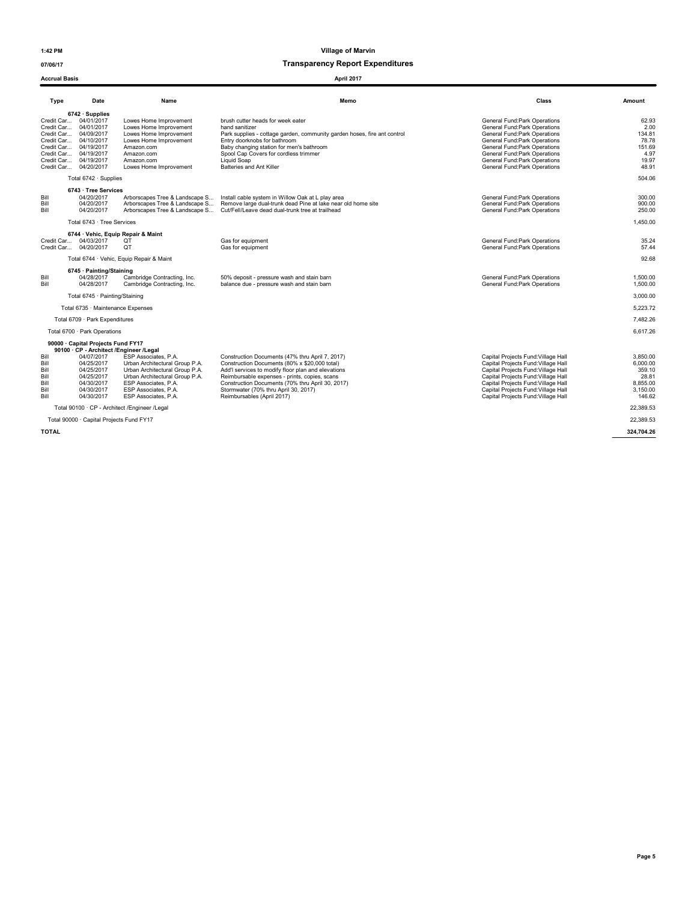# Village of Marvin

## Transparency Report Expenditures

1:42 PM
07/06/17
Accrual Basis

April 2017

| Type | Date | Name | Memo | Class | Amount |
|---|---|---|---|---|---|
| **6742 · Supplies** | | | | | |
| Credit Car... | 04/01/2017 | Lowes Home Improvement | brush cutter heads for week eater | General Fund:Park Operations | 62.93 |
| Credit Car... | 04/01/2017 | Lowes Home Improvement | hand sanitizer | General Fund:Park Operations | 2.00 |
| Credit Car... | 04/09/2017 | Lowes Home Improvement | Park supplies - cottage garden, community garden hoses, fire ant control | General Fund:Park Operations | 134.81 |
| Credit Car... | 04/10/2017 | Lowes Home Improvement | Entry doorknobs for bathroom | General Fund:Park Operations | 78.78 |
| Credit Car... | 04/19/2017 | Amazon.com | Baby changing station for men's bathroom | General Fund:Park Operations | 151.69 |
| Credit Car... | 04/19/2017 | Amazon.com | Spool Cap Covers for cordless trimmer | General Fund:Park Operations | 4.97 |
| Credit Car... | 04/19/2017 | Amazon.com | Liquid Soap | General Fund:Park Operations | 19.97 |
| Credit Car... | 04/20/2017 | Lowes Home Improvement | Batteries and Ant Killer | General Fund:Park Operations | 48.91 |
| Total 6742 · Supplies | | | | | 504.06 |
| **6743 · Tree Services** | | | | | |
| Bill | 04/20/2017 | Arborscapes Tree & Landscape S... | Install cable system in Willow Oak at L play area | General Fund:Park Operations | 300.00 |
| Bill | 04/20/2017 | Arborscapes Tree & Landscape S... | Remove large dual-trunk dead Pine at lake near old home site | General Fund:Park Operations | 900.00 |
| Bill | 04/20/2017 | Arborscapes Tree & Landscape S... | Cut/Fell/Leave dead dual-trunk tree at trailhead | General Fund:Park Operations | 250.00 |
| Total 6743 · Tree Services | | | | | 1,450.00 |
| **6744 · Vehic, Equip Repair & Maint** | | | | | |
| Credit Car... | 04/03/2017 | QT | Gas for equipment | General Fund:Park Operations | 35.24 |
| Credit Car... | 04/20/2017 | QT | Gas for equipment | General Fund:Park Operations | 57.44 |
| Total 6744 · Vehic, Equip Repair & Maint | | | | | 92.68 |
| **6745 · Painting/Staining** | | | | | |
| Bill | 04/28/2017 | Cambridge Contracting, Inc. | 50% deposit - pressure wash and stain barn | General Fund:Park Operations | 1,500.00 |
| Bill | 04/28/2017 | Cambridge Contracting, Inc. | balance due - pressure wash and stain barn | General Fund:Park Operations | 1,500.00 |
| Total 6745 · Painting/Staining | | | | | 3,000.00 |
| Total 6735 · Maintenance Expenses | | | | | 5,223.72 |
| Total 6709 · Park Expenditures | | | | | 7,482.26 |
| Total 6700 · Park Operations | | | | | 6,617.26 |
| **90000 · Capital Projects Fund FY17** | | | | | |
| **90100 · CP - Architect /Engineer /Legal** | | | | | |
| Bill | 04/07/2017 | ESP Associates, P.A. | Construction Documents (47% thru April 7, 2017) | Capital Projects Fund:Village Hall | 3,850.00 |
| Bill | 04/25/2017 | Urban Architectural Group P.A. | Construction Documents (80% x $20,000 total) | Capital Projects Fund:Village Hall | 6,000.00 |
| Bill | 04/25/2017 | Urban Architectural Group P.A. | Add'l services to modify floor plan and elevations | Capital Projects Fund:Village Hall | 359.10 |
| Bill | 04/25/2017 | Urban Architectural Group P.A. | Reimbursable expenses - prints, copies, scans | Capital Projects Fund:Village Hall | 28.81 |
| Bill | 04/30/2017 | ESP Associates, P.A. | Construction Documents (70% thru April 30, 2017) | Capital Projects Fund:Village Hall | 8,855.00 |
| Bill | 04/30/2017 | ESP Associates, P.A. | Stormwater (70% thru April 30, 2017) | Capital Projects Fund:Village Hall | 3,150.00 |
| Bill | 04/30/2017 | ESP Associates, P.A. | Reimbursables (April 2017) | Capital Projects Fund:Village Hall | 146.62 |
| Total 90100 · CP - Architect /Engineer /Legal | | | | | 22,389.53 |
| Total 90000 · Capital Projects Fund FY17 | | | | | 22,389.53 |
| **TOTAL** | | | | | **324,704.26** |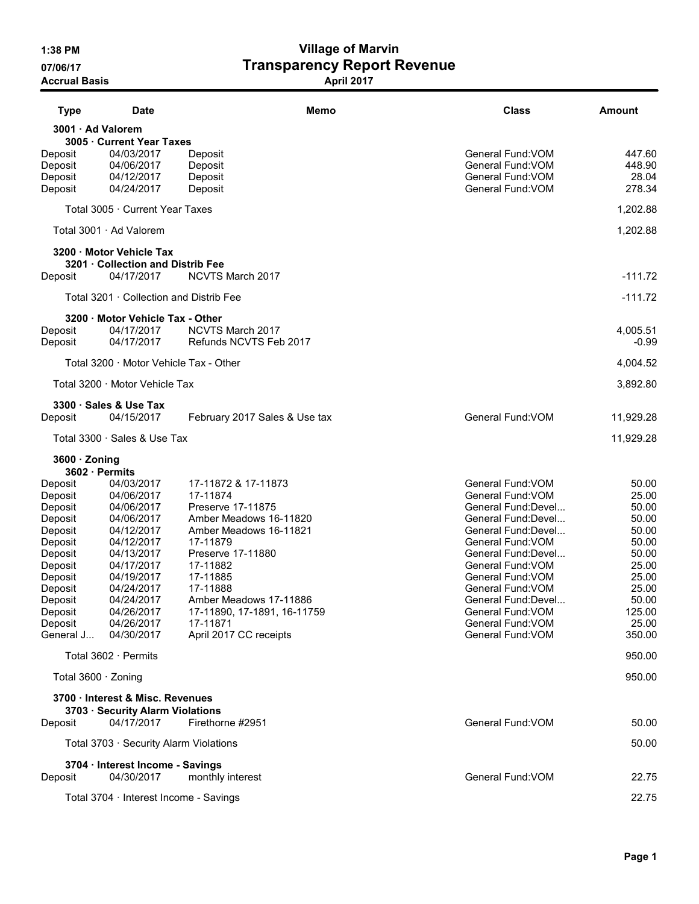1:38 PM
07/06/17
Accrual Basis

# Village of Marvin
## Transparency Report Revenue
### April 2017

| Type | Date | Memo | Class | Amount |
|---|---|---|---|---|
| **3001 · Ad Valorem** | | | | |
| **3005 · Current Year Taxes** | | | | |
| Deposit | 04/03/2017 | Deposit | General Fund:VOM | 447.60 |
| Deposit | 04/06/2017 | Deposit | General Fund:VOM | 448.90 |
| Deposit | 04/12/2017 | Deposit | General Fund:VOM | 28.04 |
| Deposit | 04/24/2017 | Deposit | General Fund:VOM | 278.34 |
| Total 3005 · Current Year Taxes | | | | 1,202.88 |
| Total 3001 · Ad Valorem | | | | 1,202.88 |
| **3200 · Motor Vehicle Tax** | | | | |
| **3201 · Collection and Distrib Fee** | | | | |
| Deposit | 04/17/2017 | NCVTS March 2017 | | -111.72 |
| Total 3201 · Collection and Distrib Fee | | | | -111.72 |
| **3200 · Motor Vehicle Tax - Other** | | | | |
| Deposit | 04/17/2017 | NCVTS March 2017 | | 4,005.51 |
| Deposit | 04/17/2017 | Refunds NCVTS Feb 2017 | | -0.99 |
| Total 3200 · Motor Vehicle Tax - Other | | | | 4,004.52 |
| Total 3200 · Motor Vehicle Tax | | | | 3,892.80 |
| **3300 · Sales & Use Tax** | | | | |
| Deposit | 04/15/2017 | February 2017 Sales & Use tax | General Fund:VOM | 11,929.28 |
| Total 3300 · Sales & Use Tax | | | | 11,929.28 |
| **3600 · Zoning** | | | | |
| **3602 · Permits** | | | | |
| Deposit | 04/03/2017 | 17-11872 & 17-11873 | General Fund:VOM | 50.00 |
| Deposit | 04/06/2017 | 17-11874 | General Fund:VOM | 25.00 |
| Deposit | 04/06/2017 | Preserve 17-11875 | General Fund:Devel... | 50.00 |
| Deposit | 04/06/2017 | Amber Meadows 16-11820 | General Fund:Devel... | 50.00 |
| Deposit | 04/12/2017 | Amber Meadows 16-11821 | General Fund:Devel... | 50.00 |
| Deposit | 04/12/2017 | 17-11879 | General Fund:VOM | 50.00 |
| Deposit | 04/13/2017 | Preserve 17-11880 | General Fund:Devel... | 50.00 |
| Deposit | 04/17/2017 | 17-11882 | General Fund:VOM | 25.00 |
| Deposit | 04/19/2017 | 17-11885 | General Fund:VOM | 25.00 |
| Deposit | 04/24/2017 | 17-11888 | General Fund:VOM | 25.00 |
| Deposit | 04/24/2017 | Amber Meadows 17-11886 | General Fund:Devel... | 50.00 |
| Deposit | 04/26/2017 | 17-11890, 17-1891, 16-11759 | General Fund:VOM | 125.00 |
| Deposit | 04/26/2017 | 17-11871 | General Fund:VOM | 25.00 |
| General J... | 04/30/2017 | April 2017 CC receipts | General Fund:VOM | 350.00 |
| Total 3602 · Permits | | | | 950.00 |
| Total 3600 · Zoning | | | | 950.00 |
| **3700 · Interest & Misc. Revenues** | | | | |
| **3703 · Security Alarm Violations** | | | | |
| Deposit | 04/17/2017 | Firethorne #2951 | General Fund:VOM | 50.00 |
| Total 3703 · Security Alarm Violations | | | | 50.00 |
| **3704 · Interest Income - Savings** | | | | |
| Deposit | 04/30/2017 | monthly interest | General Fund:VOM | 22.75 |
| Total 3704 · Interest Income - Savings | | | | 22.75 |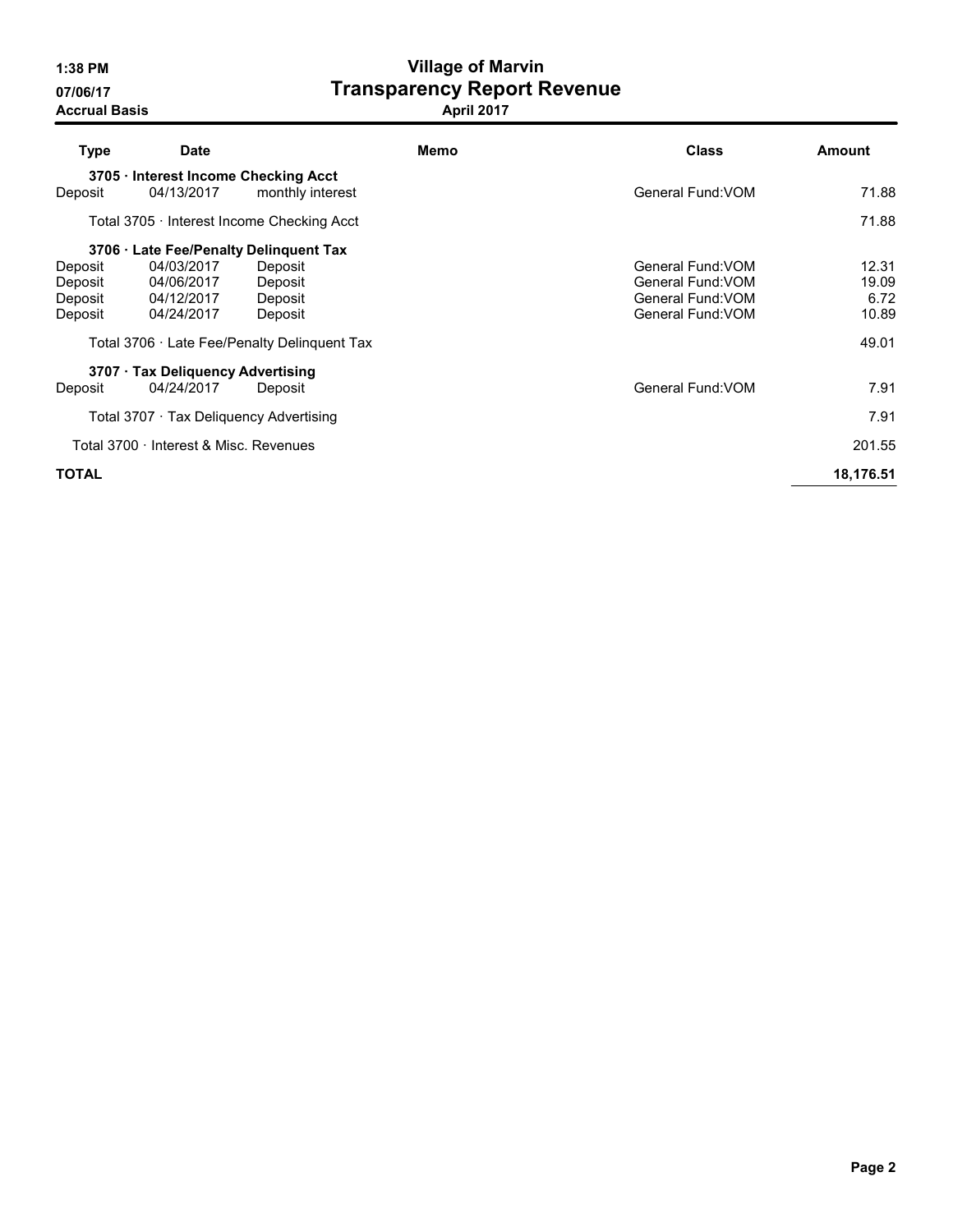# Village of Marvin

## Transparency Report Revenue

**April 2017**

1:38 PM
07/06/17
**Accrual Basis**

| Type | Date | | Memo | Class | Amount |
|---|---|---|---|---|---|
| **3705 · Interest Income Checking Acct** | | | | | |
| Deposit | 04/13/2017 | monthly interest | | General Fund:VOM | 71.88 |
| Total 3705 · Interest Income Checking Acct | | | | | 71.88 |
| **3706 · Late Fee/Penalty Delinquent Tax** | | | | | |
| Deposit | 04/03/2017 | Deposit | | General Fund:VOM | 12.31 |
| Deposit | 04/06/2017 | Deposit | | General Fund:VOM | 19.09 |
| Deposit | 04/12/2017 | Deposit | | General Fund:VOM | 6.72 |
| Deposit | 04/24/2017 | Deposit | | General Fund:VOM | 10.89 |
| Total 3706 · Late Fee/Penalty Delinquent Tax | | | | | 49.01 |
| **3707 · Tax Deliquency Advertising** | | | | | |
| Deposit | 04/24/2017 | Deposit | | General Fund:VOM | 7.91 |
| Total 3707 · Tax Deliquency Advertising | | | | | 7.91 |
| Total 3700 · Interest & Misc. Revenues | | | | | 201.55 |
| **TOTAL** | | | | | **18,176.51** |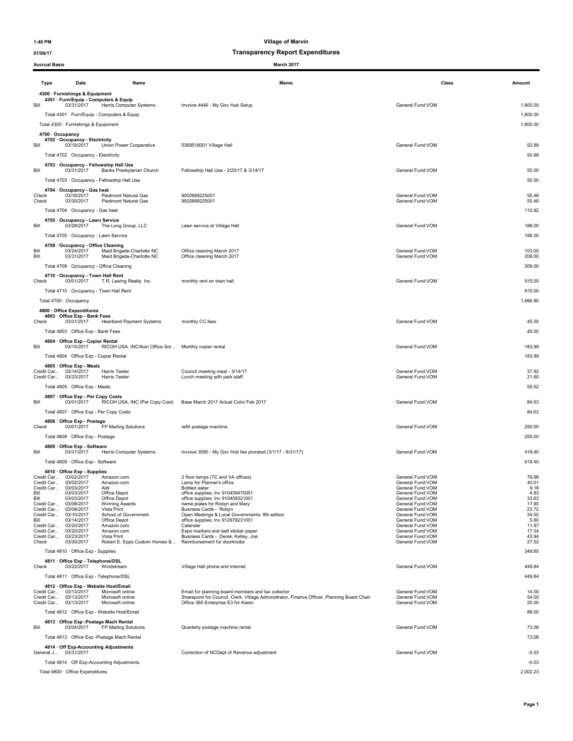**Village of Marvin**

**Transparency Report Expenditures**

Accrual Basis — March 2017

1:40 PM 07/06/17

| Type | Date | Name | Memo | Class | Amount |
|---|---|---|---|---|---|
| **4300 · Furnishings & Equipment** | | | | | |
| **4301 · Furn/Equip - Computers & Equip** | | | | | |
| Bill | 03/31/2017 | Harris Computer Systems | Invoice 4446 - My Gov Hub Setup | General Fund:VOM | 1,800.00 |
| Total 4301 · Furn/Equip - Computers & Equip | | | | | 1,800.00 |
| Total 4300 · Furnishings & Equipment | | | | | 1,800.00 |
| **4700 · Occupancy** | | | | | |
| **4702 · Occupancy - Electricity** | | | | | |
| Bill | 03/18/2017 | Union Power Cooperative | 5369518001 Village Hall | General Fund:VOM | 93.88 |
| Total 4702 · Occupancy - Electricity | | | | | 93.88 |
| **4703 · Occupancy - Fellowship Hall Use** | | | | | |
| Bill | 03/31/2017 | Banks Presbyterian Church | Fellowship Hall Use - 2/20/17 & 3/14/17 | General Fund:VOM | 50.00 |
| Total 4703 · Occupancy - Fellowship Hall Use | | | | | 50.00 |
| **4704 · Occupancy - Gas heat** | | | | | |
| Check | 03/16/2017 | Piedmont Natural Gas | 9002668225001 | General Fund:VOM | 55.46 |
| Check | 03/30/2017 | Piedmont Natural Gas | 9002668225001 | General Fund:VOM | 55.46 |
| Total 4704 · Occupancy - Gas heat | | | | | 110.92 |
| **4705 · Occupancy - Lawn Service** | | | | | |
| Bill | 03/28/2017 | The Long Group, LLC | Lawn service at Village Hall | General Fund:VOM | 188.00 |
| Total 4705 · Occupancy - Lawn Service | | | | | 188.00 |
| **4708 · Occupancy - Office Cleaning** | | | | | |
| Bill | 03/24/2017 | Maid Brigade-Charlotte NC | Office cleaning March 2017 | General Fund:VOM | 103.00 |
| Bill | 03/31/2017 | Maid Brigade-Charlotte NC | Office cleaning March 2017 | General Fund:VOM | 206.00 |
| Total 4708 · Occupancy - Office Cleaning | | | | | 309.00 |
| **4710 · Occupancy - Town Hall Rent** | | | | | |
| Check | 03/01/2017 | T.R. Lawing Realty. Inc. | monthly rent on town hall | General Fund:VOM | 915.00 |
| Total 4710 · Occupancy - Town Hall Rent | | | | | 915.00 |
| Total 4700 · Occupancy | | | | | 1,666.80 |
| **4800 · Office Expenditures** | | | | | |
| **4803 · Office Exp - Bank Fees** | | | | | |
| Check | 03/31/2017 | Heartland Payment Systems | monthly CC fees | General Fund:VOM | 45.00 |
| Total 4803 · Office Exp - Bank Fees | | | | | 45.00 |
| **4804 · Office Exp - Copier Rental** | | | | | |
| Bill | 03/15/2017 | RICOH USA, INC/Ikon Office Sol... | Monthly copier rental | General Fund:VOM | 183.99 |
| Total 4804 · Office Exp - Copier Rental | | | | | 183.99 |
| **4805 · Office Exp - Meals** | | | | | |
| Credit Car... | 03/14/2017 | Harris Teeter | Council meeting meal - 3/14/17 | General Fund:VOM | 37.92 |
| Credit Car... | 03/23/2017 | Harris Teeter | Lunch meeting with park staff | General Fund:VOM | 21.60 |
| Total 4805 · Office Exp - Meals | | | | | 59.52 |
| **4807 · Office Exp - Per Copy Costs** | | | | | |
| Bill | 03/01/2017 | RICOH USA, INC (Per Copy Cost) | Base March 2017 Actual Color Feb 2017 | General Fund:VOM | 84.63 |
| Total 4807 · Office Exp - Per Copy Costs | | | | | 84.63 |
| **4808 · Office Exp - Postage** | | | | | |
| Check | 03/01/2017 | FP Mailing Solutions | refill postage machine | General Fund:VOM | 250.00 |
| Total 4808 · Office Exp - Postage | | | | | 250.00 |
| **4809 · Office Exp - Software** | | | | | |
| Bill | 03/31/2017 | Harris Computer Systems | Invoice 3590 - My Gov Hub fee prorated (3/1/17 - 8/31/17) | General Fund:VOM | 418.40 |
| Total 4809 · Office Exp - Software | | | | | 418.40 |
| **4810 · Office Exp - Supplies** | | | | | |
| Credit Car... | 03/02/2017 | Amazon.com | 2 floor lamps (TC and VA offices) | General Fund:VOM | 79.98 |
| Credit Car... | 03/02/2017 | Amazon.com | Lamp for Planner's office | General Fund:VOM | 40.01 |
| Credit Car... | 03/03/2017 | Aldi | Bottled water | General Fund:VOM | 9.16 |
| Bill | 03/03/2017 | Office Depot | office supplies; Inv 910459470001 | General Fund:VOM | 4.83 |
| Bill | 03/03/2017 | Office Depot | office supplies; Inv 910459321001 | General Fund:VOM | 33.63 |
| Credit Car... | 03/08/2017 | Winning Awards | name plates for Robyn and Mary | General Fund:VOM | 17.90 |
| Credit Car... | 03/08/2017 | Vista Print | Business Cards - Robyn | General Fund:VOM | 23.72 |
| Credit Car... | 03/10/2017 | School of Government | Open Meetings & Local Governments; 8th edition | General Fund:VOM | 34.00 |
| Bill | 03/14/2017 | Office Depot | office supplies; Inv 912978231001 | General Fund:VOM | 5.80 |
| Credit Car... | 03/20/2017 | Amazon.com | Calendar | General Fund:VOM | 11.97 |
| Credit Car... | 03/20/2017 | Amazon.com | Expo markers and wall sticker paper | General Fund:VOM | 17.34 |
| Credit Car... | 03/23/2017 | Vista Print | Business Cards - Derek, Kelley, Joe | General Fund:VOM | 43.94 |
| Check | 03/30/2017 | Robert E. Epps Custom Homes &... | Reimbursement for doorknobs | General Fund:VOM | 27.52 |
| Total 4810 · Office Exp - Supplies | | | | | 349.80 |
| **4811 · Office Exp - Telephone/DSL** | | | | | |
| Check | 03/22/2017 | Windstream | Village Hall phone and internet | General Fund:VOM | 449.84 |
| Total 4811 · Office Exp - Telephone/DSL | | | | | 449.84 |
| **4812 · Office Exp - Website Host/Email** | | | | | |
| Credit Car... | 03/13/2017 | Microsoft online | Email for planning board members and tax collector | General Fund:VOM | 14.00 |
| Credit Car... | 03/13/2017 | Microsoft online | Sharepoint for Council, Clerk, Village Administrator, Finance Officer, Planning Board Chair | General Fund:VOM | 54.00 |
| Credit Car... | 03/13/2017 | Microsoft online | Office 365 Enterprise E3 for Karen | General Fund:VOM | 20.00 |
| Total 4812 · Office Exp - Website Host/Email | | | | | 88.00 |
| **4813 · Office Exp -Postage Mach Rental** | | | | | |
| Bill | 03/04/2017 | FP Mailing Solutions | Quarterly postage machine rental | General Fund:VOM | 73.08 |
| Total 4813 · Office Exp -Postage Mach Rental | | | | | 73.08 |
| **4814 · Off Exp-Accounting Adjustments** | | | | | |
| General J... | 03/31/2017 | | Correction of NCDept of Revenue adjustment | General Fund:VOM | -0.03 |
| Total 4814 · Off Exp-Accounting Adjustments | | | | | -0.03 |
| Total 4800 · Office Expenditures | | | | | 2,002.23 |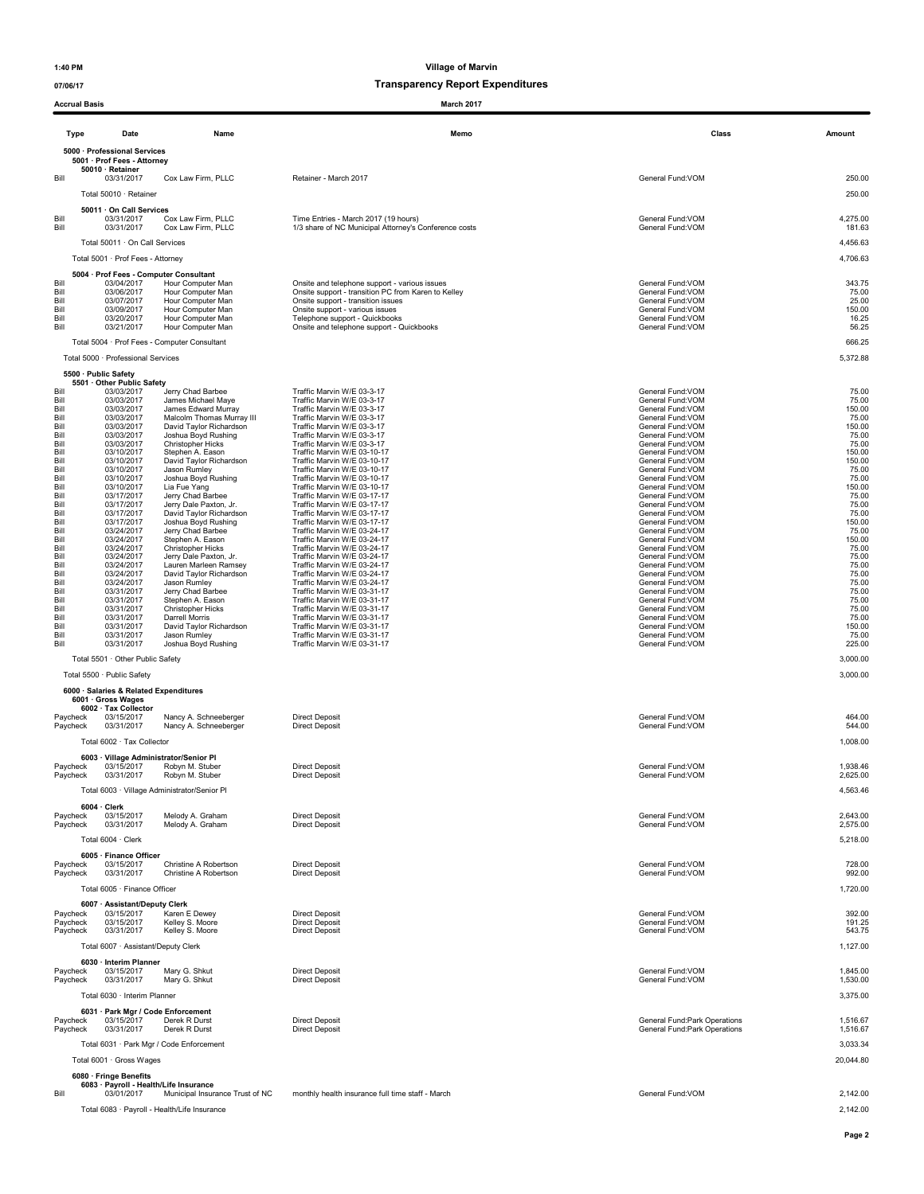# Village of Marvin

## Transparency Report Expenditures

**Accrual Basis** — **March 2017**

| Type | Date | Name | Memo | Class | Amount |
|---|---|---|---|---|---|
| **5000 · Professional Services** | | | | | |
| **5001 · Prof Fees - Attorney** | | | | | |
| **50010 · Retainer** | | | | | |
| Bill | 03/31/2017 | Cox Law Firm, PLLC | Retainer - March 2017 | General Fund:VOM | 250.00 |
| Total 50010 · Retainer | | | | | 250.00 |
| **50011 · On Call Services** | | | | | |
| Bill | 03/31/2017 | Cox Law Firm, PLLC | Time Entries - March 2017 (19 hours) | General Fund:VOM | 4,275.00 |
| Bill | 03/31/2017 | Cox Law Firm, PLLC | 1/3 share of NC Municipal Attorney's Conference costs | General Fund:VOM | 181.63 |
| Total 50011 · On Call Services | | | | | 4,456.63 |
| Total 5001 · Prof Fees - Attorney | | | | | 4,706.63 |
| **5004 · Prof Fees - Computer Consultant** | | | | | |
| Bill | 03/04/2017 | Hour Computer Man | Onsite and telephone support - various issues | General Fund:VOM | 343.75 |
| Bill | 03/06/2017 | Hour Computer Man | Onsite support - transition PC from Karen to Kelley | General Fund:VOM | 75.00 |
| Bill | 03/07/2017 | Hour Computer Man | Onsite support - transition issues | General Fund:VOM | 25.00 |
| Bill | 03/09/2017 | Hour Computer Man | Onsite support - various issues | General Fund:VOM | 150.00 |
| Bill | 03/20/2017 | Hour Computer Man | Telephone support - Quickbooks | General Fund:VOM | 16.25 |
| Bill | 03/21/2017 | Hour Computer Man | Onsite and telephone support - Quickbooks | General Fund:VOM | 56.25 |
| Total 5004 · Prof Fees - Computer Consultant | | | | | 666.25 |
| Total 5000 · Professional Services | | | | | 5,372.88 |
| **5500 · Public Safety** | | | | | |
| **5501 · Other Public Safety** | | | | | |
| Bill | 03/03/2017 | Jerry Chad Barbee | Traffic Marvin W/E 03-3-17 | General Fund:VOM | 75.00 |
| Bill | 03/03/2017 | James Michael Maye | Traffic Marvin W/E 03-3-17 | General Fund:VOM | 75.00 |
| Bill | 03/03/2017 | James Edward Murray | Traffic Marvin W/E 03-3-17 | General Fund:VOM | 150.00 |
| Bill | 03/03/2017 | Malcolm Thomas Murray III | Traffic Marvin W/E 03-3-17 | General Fund:VOM | 75.00 |
| Bill | 03/03/2017 | David Taylor Richardson | Traffic Marvin W/E 03-3-17 | General Fund:VOM | 150.00 |
| Bill | 03/03/2017 | Joshua Boyd Rushing | Traffic Marvin W/E 03-3-17 | General Fund:VOM | 75.00 |
| Bill | 03/03/2017 | Christopher Hicks | Traffic Marvin W/E 03-3-17 | General Fund:VOM | 75.00 |
| Bill | 03/10/2017 | Stephen A. Eason | Traffic Marvin W/E 03-10-17 | General Fund:VOM | 150.00 |
| Bill | 03/10/2017 | David Taylor Richardson | Traffic Marvin W/E 03-10-17 | General Fund:VOM | 150.00 |
| Bill | 03/10/2017 | Jason Rumley | Traffic Marvin W/E 03-10-17 | General Fund:VOM | 75.00 |
| Bill | 03/10/2017 | Joshua Boyd Rushing | Traffic Marvin W/E 03-10-17 | General Fund:VOM | 75.00 |
| Bill | 03/10/2017 | Lia Fue Yang | Traffic Marvin W/E 03-10-17 | General Fund:VOM | 150.00 |
| Bill | 03/17/2017 | Jerry Chad Barbee | Traffic Marvin W/E 03-17-17 | General Fund:VOM | 75.00 |
| Bill | 03/17/2017 | Jerry Dale Paxton, Jr. | Traffic Marvin W/E 03-17-17 | General Fund:VOM | 75.00 |
| Bill | 03/17/2017 | David Taylor Richardson | Traffic Marvin W/E 03-17-17 | General Fund:VOM | 75.00 |
| Bill | 03/17/2017 | Joshua Boyd Rushing | Traffic Marvin W/E 03-17-17 | General Fund:VOM | 150.00 |
| Bill | 03/24/2017 | Jerry Chad Barbee | Traffic Marvin W/E 03-24-17 | General Fund:VOM | 75.00 |
| Bill | 03/24/2017 | Stephen A. Eason | Traffic Marvin W/E 03-24-17 | General Fund:VOM | 150.00 |
| Bill | 03/24/2017 | Christopher Hicks | Traffic Marvin W/E 03-24-17 | General Fund:VOM | 75.00 |
| Bill | 03/24/2017 | Jerry Dale Paxton, Jr. | Traffic Marvin W/E 03-24-17 | General Fund:VOM | 75.00 |
| Bill | 03/24/2017 | Lauren Marleen Ramsey | Traffic Marvin W/E 03-24-17 | General Fund:VOM | 75.00 |
| Bill | 03/24/2017 | David Taylor Richardson | Traffic Marvin W/E 03-24-17 | General Fund:VOM | 75.00 |
| Bill | 03/24/2017 | Jason Rumley | Traffic Marvin W/E 03-24-17 | General Fund:VOM | 75.00 |
| Bill | 03/31/2017 | Jerry Chad Barbee | Traffic Marvin W/E 03-31-17 | General Fund:VOM | 75.00 |
| Bill | 03/31/2017 | Stephen A. Eason | Traffic Marvin W/E 03-31-17 | General Fund:VOM | 75.00 |
| Bill | 03/31/2017 | Christopher Hicks | Traffic Marvin W/E 03-31-17 | General Fund:VOM | 75.00 |
| Bill | 03/31/2017 | Darrell Morris | Traffic Marvin W/E 03-31-17 | General Fund:VOM | 75.00 |
| Bill | 03/31/2017 | David Taylor Richardson | Traffic Marvin W/E 03-31-17 | General Fund:VOM | 150.00 |
| Bill | 03/31/2017 | Jason Rumley | Traffic Marvin W/E 03-31-17 | General Fund:VOM | 75.00 |
| Bill | 03/31/2017 | Joshua Boyd Rushing | Traffic Marvin W/E 03-31-17 | General Fund:VOM | 225.00 |
| Total 5501 · Other Public Safety | | | | | 3,000.00 |
| Total 5500 · Public Safety | | | | | 3,000.00 |
| **6000 · Salaries & Related Expenditures** | | | | | |
| **6001 · Gross Wages** | | | | | |
| **6002 · Tax Collector** | | | | | |
| Paycheck | 03/15/2017 | Nancy A. Schneeberger | Direct Deposit | General Fund:VOM | 464.00 |
| Paycheck | 03/31/2017 | Nancy A. Schneeberger | Direct Deposit | General Fund:VOM | 544.00 |
| Total 6002 · Tax Collector | | | | | 1,008.00 |
| **6003 · Village Administrator/Senior Pl** | | | | | |
| Paycheck | 03/15/2017 | Robyn M. Stuber | Direct Deposit | General Fund:VOM | 1,938.46 |
| Paycheck | 03/31/2017 | Robyn M. Stuber | Direct Deposit | General Fund:VOM | 2,625.00 |
| Total 6003 · Village Administrator/Senior Pl | | | | | 4,563.46 |
| **6004 · Clerk** | | | | | |
| Paycheck | 03/15/2017 | Melody A. Graham | Direct Deposit | General Fund:VOM | 2,643.00 |
| Paycheck | 03/31/2017 | Melody A. Graham | Direct Deposit | General Fund:VOM | 2,575.00 |
| Total 6004 · Clerk | | | | | 5,218.00 |
| **6005 · Finance Officer** | | | | | |
| Paycheck | 03/15/2017 | Christine A Robertson | Direct Deposit | General Fund:VOM | 728.00 |
| Paycheck | 03/31/2017 | Christine A Robertson | Direct Deposit | General Fund:VOM | 992.00 |
| Total 6005 · Finance Officer | | | | | 1,720.00 |
| **6007 · Assistant/Deputy Clerk** | | | | | |
| Paycheck | 03/15/2017 | Karen E Dewey | Direct Deposit | General Fund:VOM | 392.00 |
| Paycheck | 03/15/2017 | Kelley S. Moore | Direct Deposit | General Fund:VOM | 191.25 |
| Paycheck | 03/31/2017 | Kelley S. Moore | Direct Deposit | General Fund:VOM | 543.75 |
| Total 6007 · Assistant/Deputy Clerk | | | | | 1,127.00 |
| **6030 · Interim Planner** | | | | | |
| Paycheck | 03/15/2017 | Mary G. Shkut | Direct Deposit | General Fund:VOM | 1,845.00 |
| Paycheck | 03/31/2017 | Mary G. Shkut | Direct Deposit | General Fund:VOM | 1,530.00 |
| Total 6030 · Interim Planner | | | | | 3,375.00 |
| **6031 · Park Mgr / Code Enforcement** | | | | | |
| Paycheck | 03/15/2017 | Derek R Durst | Direct Deposit | General Fund:Park Operations | 1,516.67 |
| Paycheck | 03/31/2017 | Derek R Durst | Direct Deposit | General Fund:Park Operations | 1,516.67 |
| Total 6031 · Park Mgr / Code Enforcement | | | | | 3,033.34 |
| Total 6001 · Gross Wages | | | | | 20,044.80 |
| **6080 · Fringe Benefits** | | | | | |
| **6083 · Payroll - Health/Life Insurance** | | | | | |
| Bill | 03/01/2017 | Municipal Insurance Trust of NC | monthly health insurance full time staff - March | General Fund:VOM | 2,142.00 |
| Total 6083 · Payroll - Health/Life Insurance | | | | | 2,142.00 |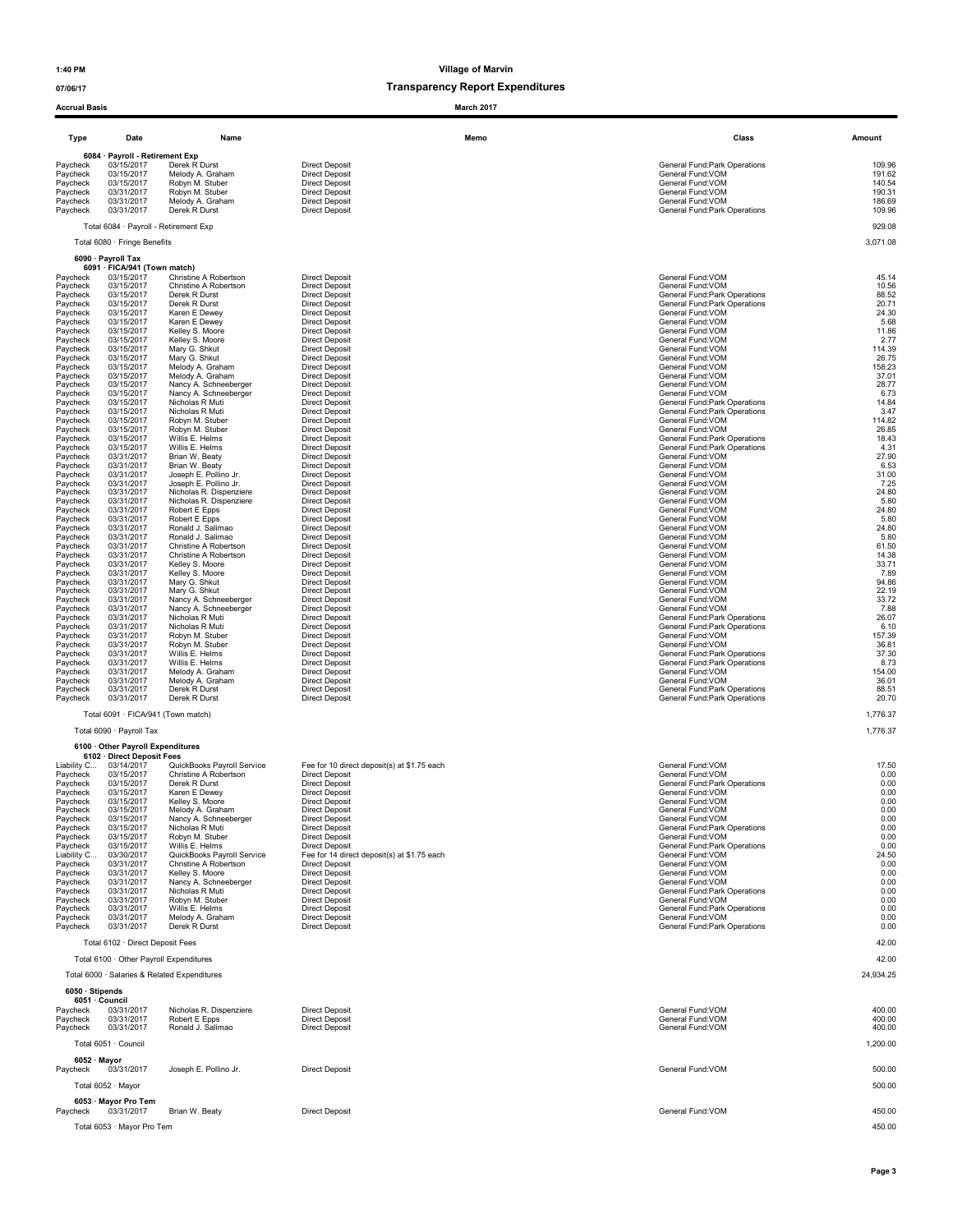**Village of Marvin**

**Transparency Report Expenditures**

**Accrual Basis** — **March 2017**

| Type | Date | Name | Memo | Class | Amount |
|---|---|---|---|---|---|
| **6084 · Payroll - Retirement Exp** | | | | | |
| Paycheck | 03/15/2017 | Derek R Durst | Direct Deposit | General Fund:Park Operations | 109.96 |
| Paycheck | 03/15/2017 | Melody A. Graham | Direct Deposit | General Fund:VOM | 191.62 |
| Paycheck | 03/15/2017 | Robyn M. Stuber | Direct Deposit | General Fund:VOM | 140.54 |
| Paycheck | 03/31/2017 | Robyn M. Stuber | Direct Deposit | General Fund:VOM | 190.31 |
| Paycheck | 03/31/2017 | Melody A. Graham | Direct Deposit | General Fund:VOM | 186.69 |
| Paycheck | 03/31/2017 | Derek R Durst | Direct Deposit | General Fund:Park Operations | 109.96 |
| Total 6084 · Payroll - Retirement Exp | | | | | 929.08 |
| Total 6080 · Fringe Benefits | | | | | 3,071.08 |
| **6090 · Payroll Tax** | | | | | |
| **6091 · FICA/941 (Town match)** | | | | | |
| Paycheck | 03/15/2017 | Christine A Robertson | Direct Deposit | General Fund:VOM | 45.14 |
| Paycheck | 03/15/2017 | Christine A Robertson | Direct Deposit | General Fund:VOM | 10.56 |
| Paycheck | 03/15/2017 | Derek R Durst | Direct Deposit | General Fund:Park Operations | 88.52 |
| Paycheck | 03/15/2017 | Derek R Durst | Direct Deposit | General Fund:Park Operations | 20.71 |
| Paycheck | 03/15/2017 | Karen E Dewey | Direct Deposit | General Fund:VOM | 24.30 |
| Paycheck | 03/15/2017 | Karen E Dewey | Direct Deposit | General Fund:VOM | 5.68 |
| Paycheck | 03/15/2017 | Kelley S. Moore | Direct Deposit | General Fund:VOM | 11.86 |
| Paycheck | 03/15/2017 | Kelley S. Moore | Direct Deposit | General Fund:VOM | 2.77 |
| Paycheck | 03/15/2017 | Mary G. Shkut | Direct Deposit | General Fund:VOM | 114.39 |
| Paycheck | 03/15/2017 | Mary G. Shkut | Direct Deposit | General Fund:VOM | 26.75 |
| Paycheck | 03/15/2017 | Melody A. Graham | Direct Deposit | General Fund:VOM | 158.23 |
| Paycheck | 03/15/2017 | Melody A. Graham | Direct Deposit | General Fund:VOM | 37.01 |
| Paycheck | 03/15/2017 | Nancy A. Schneeberger | Direct Deposit | General Fund:VOM | 28.77 |
| Paycheck | 03/15/2017 | Nancy A. Schneeberger | Direct Deposit | General Fund:VOM | 6.73 |
| Paycheck | 03/15/2017 | Nicholas R Muti | Direct Deposit | General Fund:Park Operations | 14.84 |
| Paycheck | 03/15/2017 | Nicholas R Muti | Direct Deposit | General Fund:Park Operations | 3.47 |
| Paycheck | 03/15/2017 | Robyn M. Stuber | Direct Deposit | General Fund:VOM | 114.82 |
| Paycheck | 03/15/2017 | Robyn M. Stuber | Direct Deposit | General Fund:VOM | 26.85 |
| Paycheck | 03/15/2017 | Willis E. Helms | Direct Deposit | General Fund:Park Operations | 18.43 |
| Paycheck | 03/15/2017 | Willis E. Helms | Direct Deposit | General Fund:Park Operations | 4.31 |
| Paycheck | 03/31/2017 | Brian W. Beaty | Direct Deposit | General Fund:VOM | 27.90 |
| Paycheck | 03/31/2017 | Brian W. Beaty | Direct Deposit | General Fund:VOM | 6.53 |
| Paycheck | 03/31/2017 | Joseph E. Pollino Jr. | Direct Deposit | General Fund:VOM | 31.00 |
| Paycheck | 03/31/2017 | Joseph E. Pollino Jr. | Direct Deposit | General Fund:VOM | 7.25 |
| Paycheck | 03/31/2017 | Nicholas R. Dispenziere | Direct Deposit | General Fund:VOM | 24.80 |
| Paycheck | 03/31/2017 | Nicholas R. Dispenziere | Direct Deposit | General Fund:VOM | 5.80 |
| Paycheck | 03/31/2017 | Robert E Epps | Direct Deposit | General Fund:VOM | 24.80 |
| Paycheck | 03/31/2017 | Robert E Epps | Direct Deposit | General Fund:VOM | 5.80 |
| Paycheck | 03/31/2017 | Ronald J. Salimao | Direct Deposit | General Fund:VOM | 24.80 |
| Paycheck | 03/31/2017 | Ronald J. Salimao | Direct Deposit | General Fund:VOM | 5.80 |
| Paycheck | 03/31/2017 | Christine A Robertson | Direct Deposit | General Fund:VOM | 61.50 |
| Paycheck | 03/31/2017 | Christine A Robertson | Direct Deposit | General Fund:VOM | 14.38 |
| Paycheck | 03/31/2017 | Kelley S. Moore | Direct Deposit | General Fund:VOM | 33.71 |
| Paycheck | 03/31/2017 | Kelley S. Moore | Direct Deposit | General Fund:VOM | 7.89 |
| Paycheck | 03/31/2017 | Mary G. Shkut | Direct Deposit | General Fund:VOM | 94.86 |
| Paycheck | 03/31/2017 | Mary G. Shkut | Direct Deposit | General Fund:VOM | 22.19 |
| Paycheck | 03/31/2017 | Nancy A. Schneeberger | Direct Deposit | General Fund:VOM | 33.72 |
| Paycheck | 03/31/2017 | Nancy A. Schneeberger | Direct Deposit | General Fund:VOM | 7.88 |
| Paycheck | 03/31/2017 | Nicholas R Muti | Direct Deposit | General Fund:Park Operations | 26.07 |
| Paycheck | 03/31/2017 | Nicholas R Muti | Direct Deposit | General Fund:Park Operations | 6.10 |
| Paycheck | 03/31/2017 | Robyn M. Stuber | Direct Deposit | General Fund:VOM | 157.39 |
| Paycheck | 03/31/2017 | Robyn M. Stuber | Direct Deposit | General Fund:VOM | 36.81 |
| Paycheck | 03/31/2017 | Willis E. Helms | Direct Deposit | General Fund:Park Operations | 37.30 |
| Paycheck | 03/31/2017 | Willis E. Helms | Direct Deposit | General Fund:Park Operations | 8.73 |
| Paycheck | 03/31/2017 | Melody A. Graham | Direct Deposit | General Fund:VOM | 154.00 |
| Paycheck | 03/31/2017 | Melody A. Graham | Direct Deposit | General Fund:VOM | 36.01 |
| Paycheck | 03/31/2017 | Derek R Durst | Direct Deposit | General Fund:Park Operations | 88.51 |
| Paycheck | 03/31/2017 | Derek R Durst | Direct Deposit | General Fund:Park Operations | 20.70 |
| Total 6091 · FICA/941 (Town match) | | | | | 1,776.37 |
| Total 6090 · Payroll Tax | | | | | 1,776.37 |
| **6100 · Other Payroll Expenditures** | | | | | |
| **6102 · Direct Deposit Fees** | | | | | |
| Liability C... | 03/14/2017 | QuickBooks Payroll Service | Fee for 10 direct deposit(s) at $1.75 each | General Fund:VOM | 17.50 |
| Paycheck | 03/15/2017 | Christine A Robertson | Direct Deposit | General Fund:VOM | 0.00 |
| Paycheck | 03/15/2017 | Derek R Durst | Direct Deposit | General Fund:Park Operations | 0.00 |
| Paycheck | 03/15/2017 | Karen E Dewey | Direct Deposit | General Fund:VOM | 0.00 |
| Paycheck | 03/15/2017 | Kelley S. Moore | Direct Deposit | General Fund:VOM | 0.00 |
| Paycheck | 03/15/2017 | Melody A. Graham | Direct Deposit | General Fund:VOM | 0.00 |
| Paycheck | 03/15/2017 | Nancy A. Schneeberger | Direct Deposit | General Fund:VOM | 0.00 |
| Paycheck | 03/15/2017 | Nicholas R Muti | Direct Deposit | General Fund:Park Operations | 0.00 |
| Paycheck | 03/15/2017 | Robyn M. Stuber | Direct Deposit | General Fund:VOM | 0.00 |
| Paycheck | 03/15/2017 | Willis E. Helms | Direct Deposit | General Fund:Park Operations | 0.00 |
| Liability C... | 03/30/2017 | QuickBooks Payroll Service | Fee for 14 direct deposit(s) at $1.75 each | General Fund:VOM | 24.50 |
| Paycheck | 03/31/2017 | Christine A Robertson | Direct Deposit | General Fund:VOM | 0.00 |
| Paycheck | 03/31/2017 | Kelley S. Moore | Direct Deposit | General Fund:VOM | 0.00 |
| Paycheck | 03/31/2017 | Nancy A. Schneeberger | Direct Deposit | General Fund:VOM | 0.00 |
| Paycheck | 03/31/2017 | Nicholas R Muti | Direct Deposit | General Fund:Park Operations | 0.00 |
| Paycheck | 03/31/2017 | Robyn M. Stuber | Direct Deposit | General Fund:VOM | 0.00 |
| Paycheck | 03/31/2017 | Willis E. Helms | Direct Deposit | General Fund:Park Operations | 0.00 |
| Paycheck | 03/31/2017 | Melody A. Graham | Direct Deposit | General Fund:VOM | 0.00 |
| Paycheck | 03/31/2017 | Derek R Durst | Direct Deposit | General Fund:Park Operations | 0.00 |
| Total 6102 · Direct Deposit Fees | | | | | 42.00 |
| Total 6100 · Other Payroll Expenditures | | | | | 42.00 |
| Total 6000 · Salaries & Related Expenditures | | | | | 24,934.25 |
| **6050 · Stipends** | | | | | |
| **6051 · Council** | | | | | |
| Paycheck | 03/31/2017 | Nicholas R. Dispenziere | Direct Deposit | General Fund:VOM | 400.00 |
| Paycheck | 03/31/2017 | Robert E Epps | Direct Deposit | General Fund:VOM | 400.00 |
| Paycheck | 03/31/2017 | Ronald J. Salimao | Direct Deposit | General Fund:VOM | 400.00 |
| Total 6051 · Council | | | | | 1,200.00 |
| **6052 · Mayor** | | | | | |
| Paycheck | 03/31/2017 | Joseph E. Pollino Jr. | Direct Deposit | General Fund:VOM | 500.00 |
| Total 6052 · Mayor | | | | | 500.00 |
| **6053 · Mayor Pro Tem** | | | | | |
| Paycheck | 03/31/2017 | Brian W. Beaty | Direct Deposit | General Fund:VOM | 450.00 |
| Total 6053 · Mayor Pro Tem | | | | | 450.00 |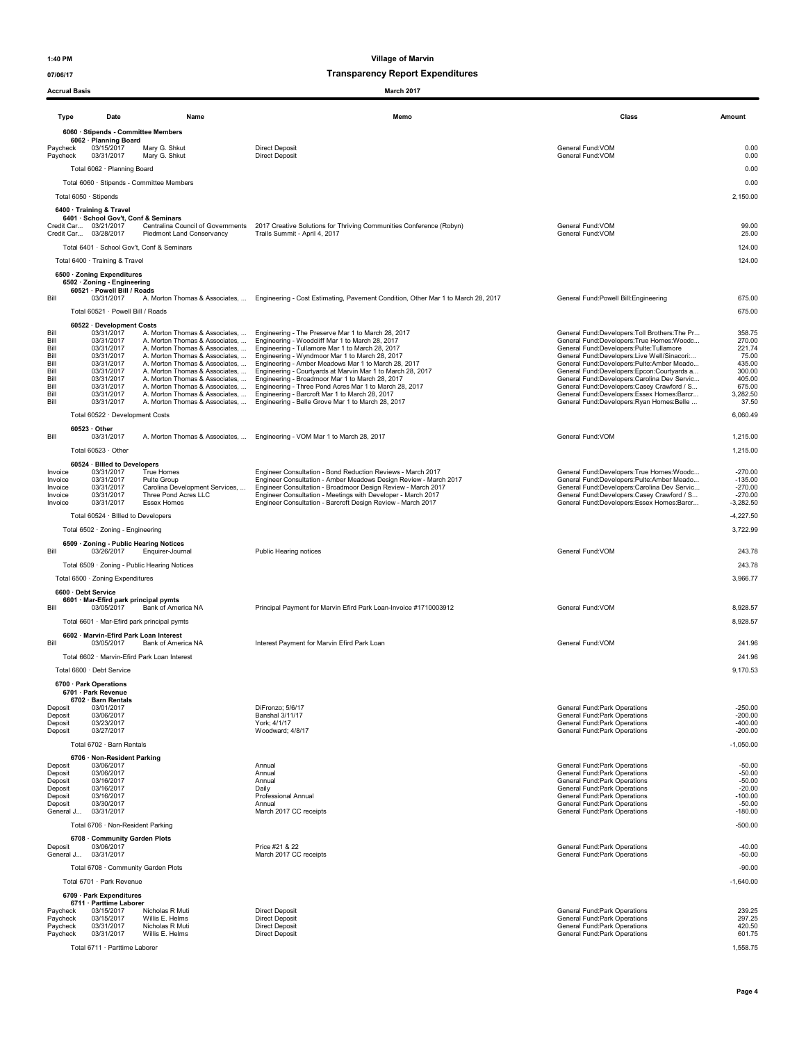**Village of Marvin**

**Transparency Report Expenditures**

**March 2017**

Accrual Basis

| Type | Date | Name | Memo | Class | Amount |
|---|---|---|---|---|---|
| **6060 · Stipends - Committee Members** | | | | | |
| **6062 · Planning Board** | | | | | |
| Paycheck | 03/15/2017 | Mary G. Shkut | Direct Deposit | General Fund:VOM | 0.00 |
| Paycheck | 03/31/2017 | Mary G. Shkut | Direct Deposit | General Fund:VOM | 0.00 |
| Total 6062 · Planning Board | | | | | 0.00 |
| Total 6060 · Stipends - Committee Members | | | | | 0.00 |
| Total 6050 · Stipends | | | | | 2,150.00 |
| **6400 · Training & Travel** | | | | | |
| **6401 · School Gov't, Conf & Seminars** | | | | | |
| Credit Car... | 03/21/2017 | Centralina Council of Governments | 2017 Creative Solutions for Thriving Communities Conference (Robyn) | General Fund:VOM | 99.00 |
| Credit Car... | 03/28/2017 | Piedmont Land Conservancy | Trails Summit - April 4, 2017 | General Fund:VOM | 25.00 |
| Total 6401 · School Gov't, Conf & Seminars | | | | | 124.00 |
| Total 6400 · Training & Travel | | | | | 124.00 |
| **6500 · Zoning Expenditures** | | | | | |
| **6502 · Zoning - Engineering** | | | | | |
| **60521 · Powell Bill / Roads** | | | | | |
| Bill | 03/31/2017 | A. Morton Thomas & Associates, ... | Engineering - Cost Estimating, Pavement Condition, Other Mar 1 to March 28, 2017 | General Fund:Powell Bill:Engineering | 675.00 |
| Total 60521 · Powell Bill / Roads | | | | | 675.00 |
| **60522 · Development Costs** | | | | | |
| Bill | 03/31/2017 | A. Morton Thomas & Associates, ... | Engineering - The Preserve Mar 1 to March 28, 2017 | General Fund:Developers:Toll Brothers:The Pr... | 358.75 |
| Bill | 03/31/2017 | A. Morton Thomas & Associates, ... | Engineering - Woodcliff Mar 1 to March 28, 2017 | General Fund:Developers:True Homes:Woodc... | 270.00 |
| Bill | 03/31/2017 | A. Morton Thomas & Associates, ... | Engineering - Tullamore Mar 1 to March 28, 2017 | General Fund:Developers:Pulte:Tullamore | 221.74 |
| Bill | 03/31/2017 | A. Morton Thomas & Associates, ... | Engineering - Wyndmoor Mar 1 to March 28, 2017 | General Fund:Developers:Live Well/Sinacori:... | 75.00 |
| Bill | 03/31/2017 | A. Morton Thomas & Associates, ... | Engineering - Amber Meadows Mar 1 to March 28, 2017 | General Fund:Developers:Pulte:Amber Meado... | 435.00 |
| Bill | 03/31/2017 | A. Morton Thomas & Associates, ... | Engineering - Courtyards at Marvin Mar 1 to March 28, 2017 | General Fund:Developers:Epcon:Courtyards a... | 300.00 |
| Bill | 03/31/2017 | A. Morton Thomas & Associates, ... | Engineering - Broadmoor Mar 1 to March 28, 2017 | General Fund:Developers:Carolina Dev Servic... | 405.00 |
| Bill | 03/31/2017 | A. Morton Thomas & Associates, ... | Engineering - Three Pond Acres Mar 1 to March 28, 2017 | General Fund:Developers:Casey Crawford / S... | 675.00 |
| Bill | 03/31/2017 | A. Morton Thomas & Associates, ... | Engineering - Barcroft Mar 1 to March 28, 2017 | General Fund:Developers:Essex Homes:Barcr... | 3,282.50 |
| Bill | 03/31/2017 | A. Morton Thomas & Associates, ... | Engineering - Belle Grove Mar 1 to March 28, 2017 | General Fund:Developers:Ryan Homes:Belle ... | 37.50 |
| Total 60522 · Development Costs | | | | | 6,060.49 |
| **60523 · Other** | | | | | |
| Bill | 03/31/2017 | A. Morton Thomas & Associates, ... | Engineering - VOM Mar 1 to March 28, 2017 | General Fund:VOM | 1,215.00 |
| Total 60523 · Other | | | | | 1,215.00 |
| **60524 · Billed to Developers** | | | | | |
| Invoice | 03/31/2017 | True Homes | Engineer Consultation - Bond Reduction Reviews - March 2017 | General Fund:Developers:True Homes:Woodc... | -270.00 |
| Invoice | 03/31/2017 | Pulte Group | Engineer Consultation - Amber Meadows Design Review - March 2017 | General Fund:Developers:Pulte:Amber Meado... | -135.00 |
| Invoice | 03/31/2017 | Carolina Development Services, ... | Engineer Consultation - Broadmoor Design Review - March 2017 | General Fund:Developers:Carolina Dev Servic... | -270.00 |
| Invoice | 03/31/2017 | Three Pond Acres LLC | Engineer Consultation - Meetings with Developer - March 2017 | General Fund:Developers:Casey Crawford / S... | -270.00 |
| Invoice | 03/31/2017 | Essex Homes | Engineer Consultation - Barcroft Design Review - March 2017 | General Fund:Developers:Essex Homes:Barcr... | -3,282.50 |
| Total 60524 · Billed to Developers | | | | | -4,227.50 |
| Total 6502 · Zoning - Engineering | | | | | 3,722.99 |
| **6509 · Zoning - Public Hearing Notices** | | | | | |
| Bill | 03/26/2017 | Enquirer-Journal | Public Hearing notices | General Fund:VOM | 243.78 |
| Total 6509 · Zoning - Public Hearing Notices | | | | | 243.78 |
| Total 6500 · Zoning Expenditures | | | | | 3,966.77 |
| **6600 · Debt Service** | | | | | |
| **6601 · Mar-Efird park principal pymts** | | | | | |
| Bill | 03/05/2017 | Bank of America NA | Principal Payment for Marvin Efird Park Loan-Invoice #1710003912 | General Fund:VOM | 8,928.57 |
| Total 6601 · Mar-Efird park principal pymts | | | | | 8,928.57 |
| **6602 · Marvin-Efird Park Loan Interest** | | | | | |
| Bill | 03/05/2017 | Bank of America NA | Interest Payment for Marvin Efird Park Loan | General Fund:VOM | 241.96 |
| Total 6602 · Marvin-Efird Park Loan Interest | | | | | 241.96 |
| Total 6600 · Debt Service | | | | | 9,170.53 |
| **6700 · Park Operations** | | | | | |
| **6701 · Park Revenue** | | | | | |
| **6702 · Barn Rentals** | | | | | |
| Deposit | 03/01/2017 | | DiFronzo; 5/6/17 | General Fund:Park Operations | -250.00 |
| Deposit | 03/06/2017 | | Banshal 3/11/17 | General Fund:Park Operations | -200.00 |
| Deposit | 03/23/2017 | | York; 4/1/17 | General Fund:Park Operations | -400.00 |
| Deposit | 03/27/2017 | | Woodward; 4/8/17 | General Fund:Park Operations | -200.00 |
| Total 6702 · Barn Rentals | | | | | -1,050.00 |
| **6706 · Non-Resident Parking** | | | | | |
| Deposit | 03/06/2017 | | Annual | General Fund:Park Operations | -50.00 |
| Deposit | 03/06/2017 | | Annual | General Fund:Park Operations | -50.00 |
| Deposit | 03/16/2017 | | Annual | General Fund:Park Operations | -50.00 |
| Deposit | 03/16/2017 | | Daily | General Fund:Park Operations | -20.00 |
| Deposit | 03/16/2017 | | Professional Annual | General Fund:Park Operations | -100.00 |
| Deposit | 03/30/2017 | | Annual | General Fund:Park Operations | -50.00 |
| General J... | 03/31/2017 | | March 2017 CC receipts | General Fund:Park Operations | -180.00 |
| Total 6706 · Non-Resident Parking | | | | | -500.00 |
| **6708 · Community Garden Plots** | | | | | |
| Deposit | 03/06/2017 | | Price #21 & 22 | General Fund:Park Operations | -40.00 |
| General J... | 03/31/2017 | | March 2017 CC receipts | General Fund:Park Operations | -50.00 |
| Total 6708 · Community Garden Plots | | | | | -90.00 |
| Total 6701 · Park Revenue | | | | | -1,640.00 |
| **6709 · Park Expenditures** | | | | | |
| **6711 · Parttime Laborer** | | | | | |
| Paycheck | 03/15/2017 | Nicholas R Muti | Direct Deposit | General Fund:Park Operations | 239.25 |
| Paycheck | 03/15/2017 | Willis E. Helms | Direct Deposit | General Fund:Park Operations | 297.25 |
| Paycheck | 03/31/2017 | Nicholas R Muti | Direct Deposit | General Fund:Park Operations | 420.50 |
| Paycheck | 03/31/2017 | Willis E. Helms | Direct Deposit | General Fund:Park Operations | 601.75 |
| Total 6711 · Parttime Laborer | | | | | 1,558.75 |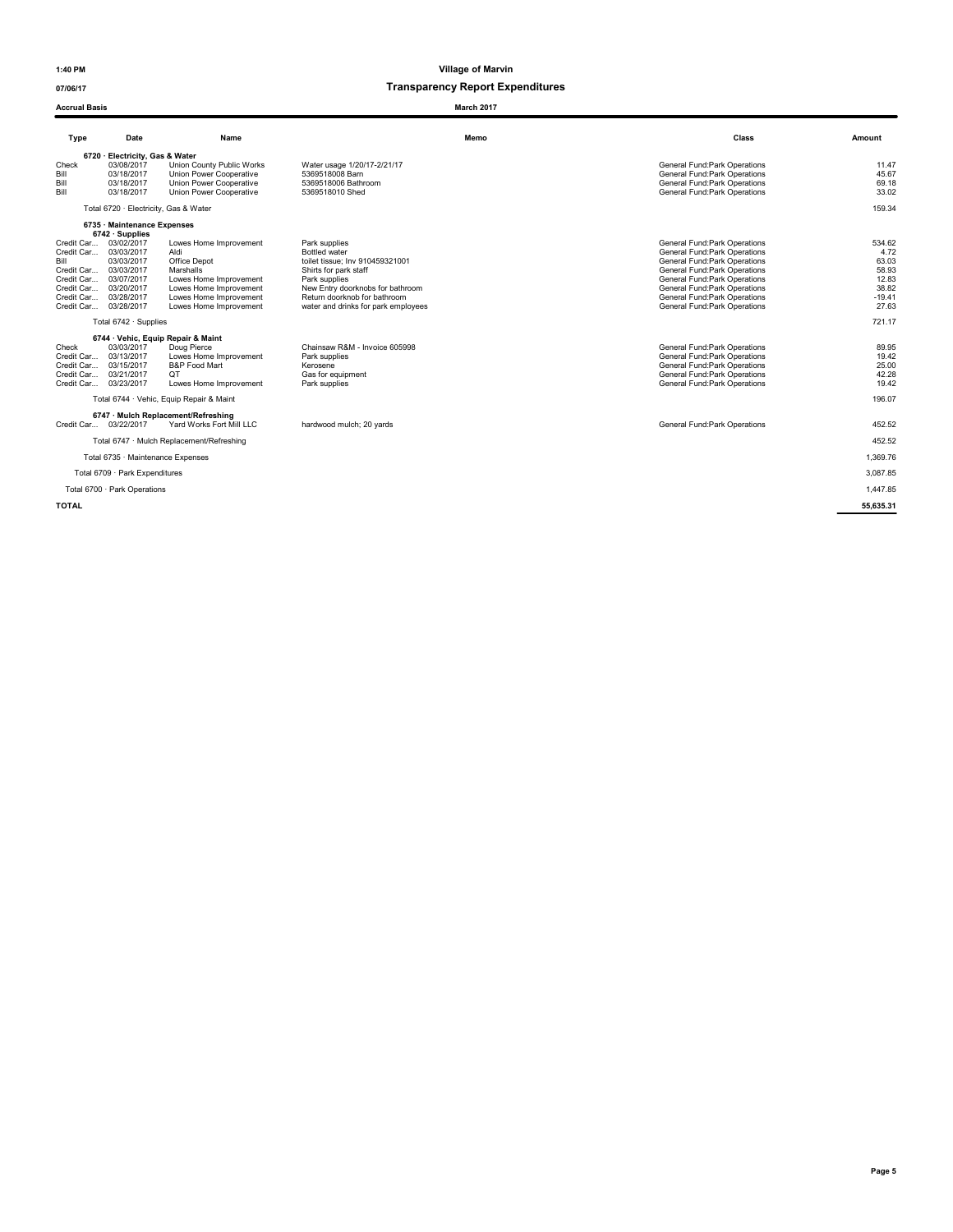# Village of Marvin

## Transparency Report Expenditures

Accrual Basis

March 2017

| Type | Date | Name | Memo | Class | Amount |
|---|---|---|---|---|---|
| **6720 · Electricity, Gas & Water** | | | | | |
| Check | 03/08/2017 | Union County Public Works | Water usage 1/20/17-2/21/17 | General Fund:Park Operations | 11.47 |
| Bill | 03/18/2017 | Union Power Cooperative | 5369518008 Barn | General Fund:Park Operations | 45.67 |
| Bill | 03/18/2017 | Union Power Cooperative | 5369518006 Bathroom | General Fund:Park Operations | 69.18 |
| Bill | 03/18/2017 | Union Power Cooperative | 5369518010 Shed | General Fund:Park Operations | 33.02 |
| Total 6720 · Electricity, Gas & Water | | | | | 159.34 |
| **6735 · Maintenance Expenses** | | | | | |
| **6742 · Supplies** | | | | | |
| Credit Car... | 03/02/2017 | Lowes Home Improvement | Park supplies | General Fund:Park Operations | 534.62 |
| Credit Car... | 03/03/2017 | Aldi | Bottled water | General Fund:Park Operations | 4.72 |
| Bill | 03/03/2017 | Office Depot | toilet tissue; Inv 910459321001 | General Fund:Park Operations | 63.03 |
| Credit Car... | 03/03/2017 | Marshalls | Shirts for park staff | General Fund:Park Operations | 58.93 |
| Credit Car... | 03/07/2017 | Lowes Home Improvement | Park supplies | General Fund:Park Operations | 12.83 |
| Credit Car... | 03/20/2017 | Lowes Home Improvement | New Entry doorknobs for bathroom | General Fund:Park Operations | 38.82 |
| Credit Car... | 03/28/2017 | Lowes Home Improvement | Return doorknob for bathroom | General Fund:Park Operations | -19.41 |
| Credit Car... | 03/28/2017 | Lowes Home Improvement | water and drinks for park employees | General Fund:Park Operations | 27.63 |
| Total 6742 · Supplies | | | | | 721.17 |
| **6744 · Vehic, Equip Repair & Maint** | | | | | |
| Check | 03/03/2017 | Doug Pierce | Chainsaw R&M - Invoice 605998 | General Fund:Park Operations | 89.95 |
| Credit Car... | 03/13/2017 | Lowes Home Improvement | Park supplies | General Fund:Park Operations | 19.42 |
| Credit Car... | 03/15/2017 | B&P Food Mart | Kerosene | General Fund:Park Operations | 25.00 |
| Credit Car... | 03/21/2017 | QT | Gas for equipment | General Fund:Park Operations | 42.28 |
| Credit Car... | 03/23/2017 | Lowes Home Improvement | Park supplies | General Fund:Park Operations | 19.42 |
| Total 6744 · Vehic, Equip Repair & Maint | | | | | 196.07 |
| **6747 · Mulch Replacement/Refreshing** | | | | | |
| Credit Car... | 03/22/2017 | Yard Works Fort Mill LLC | hardwood mulch; 20 yards | General Fund:Park Operations | 452.52 |
| Total 6747 · Mulch Replacement/Refreshing | | | | | 452.52 |
| Total 6735 · Maintenance Expenses | | | | | 1,369.76 |
| Total 6709 · Park Expenditures | | | | | 3,087.85 |
| Total 6700 · Park Operations | | | | | 1,447.85 |
| **TOTAL** | | | | | **55,635.31** |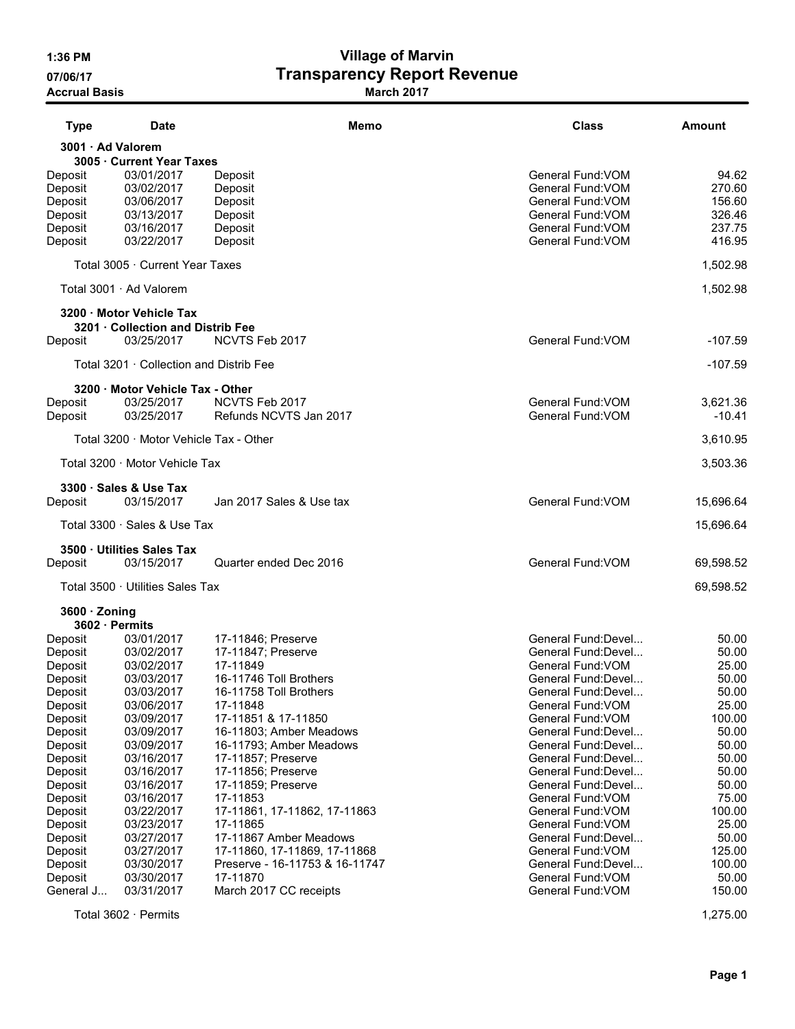**1:36 PM**
**07/06/17**
**Accrual Basis**

# Village of Marvin
## Transparency Report Revenue
**March 2017**

| Type | Date | Memo | Class | Amount |
|---|---|---|---|---|
| **3001 · Ad Valorem** | | | | |
| **3005 · Current Year Taxes** | | | | |
| Deposit | 03/01/2017 | Deposit | General Fund:VOM | 94.62 |
| Deposit | 03/02/2017 | Deposit | General Fund:VOM | 270.60 |
| Deposit | 03/06/2017 | Deposit | General Fund:VOM | 156.60 |
| Deposit | 03/13/2017 | Deposit | General Fund:VOM | 326.46 |
| Deposit | 03/16/2017 | Deposit | General Fund:VOM | 237.75 |
| Deposit | 03/22/2017 | Deposit | General Fund:VOM | 416.95 |
| Total 3005 · Current Year Taxes | | | | 1,502.98 |
| Total 3001 · Ad Valorem | | | | 1,502.98 |
| **3200 · Motor Vehicle Tax** | | | | |
| **3201 · Collection and Distrib Fee** | | | | |
| Deposit | 03/25/2017 | NCVTS Feb 2017 | General Fund:VOM | -107.59 |
| Total 3201 · Collection and Distrib Fee | | | | -107.59 |
| **3200 · Motor Vehicle Tax - Other** | | | | |
| Deposit | 03/25/2017 | NCVTS Feb 2017 | General Fund:VOM | 3,621.36 |
| Deposit | 03/25/2017 | Refunds NCVTS Jan 2017 | General Fund:VOM | -10.41 |
| Total 3200 · Motor Vehicle Tax - Other | | | | 3,610.95 |
| Total 3200 · Motor Vehicle Tax | | | | 3,503.36 |
| **3300 · Sales & Use Tax** | | | | |
| Deposit | 03/15/2017 | Jan 2017 Sales & Use tax | General Fund:VOM | 15,696.64 |
| Total 3300 · Sales & Use Tax | | | | 15,696.64 |
| **3500 · Utilities Sales Tax** | | | | |
| Deposit | 03/15/2017 | Quarter ended Dec 2016 | General Fund:VOM | 69,598.52 |
| Total 3500 · Utilities Sales Tax | | | | 69,598.52 |
| **3600 · Zoning** | | | | |
| **3602 · Permits** | | | | |
| Deposit | 03/01/2017 | 17-11846; Preserve | General Fund:Devel... | 50.00 |
| Deposit | 03/02/2017 | 17-11847; Preserve | General Fund:Devel... | 50.00 |
| Deposit | 03/02/2017 | 17-11849 | General Fund:VOM | 25.00 |
| Deposit | 03/03/2017 | 16-11746 Toll Brothers | General Fund:Devel... | 50.00 |
| Deposit | 03/03/2017 | 16-11758 Toll Brothers | General Fund:Devel... | 50.00 |
| Deposit | 03/06/2017 | 17-11848 | General Fund:VOM | 25.00 |
| Deposit | 03/09/2017 | 17-11851 & 17-11850 | General Fund:VOM | 100.00 |
| Deposit | 03/09/2017 | 16-11803; Amber Meadows | General Fund:Devel... | 50.00 |
| Deposit | 03/09/2017 | 16-11793; Amber Meadows | General Fund:Devel... | 50.00 |
| Deposit | 03/16/2017 | 17-11857; Preserve | General Fund:Devel... | 50.00 |
| Deposit | 03/16/2017 | 17-11856; Preserve | General Fund:Devel... | 50.00 |
| Deposit | 03/16/2017 | 17-11859; Preserve | General Fund:Devel... | 50.00 |
| Deposit | 03/16/2017 | 17-11853 | General Fund:VOM | 75.00 |
| Deposit | 03/22/2017 | 17-11861, 17-11862, 17-11863 | General Fund:VOM | 100.00 |
| Deposit | 03/23/2017 | 17-11865 | General Fund:VOM | 25.00 |
| Deposit | 03/27/2017 | 17-11867 Amber Meadows | General Fund:Devel... | 50.00 |
| Deposit | 03/27/2017 | 17-11860, 17-11869, 17-11868 | General Fund:VOM | 125.00 |
| Deposit | 03/30/2017 | Preserve - 16-11753 & 16-11747 | General Fund:Devel... | 100.00 |
| Deposit | 03/30/2017 | 17-11870 | General Fund:VOM | 50.00 |
| General J... | 03/31/2017 | March 2017 CC receipts | General Fund:VOM | 150.00 |
| Total 3602 · Permits | | | | 1,275.00 |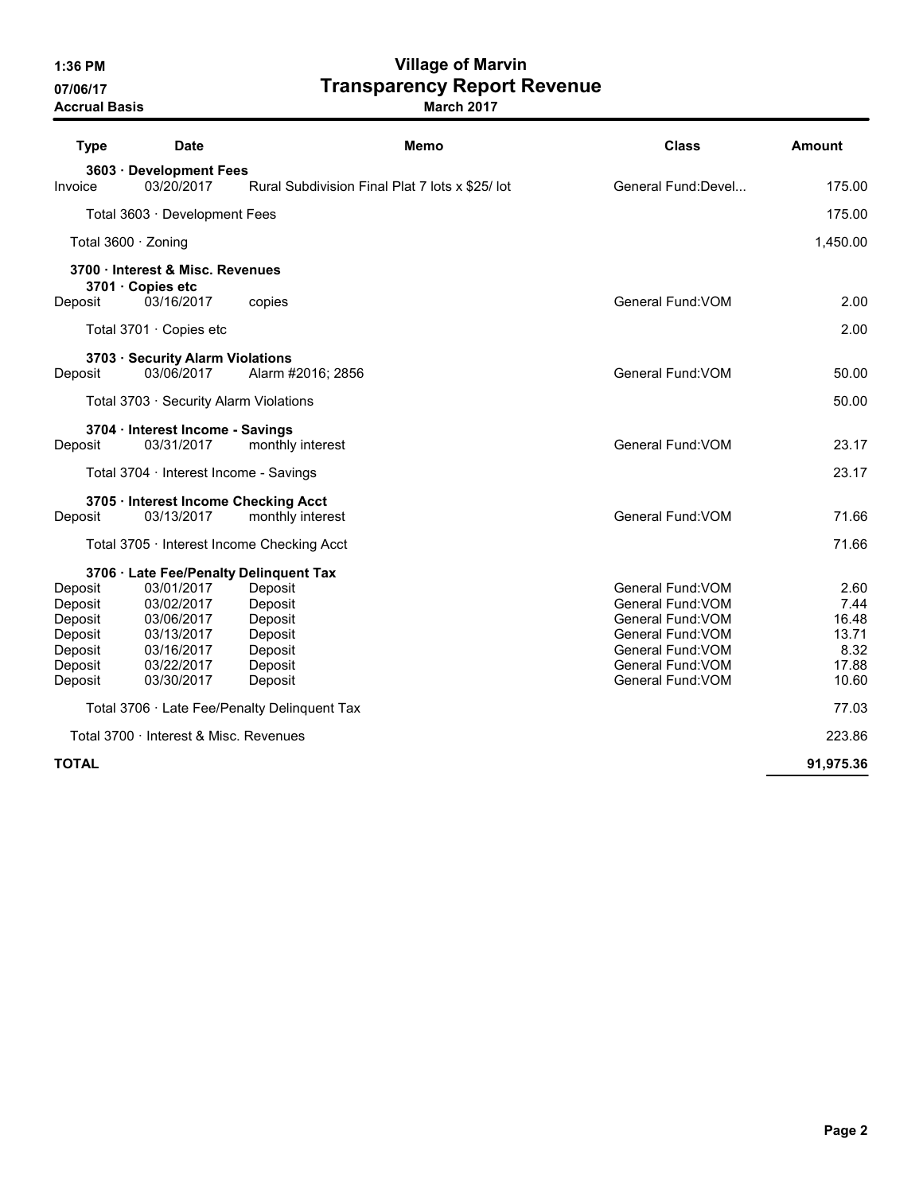# Village of Marvin

## Transparency Report Revenue

**March 2017**

1:36 PM
07/06/17
**Accrual Basis**

| Type | Date | Memo | Class | Amount |
|---|---|---|---|---|
| **3603 · Development Fees** | | | | |
| Invoice | 03/20/2017 | Rural Subdivision Final Plat 7 lots x $25/ lot | General Fund:Devel... | 175.00 |
| Total 3603 · Development Fees | | | | 175.00 |
| Total 3600 · Zoning | | | | 1,450.00 |
| **3700 · Interest & Misc. Revenues** | | | | |
| **3701 · Copies etc** | | | | |
| Deposit | 03/16/2017 | copies | General Fund:VOM | 2.00 |
| Total 3701 · Copies etc | | | | 2.00 |
| **3703 · Security Alarm Violations** | | | | |
| Deposit | 03/06/2017 | Alarm #2016; 2856 | General Fund:VOM | 50.00 |
| Total 3703 · Security Alarm Violations | | | | 50.00 |
| **3704 · Interest Income - Savings** | | | | |
| Deposit | 03/31/2017 | monthly interest | General Fund:VOM | 23.17 |
| Total 3704 · Interest Income - Savings | | | | 23.17 |
| **3705 · Interest Income Checking Acct** | | | | |
| Deposit | 03/13/2017 | monthly interest | General Fund:VOM | 71.66 |
| Total 3705 · Interest Income Checking Acct | | | | 71.66 |
| **3706 · Late Fee/Penalty Delinquent Tax** | | | | |
| Deposit | 03/01/2017 | Deposit | General Fund:VOM | 2.60 |
| Deposit | 03/02/2017 | Deposit | General Fund:VOM | 7.44 |
| Deposit | 03/06/2017 | Deposit | General Fund:VOM | 16.48 |
| Deposit | 03/13/2017 | Deposit | General Fund:VOM | 13.71 |
| Deposit | 03/16/2017 | Deposit | General Fund:VOM | 8.32 |
| Deposit | 03/22/2017 | Deposit | General Fund:VOM | 17.88 |
| Deposit | 03/30/2017 | Deposit | General Fund:VOM | 10.60 |
| Total 3706 · Late Fee/Penalty Delinquent Tax | | | | 77.03 |
| Total 3700 · Interest & Misc. Revenues | | | | 223.86 |
| **TOTAL** | | | | **91,975.36** |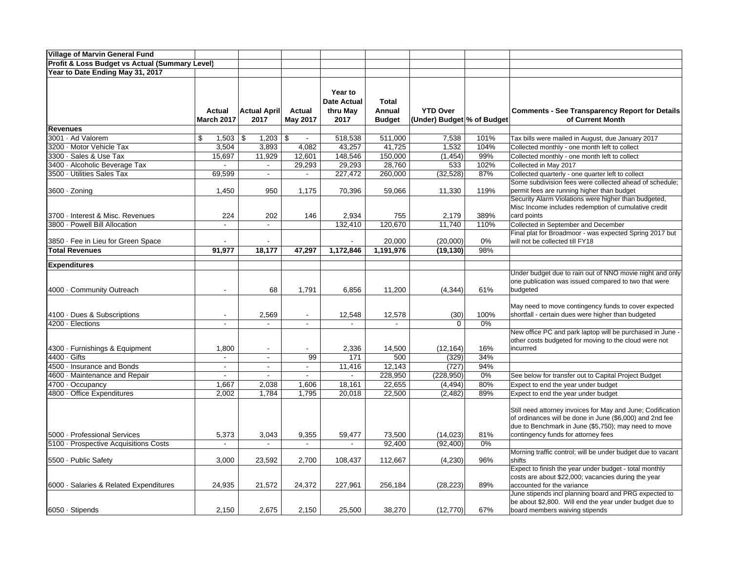**Village of Marvin General Fund**
**Profit & Loss Budget vs Actual (Summary Level)**
**Year to Date Ending May 31, 2017**

| | Actual March 2017 | Actual April 2017 | Actual May 2017 | Year to Date Actual thru May 2017 | Total Annual Budget | YTD Over (Under) Budget | % of Budget | Comments - See Transparency Report for Details of Current Month |
|---|---|---|---|---|---|---|---|---|
| **Revenues** | | | | | | | | |
| 3001 · Ad Valorem | $ 1,503 | $ 1,203 | $ - | 518,538 | 511,000 | 7,538 | 101% | Tax bills were mailed in August, due January 2017 |
| 3200 · Motor Vehicle Tax | 3,504 | 3,893 | 4,082 | 43,257 | 41,725 | 1,532 | 104% | Collected monthly - one month left to collect |
| 3300 · Sales & Use Tax | 15,697 | 11,929 | 12,601 | 148,546 | 150,000 | (1,454) | 99% | Collected monthly - one month left to collect |
| 3400 · Alcoholic Beverage Tax | - | - | 29,293 | 29,293 | 28,760 | 533 | 102% | Collected in May 2017 |
| 3500 · Utilities Sales Tax | 69,599 | - | - | 227,472 | 260,000 | (32,528) | 87% | Collected quarterly - one quarter left to collect |
| 3600 · Zoning | 1,450 | 950 | 1,175 | 70,396 | 59,066 | 11,330 | 119% | Some subdivision fees were collected ahead of schedule; permit fees are running higher than budget |
| 3700 · Interest & Misc. Revenues | 224 | 202 | 146 | 2,934 | 755 | 2,179 | 389% | Security Alarm Violations were higher than budgeted, Misc Income includes redemption of cumulative credit card points |
| 3800 · Powell Bill Allocation | - | - | | 132,410 | 120,670 | 11,740 | 110% | Collected in September and December |
| 3850 · Fee in Lieu for Green Space | - | - | | - | 20,000 | (20,000) | 0% | Final plat for Broadmoor - was expected Spring 2017 but will not be collected till FY18 |
| **Total Revenues** | **91,977** | **18,177** | **47,297** | **1,172,846** | **1,191,976** | **(19,130)** | **98%** | |
| **Expenditures** | | | | | | | | |
| 4000 · Community Outreach | - | 68 | 1,791 | 6,856 | 11,200 | (4,344) | 61% | Under budget due to rain out of NNO movie night and only one publication was issued compared to two that were budgeted |
| 4100 · Dues & Subscriptions | - | 2,569 | - | 12,548 | 12,578 | (30) | 100% | May need to move contingency funds to cover expected shortfall - certain dues were higher than budgeted |
| 4200 · Elections | - | - | - | - | - | 0 | 0% | |
| 4300 · Furnishings & Equipment | 1,800 | - | - | 2,336 | 14,500 | (12,164) | 16% | New office PC and park laptop will be purchased in June - other costs budgeted for moving to the cloud were not incurrred |
| 4400 · Gifts | - | - | 99 | 171 | 500 | (329) | 34% | |
| 4500 · Insurance and Bonds | - | - | - | 11,416 | 12,143 | (727) | 94% | |
| 4600 · Maintenance and Repair | - | - | - | - | 228,950 | (228,950) | 0% | See below for transfer out to Capital Project Budget |
| 4700 · Occupancy | 1,667 | 2,038 | 1,606 | 18,161 | 22,655 | (4,494) | 80% | Expect to end the year under budget |
| 4800 · Office Expenditures | 2,002 | 1,784 | 1,795 | 20,018 | 22,500 | (2,482) | 89% | Expect to end the year under budget |
| 5000 · Professional Services | 5,373 | 3,043 | 9,355 | 59,477 | 73,500 | (14,023) | 81% | Still need attorney invoices for May and June; Codification of ordinances will be done in June ($6,000) and 2nd fee due to Benchmark in June ($5,750); may need to move contingency funds for attorney fees |
| 5100 · Prospective Acquisitions Costs | - | - | - | - | 92,400 | (92,400) | 0% | |
| 5500 · Public Safety | 3,000 | 23,592 | 2,700 | 108,437 | 112,667 | (4,230) | 96% | Morning traffic control; will be under budget due to vacant shifts |
| 6000 · Salaries & Related Expenditures | 24,935 | 21,572 | 24,372 | 227,961 | 256,184 | (28,223) | 89% | Expect to finish the year under budget - total monthly costs are about $22,000; vacancies during the year accounted for the variance |
| 6050 · Stipends | 2,150 | 2,675 | 2,150 | 25,500 | 38,270 | (12,770) | 67% | June stipends incl planning board and PRG expected to be about $2,800. Will end the year under budget due to board members waiving stipends |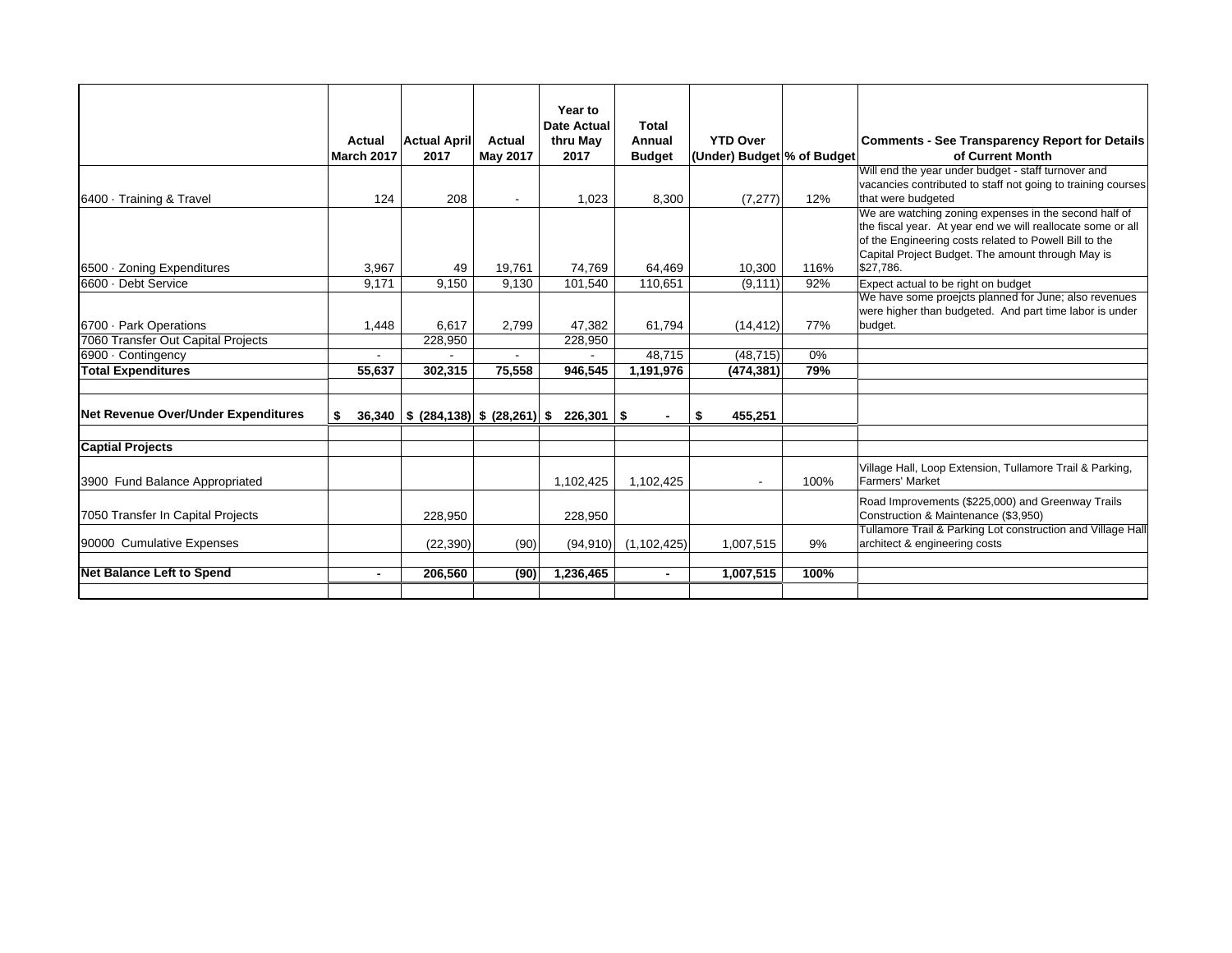| | Actual March 2017 | Actual April 2017 | Actual May 2017 | Year to Date Actual thru May 2017 | Total Annual Budget | YTD Over (Under) Budget | % of Budget | Comments - See Transparency Report for Details of Current Month |
|---|---|---|---|---|---|---|---|---|
| 6400 · Training & Travel | 124 | 208 | - | 1,023 | 8,300 | (7,277) | 12% | Will end the year under budget - staff turnover and vacancies contributed to staff not going to training courses that were budgeted |
| 6500 · Zoning Expenditures | 3,967 | 49 | 19,761 | 74,769 | 64,469 | 10,300 | 116% | We are watching zoning expenses in the second half of the fiscal year. At year end we will reallocate some or all of the Engineering costs related to Powell Bill to the Capital Project Budget. The amount through May is $27,786. |
| 6600 · Debt Service | 9,171 | 9,150 | 9,130 | 101,540 | 110,651 | (9,111) | 92% | Expect actual to be right on budget |
| 6700 · Park Operations | 1,448 | 6,617 | 2,799 | 47,382 | 61,794 | (14,412) | 77% | We have some proejcts planned for June; also revenues were higher than budgeted. And part time labor is under budget. |
| 7060 Transfer Out Capital Projects | | 228,950 | | 228,950 | | | | |
| 6900 · Contingency | - | - | - | - | 48,715 | (48,715) | 0% | |
| **Total Expenditures** | **55,637** | **302,315** | **75,558** | **946,545** | **1,191,976** | **(474,381)** | **79%** | |
| | | | | | | | | |
| **Net Revenue Over/Under Expenditures** | **$ 36,340** | **$ (284,138)** | **$ (28,261)** | **$ 226,301** | **$ -** | **$ 455,251** | | |
| | | | | | | | | |
| **Captial Projects** | | | | | | | | |
| 3900 Fund Balance Appropriated | | | | 1,102,425 | 1,102,425 | - | 100% | Village Hall, Loop Extension, Tullamore Trail & Parking, Farmers' Market |
| 7050 Transfer In Capital Projects | | 228,950 | | 228,950 | | | | Road Improvements ($225,000) and Greenway Trails Construction & Maintenance ($3,950) |
| 90000 Cumulative Expenses | | (22,390) | (90) | (94,910) | (1,102,425) | 1,007,515 | 9% | Tullamore Trail & Parking Lot construction and Village Hall architect & engineering costs |
| | | | | | | | | |
| **Net Balance Left to Spend** | **-** | **206,560** | **(90)** | **1,236,465** | **-** | **1,007,515** | **100%** | |